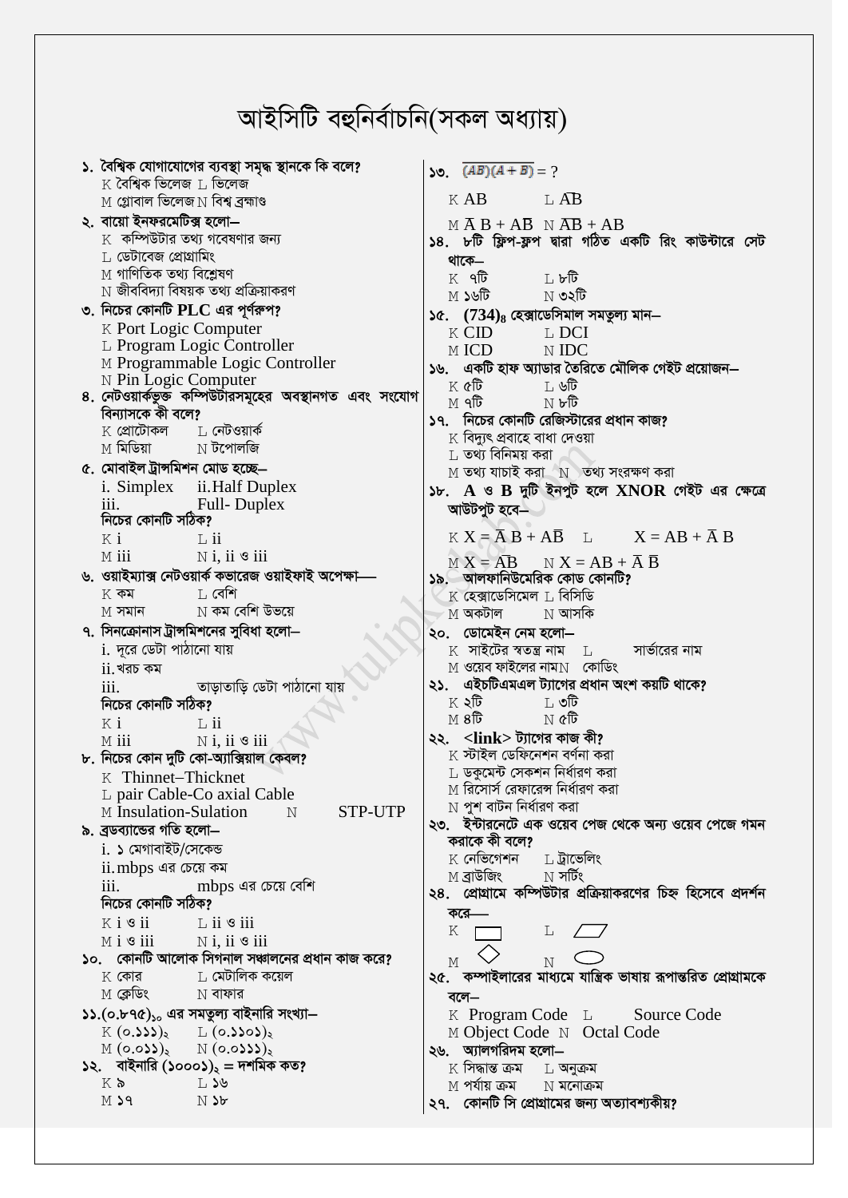# আইসিটি বহুনির্বাচনি(সকল অধ্যায়)

**১. বৈশ্বিক যোগাযোগের ব্যবস্থা সমৃদ্ধ স্থানকে কি বলে?**
K বৈশ্বিক ভিলেজ L ভিলেজ
M গ্লোবাল ভিলেজ N বিশ্ব ব্রহ্মাণ্ড

**২. বায়ো ইনফরমেটিক্স হলো–**
K কম্পিউটার তথ্য গবেষণার জন্য
L ডেটাবেজ প্রোগ্রামিং
M গাণিতিক তথ্য বিশ্লেষণ
N জীববিদ্যা বিষয়ক তথ্য প্রক্রিয়াকরণ

**৩. নিচের কোনটি PLC এর পূর্ণরূপ?**
K Port Logic Computer
L Program Logic Controller
M Programmable Logic Controller
N Pin Logic Computer

**৪. নেটওয়ার্কভুক্ত কম্পিউটারসমূহের অবস্থানগত এবং সংযোগ বিন্যাসকে কী বলে?**
K প্রোটোকল L নেটওয়ার্ক
M মিডিয়া N টপোলজি

**৫. মোবাইল ট্রান্সমিশন মোড হচ্ছে–**
i. Simplex ii. Half Duplex
iii. Full- Duplex
**নিচের কোনটি সঠিক?**
K i L ii
M iii N i, ii ও iii

**৬. ওয়াইম্যাক্স নেটওয়ার্ক কভারেজ ওয়াইফাই অপেক্ষা—**
K কম L বেশি
M সমান N কম বেশি উভয়ে

**৭. সিনক্রোনাস ট্রান্সমিশনের সুবিধা হলো–**
i. দূরে ডেটা পাঠানো যায়
ii. খরচ কম
iii. তাড়াতাড়ি ডেটা পাঠানো যায়
**নিচের কোনটি সঠিক?**
K i L ii
M iii N i, ii ও iii

**৮. নিচের কোন দুটি কো-অ্যাক্সিয়াল কেবল?**
K Thinnet–Thicknet
L pair Cable-Co axial Cable
M Insulation-Sulation N STP-UTP

**৯. ব্রডব্যান্ডের গতি হলো–**
i. ১ মেগাবাইট/সেকেন্ড
ii. mbps এর চেয়ে কম
iii. mbps এর চেয়ে বেশি
**নিচের কোনটি সঠিক?**
K i ও ii L ii ও iii
M i ও iii N i, ii ও iii

**১০. কোনটি আলোক সিগনাল সঞ্চালনের প্রধান কাজ করে?**
K কোর L মেটালিক কয়েল
M ক্লেডিং N বাফার

**১১. $(০.৮৭৫)_{১০}$ এর সমতুল্য বাইনারি সংখ্যা–**
K $(০.১১১)_২$ L $(০.১১০১)_২$
M $(০.০১১)_২$ N $(০.০১১১)_২$

**১২. বাইনারি $(১০০০১)_২$ = দশমিক কত?**
K ৯ L ১৬
M ১৭ N ১৮

**১৩. $\overline{(AB)}\overline{(A+B)}$ = ?**
K AB L $A\overline{B}$
M $\overline{A}B + A\overline{B}$ N $\overline{AB} + AB$

**১৪. ৮টি ফ্লিপ-ফ্লপ দ্বারা গঠিত একটি রিং কাউন্টারে সেট থাকে–**
K ৭টি L ৮টি
M ১৬টি N ৩২টি

**১৫. $(734)_8$ হেক্সাডেসিমাল সমতুল্য মান–**
K CID L DCI
M ICD N IDC

**১৬. একটি হাফ অ্যাডার তৈরিতে মৌলিক গেইট প্রয়োজন–**
K ৫টি L ৬টি
M ৭টি N ৮টি

**১৭. নিচের কোনটি রেজিস্টারের প্রধান কাজ?**
K বিদ্যুৎ প্রবাহে বাধা দেওয়া
L তথ্য বিনিময় করা
M তথ্য যাচাই করা N তথ্য সংরক্ষণ করা

**১৮. A ও B দুটি ইনপুট হলে XNOR গেইট এর ক্ষেত্রে আউটপুট হবে–**
K $X = \overline{A}B + A\overline{B}$ L $X = AB + \overline{A}B$
M $X = A\overline{B}$ N $X = AB + \overline{A}\,\overline{B}$

**১৯. আলফানিউমেরিক কোড কোনটি?**
K হেক্সাডেসিমেল L বিসিডি
M অকটাল N আসকি

**২০. ডোমেইন নেম হলো–**
K সাইটের স্বতন্ত্র নাম L সার্ভারের নাম
M ওয়েব ফাইলের নাম N কোডিং

**২১. এইচটিএমএল ট্যাগের প্রধান অংশ কয়টি থাকে?**
K ২টি L ৩টি
M ৪টি N ৫টি

**২২. <link> ট্যাগের কাজ কী?**
K স্টাইল ডেফিনেশন বর্ণনা করা
L ডকুমেন্ট সেকশন নির্ধারণ করা
M রিসোর্স রেফারেন্স নির্ধারণ করা
N পুশ বাটন নির্ধারণ করা

**২৩. ইন্টারনেটে এক ওয়েব পেজ থেকে অন্য ওয়েব পেজে গমন করাকে কী বলে?**
K নেভিগেশন L ট্রাভেলিং
M ব্রাউজিং N সর্টিং

**২৪. প্রোগ্রামে কম্পিউটার প্রক্রিয়াকরণের চিহ্ন হিসেবে প্রদর্শন করে—**
K (আয়তক্ষেত্র) L (সামান্তরিক)
M (রম্বস) N (উপবৃত্ত)

**২৫. কম্পাইলারের মাধ্যমে যান্ত্রিক ভাষায় রূপান্তরিত প্রোগ্রামকে বলে–**
K Program Code L Source Code
M Object Code N Octal Code

**২৬. অ্যালগরিদম হলো–**
K সিদ্ধান্ত ক্রম L অনুক্রম
M পর্যায় ক্রম N মনোক্রম

**২৭. কোনটি সি প্রোগ্রামের জন্য অত্যাবশ্যকীয়?**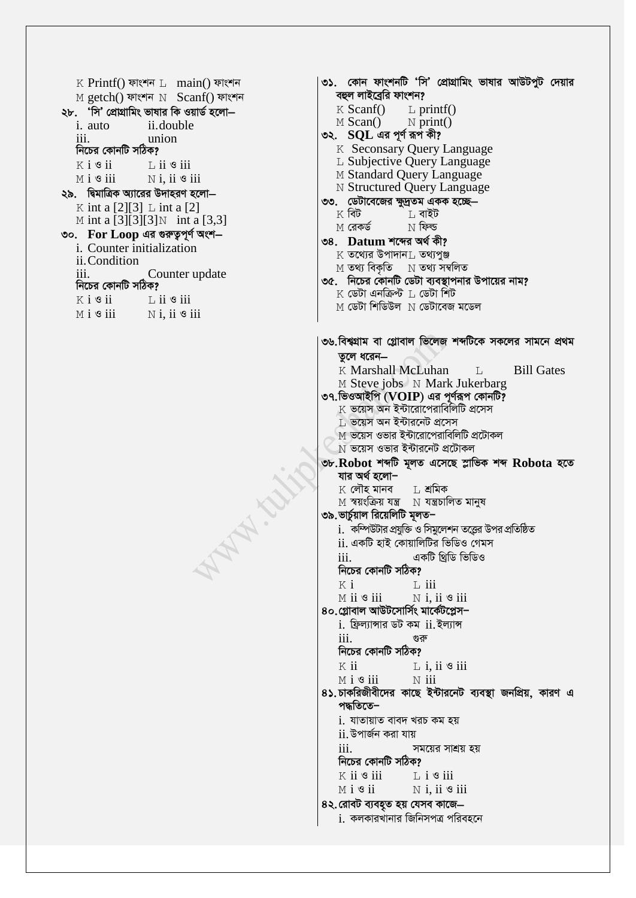K Printf() ফাংশন L main() ফাংশন
M getch() ফাংশন N Scanf() ফাংশন

২৮. 'সি' প্রোগ্রামিং ভাষার কি ওয়ার্ড হলো–
i. auto ii. double
iii. union
নিচের কোনটি সঠিক?
K i ও ii L ii ও iii
M i ও iii N i, ii ও iii

২৯. দ্বিমাত্রিক অ্যারের উদাহরণ হলো–
K int a [2][3] L int a [2]
M int a [3][3][3] N int a [3,3]

৩০. **For Loop** এর গুরুত্বপূর্ণ অংশ–
i. Counter initialization
ii. Condition
iii. Counter update
নিচের কোনটি সঠিক?
K i ও ii L ii ও iii
M i ও iii N i, ii ও iii

৩১. কোন ফাংশনটি 'সি' প্রোগ্রামিং ভাষার আউটপুট দেয়ার বহুল লাইব্রেরি ফাংশন?
K Scanf() L printf()
M Scan() N print()

৩২. **SQL** এর পূর্ণ রূপ কী?
K Seconsary Query Language
L Subjective Query Language
M Standard Query Language
N Structured Query Language

৩৩. ডেটাবেজের ক্ষুদ্রতম একক হচ্ছে–
K বিট L বাইট
M রেকর্ড N ফিল্ড

৩৪. **Datum** শব্দের অর্থ কী?
K তথ্যের উপাদান L তথ্যপুঞ্জ
M তথ্য বিকৃতি N তথ্য সম্বলিত

৩৫. নিচের কোনটি ডেটা ব্যবস্থাপনার উপায়ের নাম?
K ডেটা এনক্রিপ্ট L ডেটা শিট
M ডেটা শিডিউল N ডেটাবেজ মডেল

৩৬. বিশ্বগ্রাম বা গ্লোবাল ভিলেজ শব্দটিকে সকলের সামনে প্রথম তুলে ধরেন–
K Marshall McLuhan L Bill Gates
M Steve jobs N Mark Jukerbarg

৩৭. ভিওআইপি (**VOIP**) এর পূর্ণরূপ কোনটি?
K ভয়েস অন ইন্টারোপেরাবিলিটি প্রসেস
L ভয়েস অন ইন্টারনেট প্রসেস
M ভয়েস ওভার ইন্টারোপেরাবিলিটি প্রটোকল
N ভয়েস ওভার ইন্টারনেট প্রটোকল

৩৮. **Robot** শব্দটি মূলত এসেছে স্লাভিক শব্দ **Robota** হতে যার অর্থ হলো–
K লৌহ মানব L শ্রমিক
M স্বয়ংক্রিয় যন্ত্র N যন্ত্রচালিত মানুষ

৩৯. ভার্চুয়াল রিয়েলিটি মূলত–
i. কম্পিউটার প্রযুক্তি ও সিমুলেশন তত্ত্বের উপর প্রতিষ্ঠিত
ii. একটি হাই কোয়ালিটির ভিডিও গেমস
iii. একটি থ্রিডি ভিডিও
নিচের কোনটি সঠিক?
K i L iii
M ii ও iii N i, ii ও iii

৪০. গ্লোবাল আউটসোর্সিং মার্কেটপ্লেস–
i. ফ্রিল্যান্সার ডট কম ii. ইল্যান্স
iii. গুরু
নিচের কোনটি সঠিক?
K ii L i, ii ও iii
M i ও iii N iii

৪১. চাকরিজীবীদের কাছে ইন্টারনেট ব্যবস্থা জনপ্রিয়, কারণ এ পদ্ধতিতে–
i. যাতায়াত বাবদ খরচ কম হয়
ii. উপার্জন করা যায়
iii. সময়ের সাশ্রয় হয়
নিচের কোনটি সঠিক?
K ii ও iii L i ও iii
M i ও ii N i, ii ও iii

৪২. রোবট ব্যবহৃত হয় যেসব কাজে–
i. কলকারখানার জিনিসপত্র পরিবহনে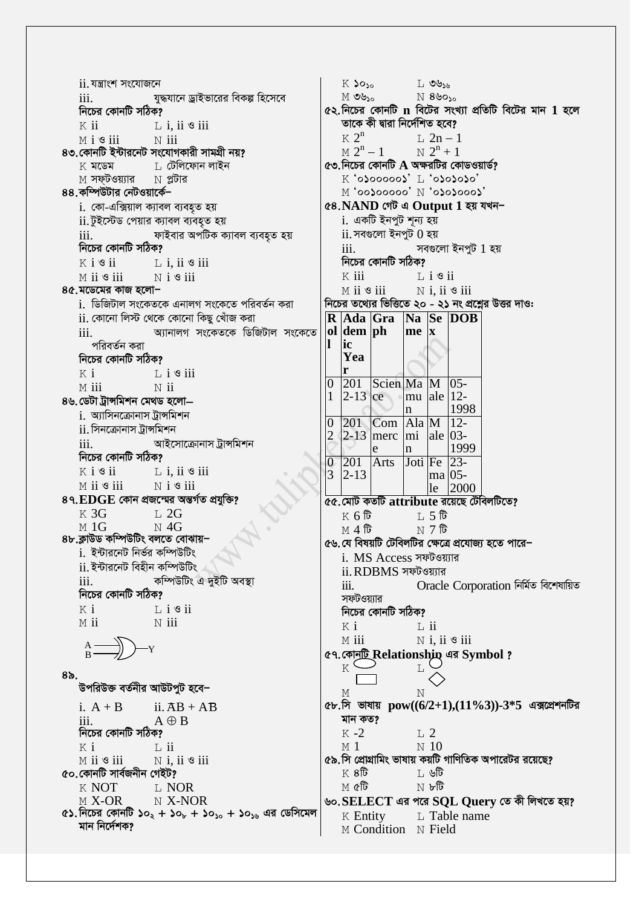ii. যন্ত্রাংশ সংযোজনে

iii. যুদ্ধযানে ড্রাইভারের বিকল্প হিসেবে

নিচের কোনটি সঠিক?

K ii L i, ii ও iii

M i ও iii N iii

**৪৩. কোনটি ইন্টারনেট সংযোগকারী সামগ্রী নয়?**

K মডেম L টেলিফোন লাইন

M সফটওয়্যার N প্রিন্টার

**৪৪. কম্পিউটার নেটওয়ার্কে–**

i. কো-এক্সিয়াল ক্যাবল ব্যবহৃত হয়

ii. টুইস্টেড পেয়ার ক্যাবল ব্যবহৃত হয়

iii. ফাইবার অপটিক ক্যাবল ব্যবহৃত হয়

নিচের কোনটি সঠিক?

K i ও ii L i, ii ও iii

M ii ও iii N i ও iii

**৪৫. মডেমের কাজ হলো–**

i. ডিজিটাল সংকেতকে এনালগ সংকেতে পরিবর্তন করা

ii. কোনো লিস্ট থেকে কোনো কিছু খোঁজ করা

iii. অ্যানালগ সংকেতকে ডিজিটাল সংকেতে পরিবর্তন করা

নিচের কোনটি সঠিক?

K i L i ও iii

M iii N ii

**৪৬. ডেটা ট্রান্সমিশন মেথড হলো–**

i. অ্যাসিনক্রোনাস ট্রান্সমিশন

ii. সিনক্রোনাস ট্রান্সমিশন

iii. আইসোক্রোনাস ট্রান্সমিশন

নিচের কোনটি সঠিক?

K i ও ii L i, ii ও iii

M ii ও iii N i ও iii

**৪৭. EDGE কোন প্রজন্মের অন্তর্গত প্রযুক্তি?**

K 3G L 2G

M 1G N 4G

**৪৮. ক্লাউড কম্পিউটিং বলতে বোঝায়–**

i. ইন্টারনেট নির্ভর কম্পিউটিং

ii. ইন্টারনেট বিহীন কম্পিউটিং

iii. কম্পিউটিং এ দুইটি অবস্থা

নিচের কোনটি সঠিক?

K i L i ও ii

M ii N iii

**৪৯.** (A, B ইনপুট ও Y আউটপুট বিশিষ্ট গেট)

উপরিউক্ত বর্তনীর আউটপুট হবে–

i. $A + B$ ii. $\overline{A}B + A\overline{B}$

iii. $A \oplus B$

নিচের কোনটি সঠিক?

K i L ii

M ii ও iii N i, ii ও iii

**৫০. কোনটি সার্বজনীন গেইট?**

K NOT L NOR

M X-OR N X-NOR

**৫১. নিচের কোনটি $১০_২ + ১০_৮ + ১০_{১০} + ১০_{১৬}$ এর ডেসিমেল মান নির্দেশক?**

K $১০_{১০}$ L $৩৬_{১৬}$

M $৩৬_{১০}$ N $৪৬০_{১০}$

**৫২. নিচের কোনটি n বিটের সংখ্যা প্রতিটি বিটের মান 1 হলে তাকে কী দ্বারা নির্দেশিত হবে?**

K $2^n$ L $2n - 1$

M $2^n - 1$ N $2^n + 1$

**৫৩. নিচের কোনটি A অক্ষরটির কোডওয়ার্ড?**

K '০১০০০০০১' L '০১০১০১০'

M '০০১০০০০০' N '০১০১০০০১'

**৫৪. NAND গেট এ Output 1 হয় যখন–**

i. একটি ইনপুট শূন্য হয়

ii. সবগুলো ইনপুট 0 হয়

iii. সবগুলো ইনপুট 1 হয়

নিচের কোনটি সঠিক?

K iii L i ও ii

M ii ও iii N i, ii ও iii

**নিচের তথ্যের ভিত্তিতে ২০ - ২১ নং প্রশ্নের উত্তর দাও:**

| Roll | Adademic Year | Graph | Name | Sex | DOB |
|---|---|---|---|---|---|
| 01 | 2012-13 | Science | Mamun | Male | 05-12-1998 |
| 02 | 2012-13 | Commerce | Alamin | Male | 12-03-1999 |
| 03 | 2012-13 | Arts | Joti | Female | 23-05-2000 |

**৫৫. মোট কতটি attribute রয়েছে টেবিলটিতে?**

K ৬টি L ৫টি

M ৪টি N ৭টি

**৫৬. যে বিষয়টি টেবিলটির ক্ষেত্রে প্রযোজ্য হতে পারে–**

i. MS Access সফটওয়্যার

ii. RDBMS সফটওয়্যার

iii. Oracle Corporation নির্মিত বিশেষায়িত সফটওয়্যার

নিচের কোনটি সঠিক?

K i L ii

M iii N i, ii ও iii

**৫৭. কোনটি Relationship এর Symbol ?**

K (উপবৃত্ত) L (বৃত্ত)

M (আয়তক্ষেত্র) N (রম্বস)

**৫৮. সি ভাষায় pow((6/2+1),(11%3))-3*5 এক্সপ্রেশনটির মান কত?**

K -2 L 2

M 1 N 10

**৫৯. সি প্রোগ্রামিং ভাষায় কয়টি গাণিতিক অপারেটর রয়েছে?**

K ৪টি L ৬টি

M ৫টি N ৮টি

**৬০. SELECT এর পরে SQL Query তে কী লিখতে হয়?**

K Entity L Table name

M Condition N Field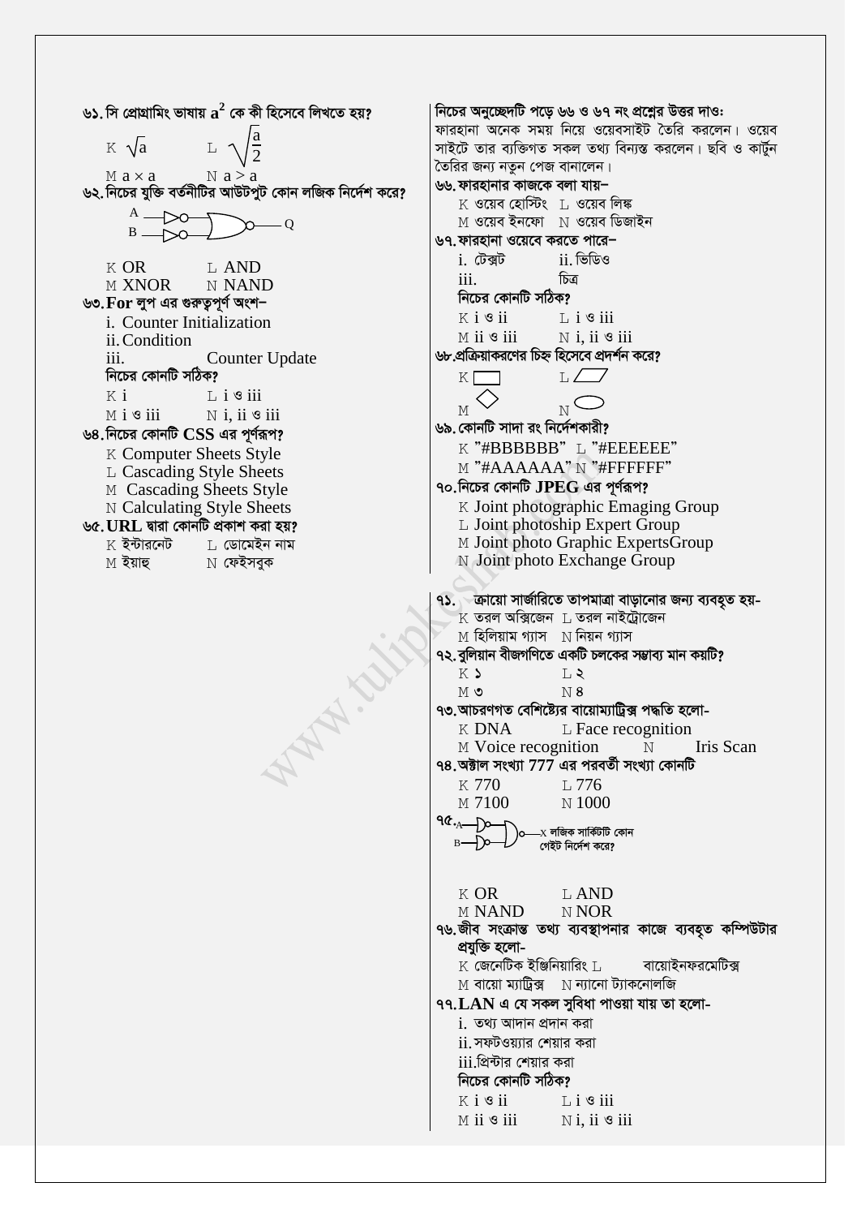**৬১. সি প্রোগ্রামিং ভাষায় $a^2$ কে কী হিসেবে লিখতে হয়?**

K $\sqrt{a}$  L $\sqrt{\frac{a}{2}}$

M $a \times a$  N $a > a$

**৬২. নিচের যুক্তি বর্তনীটির আউটপুট কোন লজিক নির্দেশ করে?**

(A ও B ইনপুট, Q আউটপুট)

K OR  L AND

M XNOR  N NAND

**৬৩. For লুপ এর গুরুত্বপূর্ণ অংশ–**

i. Counter Initialization

ii. Condition

iii. Counter Update

**নিচের কোনটি সঠিক?**

K i  L i ও iii

M i ও iii  N i, ii ও iii

**৬৪. নিচের কোনটি CSS এর পূর্ণরূপ?**

K Computer Sheets Style

L Cascading Style Sheets

M Cascading Sheets Style

N Calculating Style Sheets

**৬৫. URL দ্বারা কোনটি প্রকাশ করা হয়?**

K ইন্টারনেট  L ডোমেইন নাম

M ইয়াহু  N ফেইসবুক

**নিচের অনুচ্ছেদটি পড়ে ৬৬ ও ৬৭ নং প্রশ্নের উত্তর দাওঃ**

ফারহানা অনেক সময় নিয়ে ওয়েবসাইট তৈরি করলেন। ওয়েব সাইটে তার ব্যক্তিগত সকল তথ্য বিন্যস্ত করলেন। ছবি ও কার্টুন তৈরির জন্য নতুন পেজ বানালেন।

**৬৬. ফারহানার কাজকে বলা যায়–**

K ওয়েব হোস্টিং  L ওয়েব লিঙ্ক

M ওয়েব ইনফো  N ওয়েব ডিজাইন

**৬৭. ফারহানা ওয়েবে করতে পারে–**

i. টেক্সট

ii. ভিডিও

iii. চিত্র

**নিচের কোনটি সঠিক?**

K i ও ii  L i ও iii

M ii ও iii  N i, ii ও iii

**৬৮. প্রক্রিয়াকরণের চিহ্ন হিসেবে প্রদর্শন করে?**

K ▭  L ▱

M ◇  N ⬭

**৬৯. কোনটি সাদা রং নির্দেশকারী?**

K "#BBBBBB"  L "#EEEEEE"

M "#AAAAAA"  N "#FFFFFF"

**৭০. নিচের কোনটি JPEG এর পূর্ণরূপ?**

K Joint photographic Emaging Group

L Joint photoship Expert Group

M Joint photo Graphic ExpertsGroup

N Joint photo Exchange Group

**৭১. ক্রায়ো সার্জারিতে তাপমাত্রা বাড়ানোর জন্য ব্যবহৃত হয়-**

K তরল অক্সিজেন  L তরল নাইট্রোজেন

M হিলিয়াম গ্যাস  N নিয়ন গ্যাস

**৭২. বুলিয়ান বীজগণিতে একটি চলকের সম্ভাব্য মান কয়টি?**

K ১  L ২

M ৩  N ৪

**৭৩. আচরণগত বৈশিষ্ট্যের বায়োম্যাট্রিক্স পদ্ধতি হলো-**

K DNA  L Face recognition

M Voice recognition  N Iris Scan

**৭৪. অক্টাল সংখ্যা 777 এর পরবর্তী সংখ্যা কোনটি**

K 770  L 776

M 7100  N 1000

**৭৫. (A ও B ইনপুট, X আউটপুট) লজিক সার্কিটটি কোন গেইট নির্দেশ করে?**

K OR  L AND

M NAND  N NOR

**৭৬. জীব সংক্রান্ত তথ্য ব্যবস্থাপনার কাজে ব্যবহৃত কম্পিউটার প্রযুক্তি হলো-**

K জেনেটিক ইঞ্জিনিয়ারিং  L বায়োইনফরমেটিক্স

M বায়ো ম্যাট্রিক্স  N ন্যানো ট্যাকনোলজি

**৭৭. LAN এ যে সকল সুবিধা পাওয়া যায় তা হলো-**

i. তথ্য আদান প্রদান করা

ii. সফটওয়্যার শেয়ার করা

iii. প্রিন্টার শেয়ার করা

**নিচের কোনটি সঠিক?**

K i ও ii  L i ও iii

M ii ও iii  N i, ii ও iii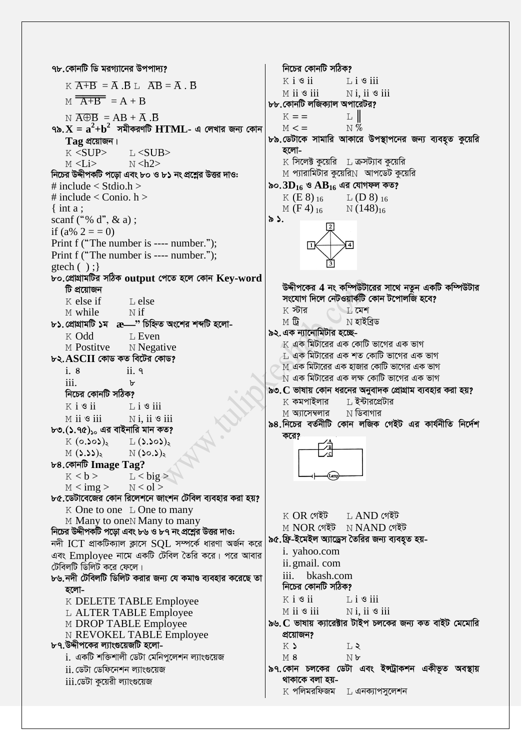৭৮. কোনটি ডি মরগ্যানের উপপাদ্য?

K $\overline{A+B} = \overline{A}.\overline{B}$  L $\overline{AB} = \overline{A}.\overline{B}$

M $\overline{\overline{A+B}} = A + B$

N $\overline{A \oplus B} = AB + \overline{A}.\overline{B}$

৭৯. $X = a^2+b^2$ সমীকরণটি HTML- এ লেখার জন্য কোন Tag প্রয়োজন।

K <SUP>  L <SUB>
M <Li>  N <h2>

নিচের উদ্দীপকটি পড়ো এবং ৮০ ও ৮১ নং প্রশ্নের উত্তর দাও:

```
# include < Stdio.h >
# include < Conio. h >
{ int a ;
scanf ("% d", & a) ;
if (a% 2 = = 0)
Print f ("The number is ---- number.");
Print f ("The number is ---- number.");
gtech ( ) ;}
```

৮০. প্রোগ্রামটির সঠিক output পেতে হলে কোন Key-word টি প্রয়োজন

K else if  L else
M while  N if

৮১. প্রোগ্রামটি ১ম "—" চিহ্নিত অংশের শব্দটি হলো-

K Odd  L Even
M Postitve  N Negative

৮২. ASCII কোড কত বিটের কোড?

i. ৪  ii. ৭
iii. ৮

নিচের কোনটি সঠিক?

K i ও ii  L i ও iii
M ii ও iii  N i, ii ও iii

৮৩. $(১.৭৫)_{১০}$ এর বাইনারি মান কত?

K $(০.১০১)_২$  L $(১.১০১)_২$
M $(১.১১)_২$  N $(১০.১)_২$

৮৪. কোনটি Image Tag?

K < b >  L < big >
M < img >  N < ol >

৮৫. ডেটাবেজের কোন রিলেশনে জাংশন টেবিল ব্যবহার করা হয়?

K One to one  L One to many
M Many to one  N Many to many

নিচের উদ্দীপকটি পড়ো এবং ৮৬ ও ৮৭ নং প্রশ্নের উত্তর দাও:

নদী ICT প্রাকটিক্যাল ক্লাসে SQL সম্পর্কে ধারণা অর্জন করে এবং Employee নামে একটি টেবিল তৈরি করে। পরে আবার টেবিলটি ডিলিট করে ফেলে।

৮৬. নদী টেবিলটি ডিলিট করার জন্য যে কমাণ্ড ব্যবহার করেছে তা হলো-

K DELETE TABLE Employee
L ALTER TABLE Employee
M DROP TABLE Employee
N REVOKEL TABLE Employee

৮৭. উদ্দীপকের ল্যাংগুয়েজটি হলো-

i. একটি শক্তিশালী ডেটা মেনিপুলেশন ল্যাংগুয়েজ
ii. ডেটা ডেফিনেশন ল্যাংগুয়েজ
iii. ডেটা কুয়েরী ল্যাংগুয়েজ

নিচের কোনটি সঠিক?

K i ও ii  L i ও iii
M ii ও iii  N i, ii ও iii

৮৮. কোনটি লজিক্যাল অপারেটর?

K = =  L ||
M < =  N %

৮৯. ডেটাকে সামারি আকারে উপস্থাপনের জন্য ব্যবহৃত কুয়েরি হলো-

K সিলেক্ট কুয়েরি  L ক্রসট্যাব কুয়েরি
M প্যারামিটার কুয়েরি  N আপডেট কুয়েরি

৯০. $3D_{16}$ ও $AB_{16}$ এর যোগফল কত?

K $(E8)_{16}$  L $(D8)_{16}$
M $(F4)_{16}$  N $(148)_{16}$

৯১.

উদ্দীপকের 4 নং কম্পিউটারের সাথে নতুন একটি কম্পিউটার সংযোগ দিলে নেটওয়ার্কটি কোন টপোলজি হবে?

K স্টার  L মেশ
M ট্রি  N হাইব্রিড

৯২. এক ন্যানোমিটার হচ্ছে-

K এক মিটারের এক কোটি ভাগের এক ভাগ
L এক মিটারের এক শত কোটি ভাগের এক ভাগ
M এক মিটারের এক হাজার কোটি ভাগের এক ভাগ
N এক মিটারের এক লক্ষ কোটি ভাগের এক ভাগ

৯৩. C ভাষায় কোন ধরনের অনুবাদক প্রোগ্রাম ব্যবহার করা হয়?

K কমপাইলার  L ইন্টারপ্রেটার
M অ্যাসেম্বলার  N ডিবাগার

৯৪. নিচের বর্তনীটি কোন লজিক গেইট এর কার্যনীতি নির্দেশ করে?

K OR গেইট  L AND গেইট
M NOR গেইট  N NAND গেইট

৯৫. ফ্রি-ইমেইল অ্যাড্রেস তৈরির জন্য ব্যবহৃত হয়-

i. yahoo.com
ii. gmail. com
iii. bkash.com

নিচের কোনটি সঠিক?

K i ও ii  L i ও iii
M ii ও iii  N i, ii ও iii

৯৬. C ভাষায় ক্যারেক্টার টাইপ চলকের জন্য কত বাইট মেমোরি প্রয়োজন?

K ১  L ২
M ৪  N ৮

৯৭. কোন চলকের ডেটা এবং ইন্সট্রাকশন একীভূত অবস্থায় থাকাকে বলা হয়-

K পলিমরফিজম  L এনক্যাপসুলেশন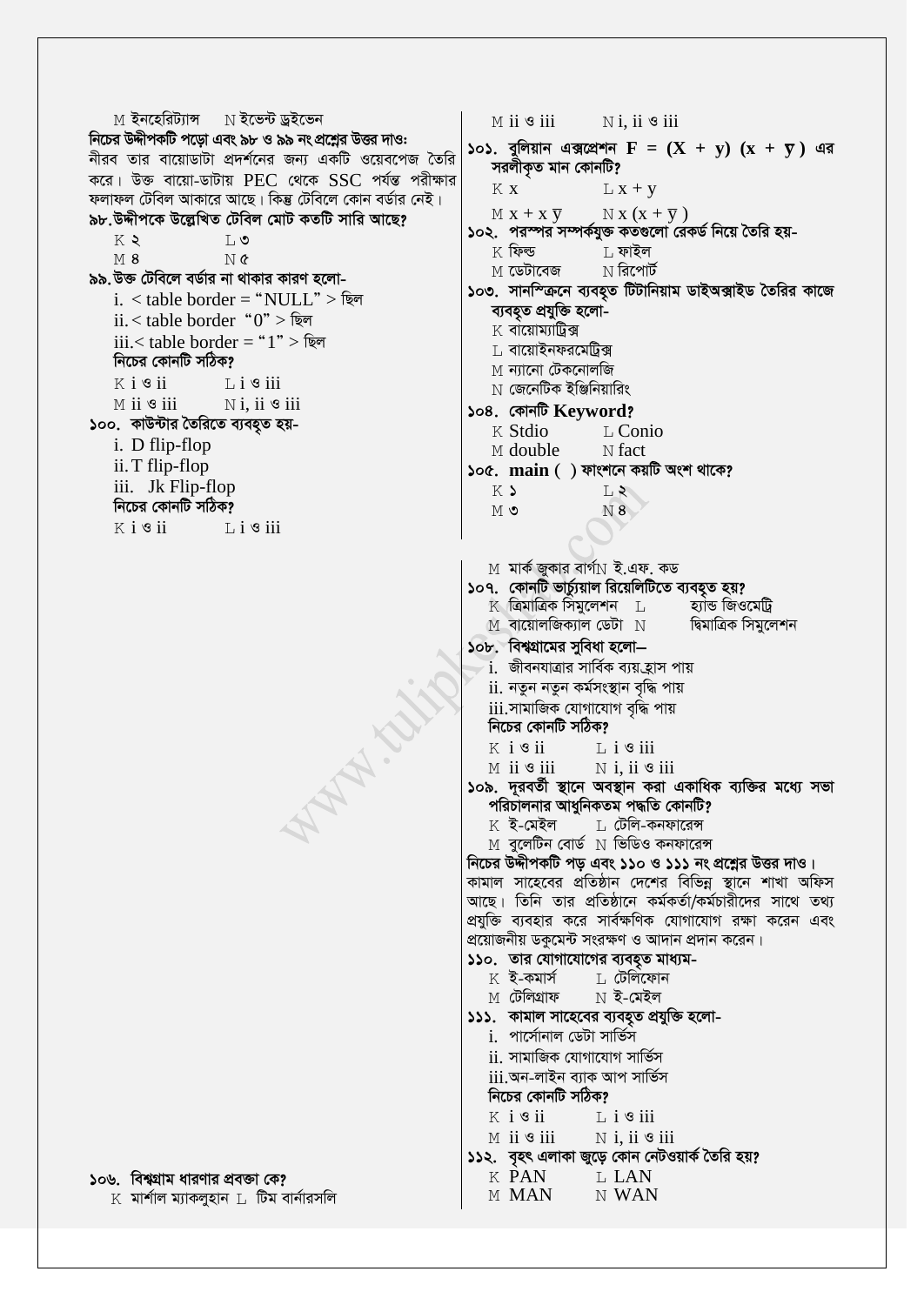M ইনহেরিট্যান্স N ইভেন্ট ড্রইভেন

**নিচের উদ্দীপকটি পড়ো এবং ৯৮ ও ৯৯ নং প্রশ্নের উত্তর দাওঃ**

নীরব তার বায়োডাটা প্রদর্শনের জন্য একটি ওয়েবপেজ তৈরি করে। উক্ত বায়ো-ডাটায় PEC থেকে SSC পর্যন্ত পরীক্ষার ফলাফল টেবিল আকারে আছে। কিন্তু টেবিলে কোন বর্ডার নেই।

**৯৮. উদ্দীপকে উল্লেখিত টেবিল মোট কতটি সারি আছে?**

K ২ L ৩
M ৪ N ৫

**৯৯. উক্ত টেবিলে বর্ডার না থাকার কারণ হলো-**

i. < table border = "NULL" > ছিল
ii. < table border "0" > ছিল
iii. < table border = "1" > ছিল

**নিচের কোনটি সঠিক?**

K i ও ii L i ও iii
M ii ও iii N i, ii ও iii

**১০০. কাউন্টার তৈরিতে ব্যবহৃত হয়-**

i. D flip-flop
ii. T flip-flop
iii. Jk Flip-flop

**নিচের কোনটি সঠিক?**

K i ও ii L i ও iii
M ii ও iii N i, ii ও iii

**১০১. বুলিয়ান এক্সপ্রেশন $F = (X + y)(x + \overline{y})$ এর সরলীকৃত মান কোনটি?**

K x L x + y
M $x + x\overline{y}$ N $x(x + \overline{y})$

**১০২. পরস্পর সম্পর্কযুক্ত কতগুলো রেকর্ড নিয়ে তৈরি হয়-**

K ফিল্ড L ফাইল
M ডেটাবেজ N রিপোর্ট

**১০৩. সানস্ক্রিনে ব্যবহৃত টিটানিয়াম ডাইঅক্সাইড তৈরির কাজে ব্যবহৃত প্রযুক্তি হলো-**

K বায়োম্যাট্রিক্স
L বায়োইনফরমেট্রিক্স
M ন্যানো টেকনোলজি
N জেনেটিক ইঞ্জিনিয়ারিং

**১০৪. কোনটি Keyword?**

K Stdio L Conio
M double N fact

**১০৫. main ( ) ফাংশনে কয়টি অংশ থাকে?**

K ১ L ২
M ৩ N ৪

**১০৬. বিশ্বগ্রাম ধারণার প্রবক্তা কে?**

K মার্শাল ম্যাকলুহান L টিম বার্নারসলি
M মার্ক জুকার বার্গ N ই.এফ. কড

**১০৭. কোনটি ভার্চুয়াল রিয়েলিটিতে ব্যবহৃত হয়?**

K ত্রিমাত্রিক সিমুলেশন L হ্যান্ড জিওমেট্রি
M বায়োলজিক্যাল ডেটা N দ্বিমাত্রিক সিমুলেশন

**১০৮. বিশ্বগ্রামের সুবিধা হলো–**

i. জীবনযাত্রার সার্বিক ব্যয় হ্রাস পায়
ii. নতুন নতুন কর্মসংস্থান বৃদ্ধি পায়
iii. সামাজিক যোগাযোগ বৃদ্ধি পায়

**নিচের কোনটি সঠিক?**

K i ও ii L i ও iii
M ii ও iii N i, ii ও iii

**১০৯. দূরবর্তী স্থানে অবস্থান করা একাধিক ব্যক্তির মধ্যে সভা পরিচালনার আধুনিকতম পদ্ধতি কোনটি?**

K ই-মেইল L টেলি-কনফারেন্স
M বুলেটিন বোর্ড N ভিডিও কনফারেন্স

**নিচের উদ্দীপকটি পড় এবং ১১০ ও ১১১ নং প্রশ্নের উত্তর দাও।**

কামাল সাহেবের প্রতিষ্ঠান দেশের বিভিন্ন স্থানে শাখা অফিস আছে। তিনি তার প্রতিষ্ঠানে কর্মকর্তা/কর্মচারীদের সাথে তথ্য প্রযুক্তি ব্যবহার করে সার্বক্ষণিক যোগাযোগ রক্ষা করেন এবং প্রয়োজনীয় ডকুমেন্ট সংরক্ষণ ও আদান প্রদান করেন।

**১১০. তার যোগাযোগের ব্যবহৃত মাধ্যম-**

K ই-কমার্স L টেলিফোন
M টেলিগ্রাফ N ই-মেইল

**১১১. কামাল সাহেবের ব্যবহৃত প্রযুক্তি হলো-**

i. পার্সোনাল ডেটা সার্ভিস
ii. সামাজিক যোগাযোগ সার্ভিস
iii. অন-লাইন ব্যাক আপ সার্ভিস

**নিচের কোনটি সঠিক?**

K i ও ii L i ও iii
M ii ও iii N i, ii ও iii

**১১২. বৃহৎ এলাকা জুড়ে কোন নেটওয়ার্ক তৈরি হয়?**

K PAN L LAN
M MAN N WAN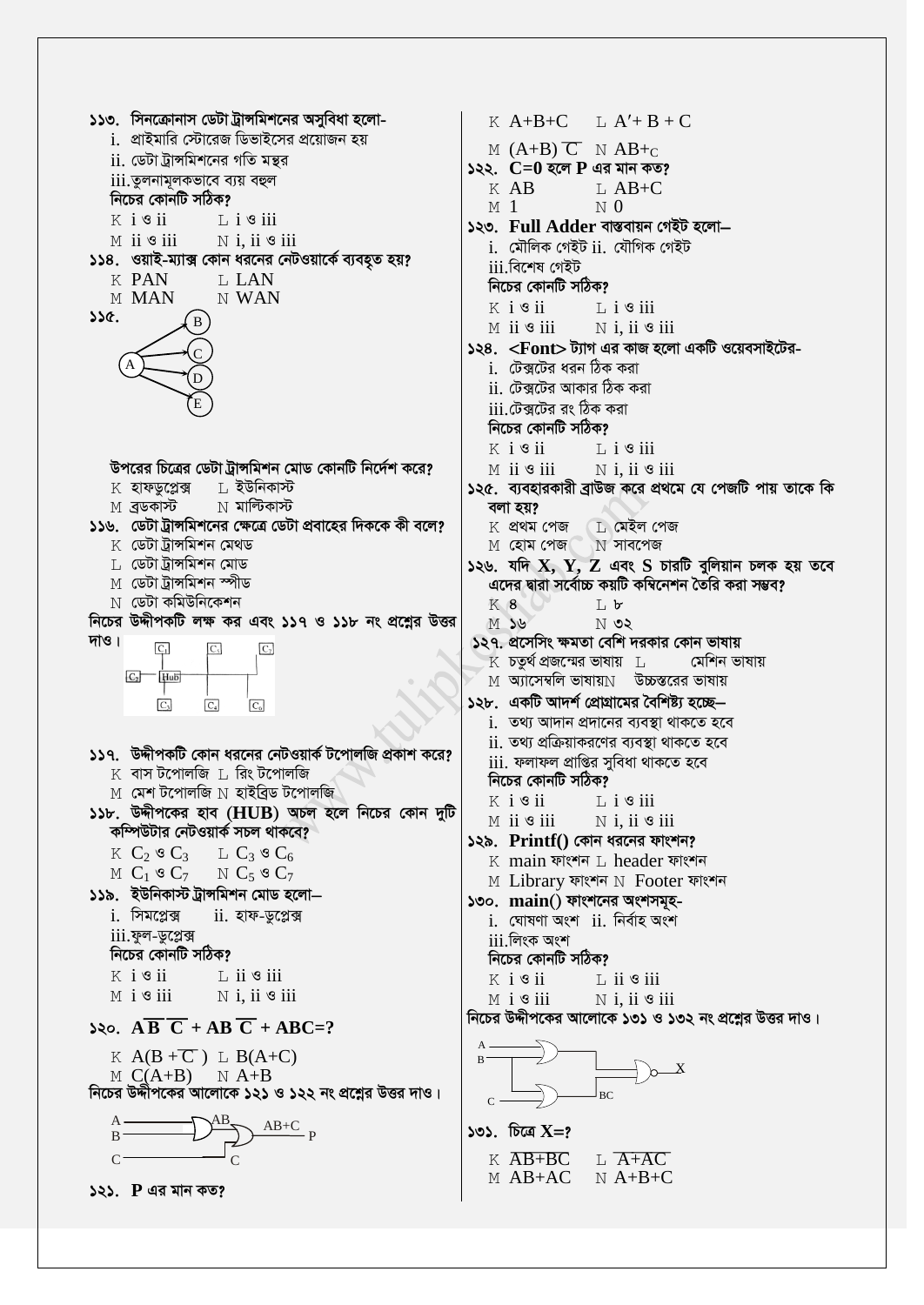১১৩. সিনক্রোনাস ডেটা ট্রান্সমিশনের অসুবিধা হলো-

i. প্রাইমারি স্টোরেজ ডিভাইসের প্রয়োজন হয়
ii. ডেটা ট্রান্সমিশনের গতি মন্থর
iii. তুলনামূলকভাবে ব্যয় বহুল

নিচের কোনটি সঠিক?

K i ও ii   L i ও iii
M ii ও iii   N i, ii ও iii

১১৪. ওয়াই-ম্যাক্স কোন ধরনের নেটওয়ার্কে ব্যবহৃত হয়?

K PAN   L LAN
M MAN   N WAN

১১৫.

(A → B, C, D, E)

উপরের চিত্রের ডেটা ট্রান্সমিশন মোড কোনটি নির্দেশ করে?

K হাফডুপ্লেক্স   L ইউনিকাস্ট
M ব্রডকাস্ট   N মাল্টিকাস্ট

১১৬. ডেটা ট্রান্সমিশনের ক্ষেত্রে ডেটা প্রবাহের দিককে কী বলে?

K ডেটা ট্রান্সমিশন মেথড
L ডেটা ট্রান্সমিশন মোড
M ডেটা ট্রান্সমিশন স্পীড
N ডেটা কমিউনিকেশন

নিচের উদ্দীপকটি লক্ষ কর এবং ১১৭ ও ১১৮ নং প্রশ্নের উত্তর দাও।

($C_1$, $C_3$, $C_7$ / $C_2$ – Hub / $C_5$, $C_4$, $C_6$)

১১৭. উদ্দীপকটি কোন ধরনের নেটওয়ার্ক টপোলজি প্রকাশ করে?

K বাস টপোলজি L রিং টপোলজি
M মেশ টপোলজি N হাইব্রিড টপোলজি

১১৮. উদ্দীপকের হাব (HUB) অচল হলে নিচের কোন দুটি কম্পিউটার নেটওয়ার্ক সচল থাকবে?

K $C_2$ ও $C_3$   L $C_3$ ও $C_6$
M $C_1$ ও $C_7$   N $C_5$ ও $C_7$

১১৯. ইউনিকাস্ট ট্রান্সমিশন মোড হলো–

i. সিমপ্লেক্স   ii. হাফ-ডুপ্লেক্স
iii. ফুল-ডুপ্লেক্স

নিচের কোনটি সঠিক?

K i ও ii   L ii ও iii
M i ও iii   N i, ii ও iii

১২০. $A\overline{B}\,\overline{C} + AB\overline{C} + ABC = ?$

K $A(B+\overline{C})$   L $B(A+C)$
M $C(A+B)$   N $A+B$

নিচের উদ্দীপকের আলোকে ১২১ ও ১২২ নং প্রশ্নের উত্তর দাও।

(A, B → AND → AB; AB, C → OR → AB+C = P)

১২১. P এর মান কত?

K A+B+C   L $A'+B+C$
M $(A+B)\overline{C}$   N $AB+C$

১২২. C=0 হলে P এর মান কত?

K AB   L AB+C
M 1   N 0

১২৩. Full Adder বাস্তবায়ন গেইট হলো–

i. মৌলিক গেইট ii. যৌগিক গেইট
iii. বিশেষ গেইট

নিচের কোনটি সঠিক?

K i ও ii   L i ও iii
M ii ও iii   N i, ii ও iii

১২৪. <Font> ট্যাগ এর কাজ হলো একটি ওয়েবসাইটের-

i. টেক্সটের ধরন ঠিক করা
ii. টেক্সটের আকার ঠিক করা
iii. টেক্সটের রং ঠিক করা

নিচের কোনটি সঠিক?

K i ও ii   L i ও iii
M ii ও iii   N i, ii ও iii

১২৫. ব্যবহারকারী ব্রাউজ করে প্রথমে যে পেজটি পায় তাকে কি বলা হয়?

K প্রথম পেজ   L মেইল পেজ
M হোম পেজ   N সাবপেজ

১২৬. যদি X, Y, Z এবং S চারটি বুলিয়ান চলক হয় তবে এদের দ্বারা সর্বোচ্চ কয়টি কম্বিনেশন তৈরি করা সম্ভব?

K ৪   L ৮
M ১৬   N ৩২

১২৭. প্রসেসিং ক্ষমতা বেশি দরকার কোন ভাষায়

K চতুর্থ প্রজন্মের ভাষায় L মেশিন ভাষায়
M অ্যাসেম্বলি ভাষায় N উচ্চস্তরের ভাষায়

১২৮. একটি আদর্শ প্রোগ্রামের বৈশিষ্ট্য হচ্ছে–

i. তথ্য আদান প্রদানের ব্যবস্থা থাকতে হবে
ii. তথ্য প্রক্রিয়াকরণের ব্যবস্থা থাকতে হবে
iii. ফলাফল প্রাপ্তির সুবিধা থাকতে হবে

নিচের কোনটি সঠিক?

K i ও ii   L i ও iii
M ii ও iii   N i, ii ও iii

১২৯. Printf() কোন ধরনের ফাংশন?

K main ফাংশন L header ফাংশন
M Library ফাংশন N Footer ফাংশন

১৩০. main() ফাংশনের অংশসমূহ-

i. ঘোষণা অংশ ii. নির্বাহ অংশ
iii. লিংক অংশ

নিচের কোনটি সঠিক?

K i ও ii   L ii ও iii
M i ও iii   N i, ii ও iii

নিচের উদ্দীপকের আলোকে ১৩১ ও ১৩২ নং প্রশ্নের উত্তর দাও।

(A, B → OR; C → OR → BC; → NOR → X)

১৩১. চিত্রে X=?

K $\overline{AB+BC}$   L $\overline{A+AC}$
M AB+AC   N A+B+C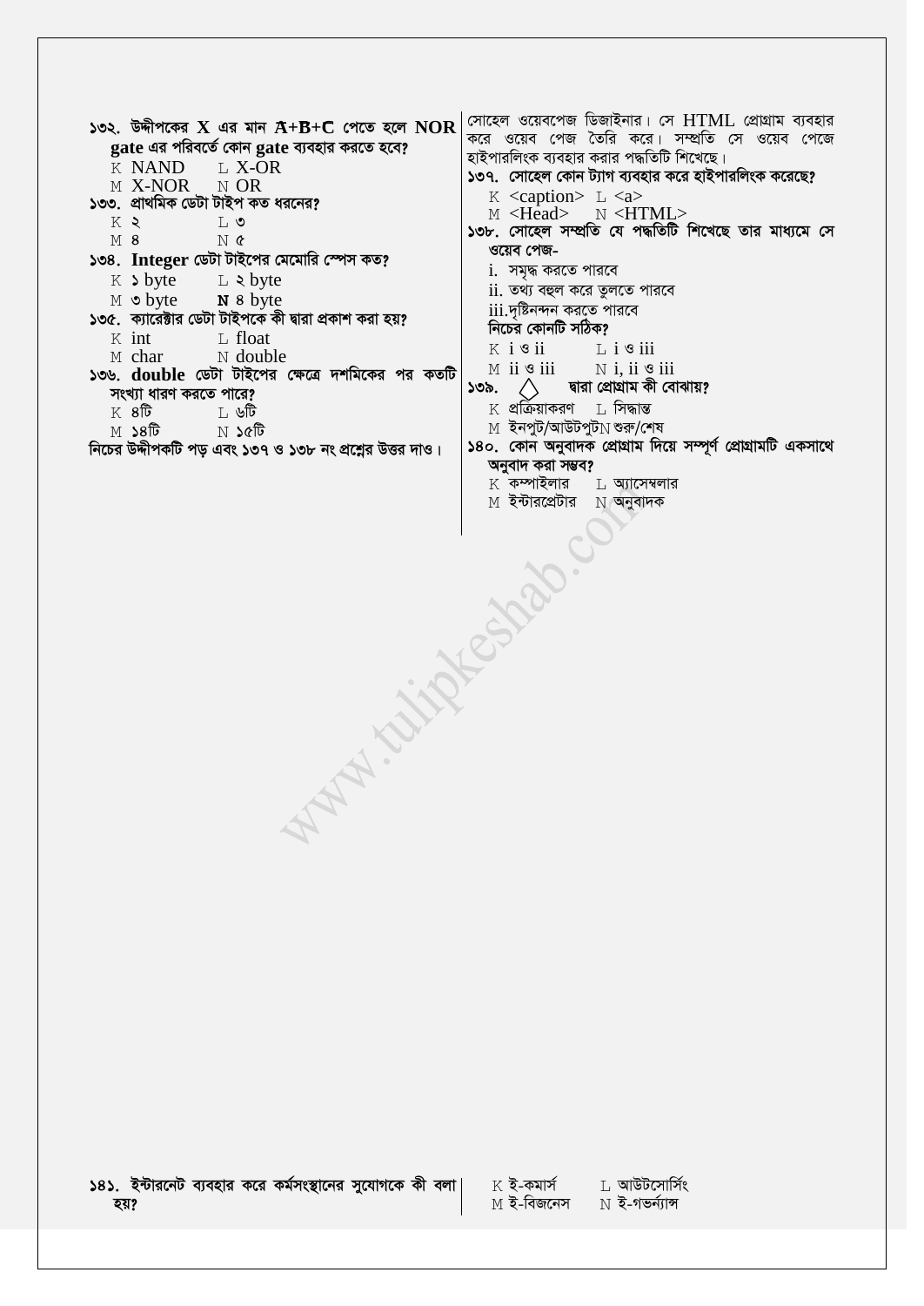১৩২. উদ্দীপকের **X** এর মান $\bar{A}+B+\bar{C}$ পেতে হলে **NOR gate** এর পরিবর্তে কোন **gate** ব্যবহার করতে হবে?

K NAND　　L X-OR
M X-NOR　　N OR

১৩৩. প্রাথমিক ডেটা টাইপ কত ধরনের?

K ২　　L ৩
M ৪　　N ৫

১৩৪. **Integer** ডেটা টাইপের মেমোরি স্পেস কত?

K ১ byte　　L ২ byte
M ৩ byte　　**N** ৪ byte

১৩৫. ক্যারেক্টার ডেটা টাইপকে কী দ্বারা প্রকাশ করা হয়?

K int　　L float
M char　　N double

১৩৬. **double** ডেটা টাইপের ক্ষেত্রে দশমিকের পর কতটি সংখ্যা ধারণ করতে পারে?

K ৪টি　　L ৬টি
M ১৪টি　　N ১৫টি

নিচের উদ্দীপকটি পড় এবং ১৩৭ ও ১৩৮ নং প্রশ্নের উত্তর দাও।

সোহেল ওয়েবপেজ ডিজাইনার। সে HTML প্রোগ্রাম ব্যবহার করে ওয়েব পেজ তৈরি করে। সম্প্রতি সে ওয়েব পেজে হাইপারলিংক ব্যবহার করার পদ্ধতিটি শিখেছে।

১৩৭. সোহেল কোন ট্যাগ ব্যবহার করে হাইপারলিংক করেছে?

K <caption>　　L <a>
M <Head>　　N <HTML>

১৩৮. সোহেল সম্প্রতি যে পদ্ধতিটি শিখেছে তার মাধ্যমে সে ওয়েব পেজ-

i. সমৃদ্ধ করতে পারবে
ii. তথ্য বহুল করে তুলতে পারবে
iii. দৃষ্টিনন্দন করতে পারবে

নিচের কোনটি সঠিক?

K i ও ii　　L i ও iii
M ii ও iii　　N i, ii ও iii

১৩৯. ◇ দ্বারা প্রোগ্রাম কী বোঝায়?

K প্রক্রিয়াকরণ　　L সিদ্ধান্ত
M ইনপুট/আউটপুট　　N শুরু/শেষ

১৪০. কোন অনুবাদক প্রোগ্রাম দিয়ে সম্পূর্ণ প্রোগ্রামটি একসাথে অনুবাদ করা সম্ভব?

K কম্পাইলার　　L অ্যাসেম্বলার
M ইন্টারপ্রেটার　　N অনুবাদক

১৪১. ইন্টারনেট ব্যবহার করে কর্মসংস্থানের সুযোগকে কী বলা হয়?

K ই-কমার্স　　L আউটসোর্সিং
M ই-বিজনেস　　N ই-গভর্ন্যান্স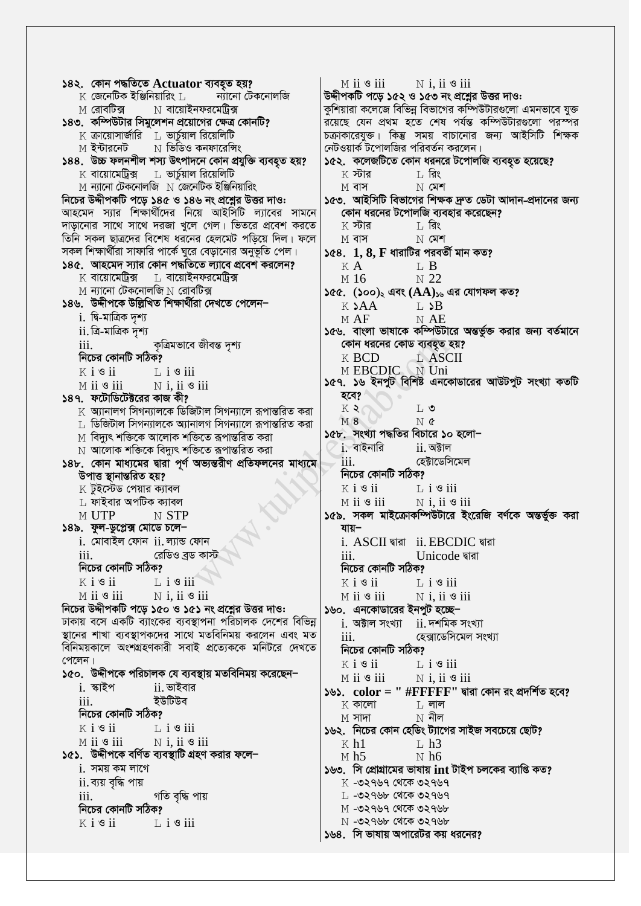**১৪২. কোন পদ্ধতিতে Actuator ব্যবহৃত হয়?**

K জেনেটিক ইঞ্জিনিয়ারিং L ন্যানো টেকনোলজি
M রোবটিক্স N বায়োইনফরমেট্রিক্স

**১৪৩. কম্পিউটার সিমুলেশন প্রয়োগের ক্ষেত্র কোনটি?**

K ক্রায়োসার্জারি L ভার্চুয়াল রিয়েলিটি
M ইন্টারনেট N ভিডিও কনফারেন্সিং

**১৪৪. উচ্চ ফলনশীল শস্য উৎপাদনে কোন প্রযুক্তি ব্যবহৃত হয়?**

K বায়োমেট্রিক্স L ভার্চুয়াল রিয়েলিটি
M ন্যানো টেকনোলজি N জেনেটিক ইঞ্জিনিয়ারিং

**নিচের উদ্দীপকটি পড়ে ১৪৫ ও ১৪৬ নং প্রশ্নের উত্তর দাও:**

আহমেদ স্যার শিক্ষার্থীদের নিয়ে আইসিটি ল্যাবের সামনে দাড়ানোর সাথে সাথে দরজা খুলে গেল। ভিতরে প্রবেশ করতে তিনি সকল ছাত্রদের বিশেষ ধরনের হেলমেট পড়িয়ে দিল। ফলে সকল শিক্ষার্থীরা সাফারি পার্কে ঘুরে বেড়ানোর অনুভূতি পেল।

**১৪৫. আহমেদ স্যার কোন পদ্ধতিতে ল্যাবে প্রবেশ করলেন?**

K বায়োমেট্রিক্স L বায়োইনফরমেট্রিক্স
M ন্যানো টেকনোলজি N রোবটিক্স

**১৪৬. উদ্দীপকে উল্লিখিত শিক্ষার্থীরা দেখতে পেলেন−**

i. দ্বি-মাত্রিক দৃশ্য
ii. ত্রি-মাত্রিক দৃশ্য
iii. কৃত্রিমভাবে জীবন্ত দৃশ্য

**নিচের কোনটি সঠিক?**

K i ও ii L i ও iii
M ii ও iii N i, ii ও iii

**১৪৭. ফটোডিটেক্টরের কাজ কী?**

K অ্যানালগ সিগন্যালকে ডিজিটাল সিগন্যালে রূপান্তরিত করা
L ডিজিটাল সিগন্যালকে অ্যানালগ সিগন্যালে রূপান্তরিত করা
M বিদ্যুৎ শক্তিকে আলোক শক্তিতে রূপান্তরিত করা
N আলোক শক্তিকে বিদ্যুৎ শক্তিতে রূপান্তরিত করা

**১৪৮. কোন মাধ্যমের দ্বারা পূর্ণ অভ্যন্তরীণ প্রতিফলনের মাধ্যমে উপাত্ত স্থানান্তরিত হয়?**

K টুইস্টেড পেয়ার ক্যাবল
L ফাইবার অপটিক ক্যাবল
M UTP N STP

**১৪৯. ফুল-ডুপ্লেক্স মোডে চলে−**

i. মোবাইল ফোন ii. ল্যান্ড ফোন
iii. রেডিও ব্রড কাস্ট

**নিচের কোনটি সঠিক?**

K i ও ii L i ও iii
M ii ও iii N i, ii ও iii

**নিচের উদ্দীপকটি পড়ে ১৫০ ও ১৫১ নং প্রশ্নের উত্তর দাও:**

ঢাকায় বসে একটি ব্যাংকের ব্যবস্থাপনা পরিচালক দেশের বিভিন্ন স্থানের শাখা ব্যবস্থাপকদের সাথে মতবিনিময় করলেন এবং মত বিনিময়কালে অংশগ্রহণকারী সবাই প্রত্যেককে মনিটরে দেখতে পেলেন।

**১৫০. উদ্দীপকে পরিচালক যে ব্যবস্থায় মতবিনিময় করেছেন−**

i. স্কাইপ ii. ভাইবার
iii. ইউটিউব

**নিচের কোনটি সঠিক?**

K i ও ii L i ও iii
M ii ও iii N i, ii ও iii

**১৫১. উদ্দীপকে বর্ণিত ব্যবস্থাটি গ্রহণ করার ফলে−**

i. সময় কম লাগে
ii. ব্যয় বৃদ্ধি পায়
iii. গতি বৃদ্ধি পায়

**নিচের কোনটি সঠিক?**

K i ও ii L i ও iii
M ii ও iii N i, ii ও iii

**উদ্দীপকটি পড়ে ১৫২ ও ১৫৩ নং প্রশ্নের উত্তর দাও:**

কুশিয়ারা কলেজে বিভিন্ন বিভাগের কম্পিউটারগুলো এমনভাবে যুক্ত রয়েছে যেন প্রথম হতে শেষ পর্যন্ত কম্পিউটারগুলো পরস্পর চক্রাকারেযুক্ত। কিন্তু সময় বাচানোর জন্য আইসিটি শিক্ষক নেটওয়ার্ক টপোলজির পরিবর্তন করলেন।

**১৫২. কলেজটিতে কোন ধরনরে টপোলজি ব্যবহৃত হয়েছে?**

K স্টার L রিং
M বাস N মেশ

**১৫৩. আইসিটি বিভাগের শিক্ষক দ্রুত ডেটা আদান-প্রদানের জন্য কোন ধরনের টপোলজি ব্যবহার করেছেন?**

K স্টার L রিং
M বাস N মেশ

**১৫৪. 1, 8, F ধারাটির পরবর্তী মান কত?**

K A L B
M 16 N 22

**১৫৫. $(১০০)_২$ এবং $(AA)_{১৬}$ এর যোগফল কত?**

K ১AA L ১B
M AF N AE

**১৫৬. বাংলা ভাষাকে কম্পিউটারে অন্তর্ভুক্ত করার জন্য বর্তমানে কোন ধরনের কোড ব্যবহৃত হয়?**

K BCD L ASCII
M EBCDIC N Uni

**১৫৭. ১৬ ইনপুট বিশিষ্ট এনকোডারের আউটপুট সংখ্যা কতটি হবে?**

K ২ L ৩
M 8 N ৫

**১৫৮. সংখ্যা পদ্ধতির বিচারে ১০ হলো−**

i. বাইনারি ii. অক্টাল
iii. হেক্টাডেসিমেল

**নিচের কোনটি সঠিক?**

K i ও ii L i ও iii
M ii ও iii N i, ii ও iii

**১৫৯. সকল মাইক্রোকম্পিউটারে ইংরেজি বর্ণকে অন্তর্ভুক্ত করা যায়−**

i. ASCII দ্বারা ii. EBCDIC দ্বারা
iii. Unicode দ্বারা

**নিচের কোনটি সঠিক?**

K i ও ii L i ও iii
M ii ও iii N i, ii ও iii

**১৬০. এনকোডারের ইনপুট হচ্ছে−**

i. অক্টাল সংখ্যা ii. দশমিক সংখ্যা
iii. হেক্সাডেসিমেল সংখ্যা

**নিচের কোনটি সঠিক?**

K i ও ii L i ও iii
M ii ও iii N i, ii ও iii

**১৬১. color = " #FFFFF" দ্বারা কোন রং প্রদর্শিত হবে?**

K কালো L লাল
M সাদা N নীল

**১৬২. নিচের কোন হেডিং ট্যাগের সাইজ সবচেয়ে ছোট?**

K h1 L h3
M h5 N h6

**১৬৩. সি প্রোগ্রামের ভাষায় int টাইপ চলকের ব্যাপ্তি কত?**

K -৩২৭৬৭ থেকে ৩২৭৬৭
L -৩২৭৬৮ থেকে ৩২৭৬৭
M -৩২৭৬৭ থেকে ৩২৭৬৮
N -৩২৭৬৮ থেকে ৩২৭৬৮

**১৬৪. সি ভাষায় অপারেটর কয় ধরনের?**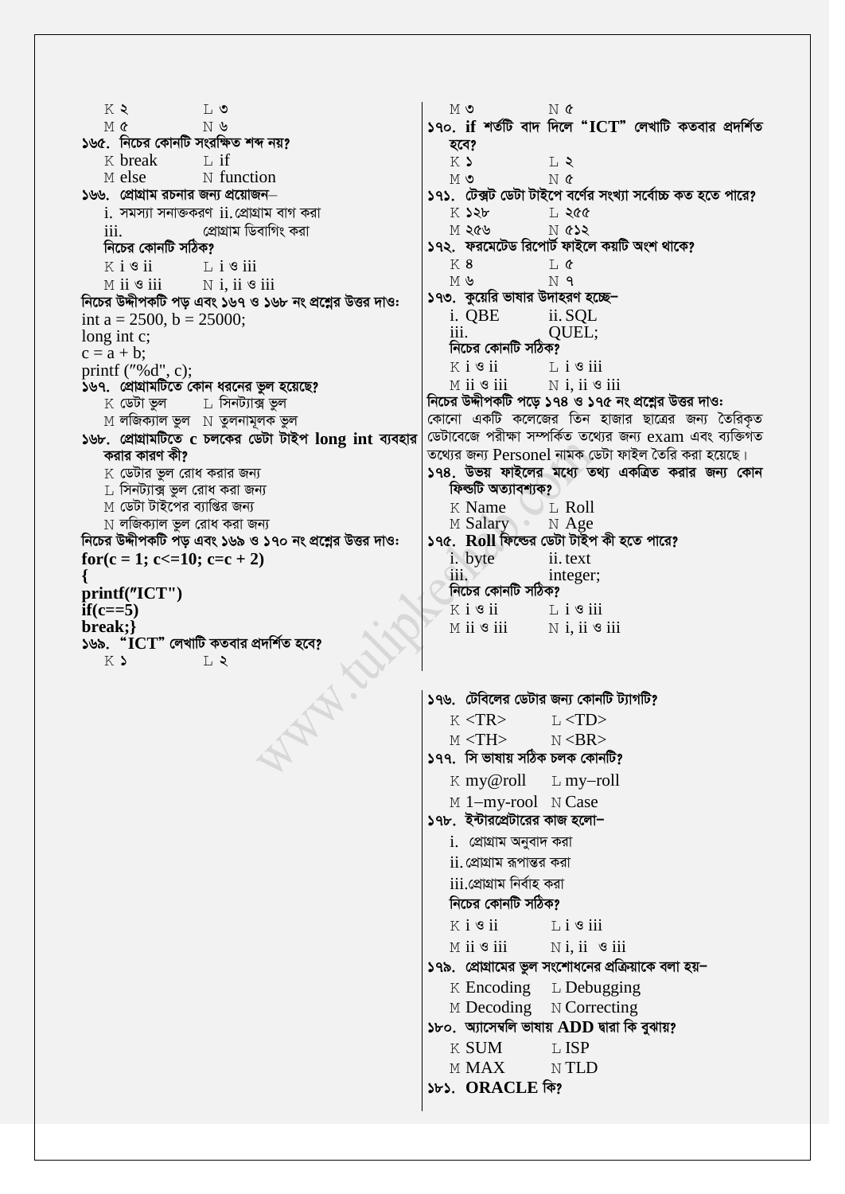K ২ L ৩

M ৫ N ৬

**১৬৫. নিচের কোনটি সংরক্ষিত শব্দ নয়?**

K break L if

M else N function

**১৬৬. প্রোগ্রাম রচনার জন্য প্রয়োজন–**

i. সমস্যা সনাক্তকরণ ii. প্রোগ্রাম বাগ করা

iii. প্রোগ্রাম ডিবাগিং করা

**নিচের কোনটি সঠিক?**

K i ও ii L i ও iii

M ii ও iii N i, ii ও iii

**নিচের উদ্দীপকটি পড় এবং ১৬৭ ও ১৬৮ নং প্রশ্নের উত্তর দাও:**

```
int a = 2500, b = 25000;
long int c;
c = a + b;
printf ("%d", c);
```

**১৬৭. প্রোগ্রামটিতে কোন ধরনের ভুল হয়েছে?**

K ডেটা ভুল L সিনট্যাক্স ভুল

M লজিক্যাল ভুল N তুলনামূলক ভুল

**১৬৮. প্রোগ্রামটিতে c চলকের ডেটা টাইপ long int ব্যবহার করার কারণ কী?**

K ডেটার ভুল রোধ করার জন্য

L সিনট্যাক্স ভুল রোধ করা জন্য

M ডেটা টাইপের ব্যাপ্তির জন্য

N লজিক্যাল ভুল রোধ করা জন্য

**নিচের উদ্দীপকটি পড় এবং ১৬৯ ও ১৭০ নং প্রশ্নের উত্তর দাও:**

```
for(c = 1; c<=10; c=c + 2)
{
printf("ICT")
if(c==5)
break;}
```

**১৬৯. "ICT" লেখাটি কতবার প্রদর্শিত হবে?**

K ১ L ২

M ৩ N ৫

**১৭০. if শর্তটি বাদ দিলে "ICT" লেখাটি কতবার প্রদর্শিত হবে?**

K ১ L ২

M ৩ N ৫

**১৭১. টেক্সট ডেটা টাইপে বর্ণের সংখ্যা সর্বোচ্চ কত হতে পারে?**

K ১২৮ L ২৫৫

M ২৫৬ N ৫১২

**১৭২. ফরমেটেড রিপোর্ট ফাইলে কয়টি অংশ থাকে?**

K ৪ L ৫

M ৬ N ৭

**১৭৩. কুয়েরি ভাষার উদাহরণ হচ্ছে–**

i. QBE ii. SQL

iii. QUEL;

**নিচের কোনটি সঠিক?**

K i ও ii L i ও iii

M ii ও iii N i, ii ও iii

**নিচের উদ্দীপকটি পড়ে ১৭৪ ও ১৭৫ নং প্রশ্নের উত্তর দাও:**

কোনো একটি কলেজের তিন হাজার ছাত্রের জন্য তৈরিকৃত ডেটাবেজে পরীক্ষা সম্পর্কিত তথ্যের জন্য exam এবং ব্যক্তিগত তথ্যের জন্য Personel নামক ডেটা ফাইল তৈরি করা হয়েছে।

**১৭৪. উভয় ফাইলের মধ্যে তথ্য একত্রিত করার জন্য কোন ফিল্ডটি অত্যাবশ্যক?**

K Name L Roll

M Salary N Age

**১৭৫. Roll ফিল্ডের ডেটা টাইপ কী হতে পারে?**

i. byte ii. text

iii. integer;

**নিচের কোনটি সঠিক?**

K i ও ii L i ও iii

M ii ও iii N i, ii ও iii

**১৭৬. টেবিলের ডেটার জন্য কোনটি ট্যাগটি?**

K <TR> L <TD>

M <TH> N <BR>

**১৭৭. সি ভাষায় সঠিক চলক কোনটি?**

K my@roll L my–roll

M 1–my-rool N Case

**১৭৮. ইন্টারপ্রেটারের কাজ হলো–**

i. প্রোগ্রাম অনুবাদ করা

ii. প্রোগ্রাম রূপান্তর করা

iii. প্রোগ্রাম নির্বাহ করা

**নিচের কোনটি সঠিক?**

K i ও ii L i ও iii

M ii ও iii N i, ii ও iii

**১৭৯. প্রোগ্রামের ভুল সংশোধনের প্রক্রিয়াকে বলা হয়–**

K Encoding L Debugging

M Decoding N Correcting

**১৮০. অ্যাসেম্বলি ভাষায় ADD দ্বারা কি বুঝায়?**

K SUM L ISP

M MAX N TLD

**১৮১. ORACLE কি?**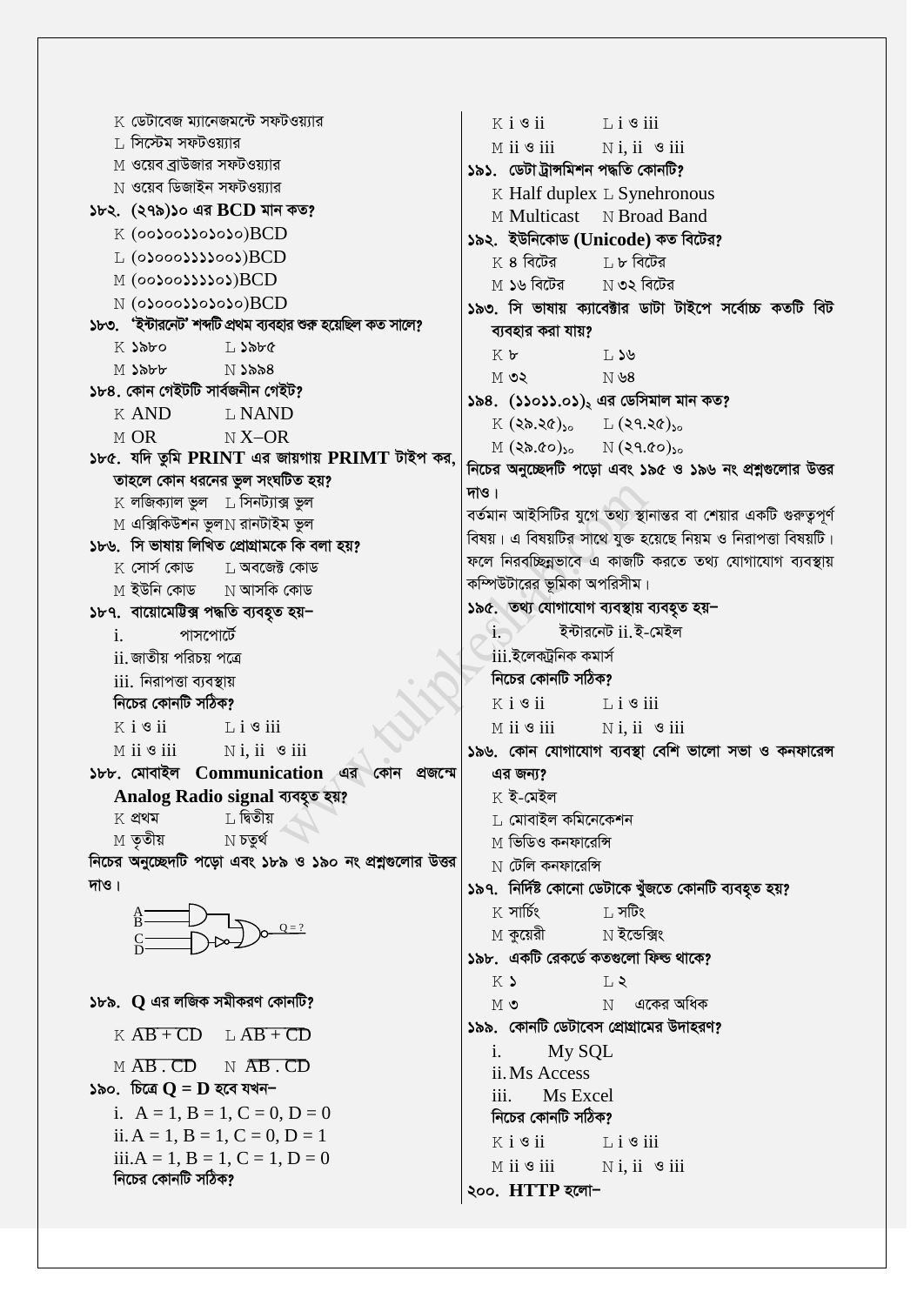K ডেটাবেজ ম্যানেজমন্টে সফটওয়্যার
L সিস্টেম সফটওয়্যার
M ওয়েব ব্রাউজার সফটওয়্যার
N ওয়েব ডিজাইন সফটওয়্যার

**১৮২. (২৭৯)১০ এর BCD মান কত?**
K (০০১০০১১০১০১০)BCD
L (০১০০০১১১১০০১)BCD
M (০০১০০১১১১০১)BCD
N (০১০০০১১০১০১০)BCD

**১৮৩. 'ইন্টারনেট' শব্দটি প্রথম ব্যবহার শুরু হয়েছিল কত সালে?**
K ১৯৮০ L ১৯৮৫
M ১৯৮৮ N ১৯৯৪

**১৮৪. কোন গেইটটি সার্বজনীন গেইট?**
K AND L NAND
M OR N X–OR

**১৮৫. যদি তুমি PRINT এর জায়গায় PRIMT টাইপ কর, তাহলে কোন ধরনের ভুল সংঘটিত হয়?**
K লজিক্যাল ভুল L সিনট্যাক্স ভুল
M এক্সিকিউশন ভুল N রানটাইম ভুল

**১৮৬. সি ভাষায় লিখিত প্রোগ্রামকে কি বলা হয়?**
K সোর্স কোড L অবজেক্ট কোড
M ইউনি কোড N আসকি কোড

**১৮৭. বায়োমেট্রিক্স পদ্ধতি ব্যবহৃত হয়–**
i. পাসপোর্টে
ii. জাতীয় পরিচয় পত্রে
iii. নিরাপত্তা ব্যবস্থায়
নিচের কোনটি সঠিক?
K i ও ii L i ও iii
M ii ও iii N i, ii ও iii

**১৮৮. মোবাইল Communication এর কোন প্রজন্মে Analog Radio signal ব্যবহৃত হয়?**
K প্রথম L দ্বিতীয়
M তৃতীয় N চতুর্থ

**নিচের অনুচ্ছেদটি পড়ো এবং ১৮৯ ও ১৯০ নং প্রশ্নগুলোর উত্তর দাও।**

(চিত্র: A, B → AND; C, D → AND → NOT; দুটি আউটপুট → NOR → Q = ?)

**১৮৯. Q এর লজিক সমীকরণ কোনটি?**
K $\overline{AB + CD}$ L $\overline{AB + \overline{CD}}$
M $\overline{AB \cdot CD}$ N $\overline{AB \cdot \overline{CD}}$

**১৯০. চিত্রে Q = D হবে যখন–**
i. A = 1, B = 1, C = 0, D = 0
ii. A = 1, B = 1, C = 0, D = 1
iii. A = 1, B = 1, C = 1, D = 0
নিচের কোনটি সঠিক?
K i ও ii L i ও iii
M ii ও iii N i, ii ও iii

**১৯১. ডেটা ট্রান্সমিশন পদ্ধতি কোনটি?**
K Half duplex L Synehronous
M Multicast N Broad Band

**১৯২. ইউনিকোড (Unicode) কত বিটের?**
K ৪ বিটের L ৮ বিটের
M ১৬ বিটের N ৩২ বিটের

**১৯৩. সি ভাষায় ক্যারেক্টার ডাটা টাইপে সর্বোচ্চ কতটি বিট ব্যবহার করা যায়?**
K ৮ L ১৬
M ৩২ N ৬৪

**১৯৪. $(১১০১১.০১)_২$ এর ডেসিমাল মান কত?**
K $(২৯.২৫)_{১০}$ L $(২৭.২৫)_{১০}$
M $(২৯.৫০)_{১০}$ N $(২৭.৫০)_{১০}$

**নিচের অনুচ্ছেদটি পড়ো এবং ১৯৫ ও ১৯৬ নং প্রশ্নগুলোর উত্তর দাও।**
বর্তমান আইসিটির যুগে তথ্য স্থানান্তর বা শেয়ার একটি গুরুত্বপূর্ণ বিষয়। এ বিষয়টির সাথে যুক্ত হয়েছে নিয়ম ও নিরাপত্তা বিষয়টি। ফলে নিরবচ্ছিন্নভাবে এ কাজটি করতে তথ্য যোগাযোগ ব্যবস্থায় কম্পিউটারের ভূমিকা অপরিসীম।

**১৯৫. তথ্য যোগাযোগ ব্যবস্থায় ব্যবহৃত হয়–**
i. ইন্টারনেট ii. ই-মেইল
iii. ইলেকট্রনিক কমার্স
নিচের কোনটি সঠিক?
K i ও ii L i ও iii
M ii ও iii N i, ii ও iii

**১৯৬. কোন যোগাযোগ ব্যবস্থা বেশি ভালো সভা ও কনফারেন্স এর জন্য?**
K ই-মেইল
L মোবাইল কমিনেকেশন
M ভিডিও কনফারেন্সি
N টেলি কনফারেন্সি

**১৯৭. নির্দিষ্ট কোনো ডেটাকে খুঁজতে কোনটি ব্যবহৃত হয়?**
K সার্চিং L সটিং
M কুয়েরী N ইন্ডেক্সিং

**১৯৮. একটি রেকর্ডে কতগুলো ফিল্ড থাকে?**
K ১ L ২
M ৩ N একের অধিক

**১৯৯. কোনটি ডেটাবেস প্রোগ্রামের উদাহরণ?**
i. My SQL
ii. Ms Access
iii. Ms Excel
নিচের কোনটি সঠিক?
K i ও ii L i ও iii
M ii ও iii N i, ii ও iii

**২০০. HTTP হলো–**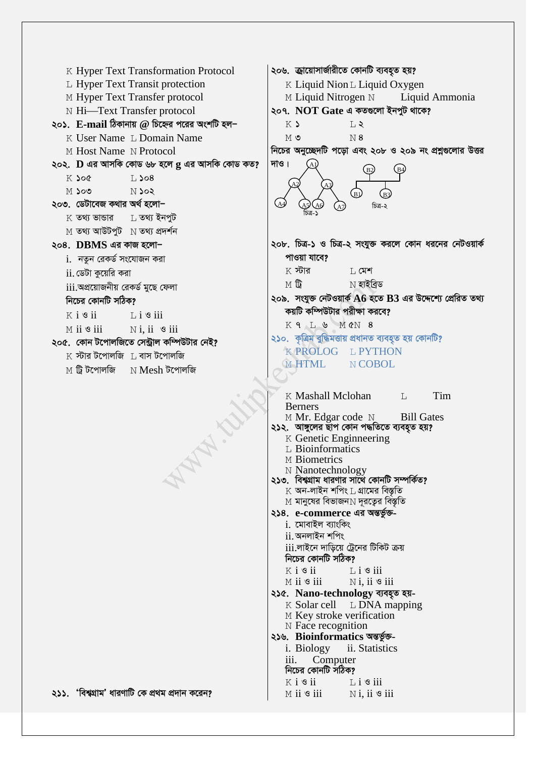K Hyper Text Transformation Protocol
L Hyper Text Transit protection
M Hyper Text Transfer protocol
N Hi—Text Transfer protocol

২০১. **E-mail** ঠিকানায় **@** চিহ্নের পরের অংশটি হল–
K User Name L Domain Name
M Host Name N Protocol

২০২. **D** এর আসকি কোড ৬৮ হলে **g** এর আসকি কোড কত?
K ১০৫ L ১০৪
M ১০৩ N ১০২

২০৩. ডেটাবেজ কথার অর্থ হলো–
K তথ্য ভান্ডার L তথ্য ইনপুট
M তথ্য আউটপুট N তথ্য প্রদর্শন

২০৪. **DBMS** এর কাজ হলো–
i. নতুন রেকর্ড সংযোজন করা
ii. ডেটা কুয়েরি করা
iii. অপ্রয়োজনীয় রেকর্ড মুছে ফেলা
নিচের কোনটি সঠিক?
K i ও ii L i ও iii
M ii ও iii N i, ii ও iii

২০৫. কোন টপোলজিতে সেন্ট্রাল কম্পিউটার নেই?
K স্টার টপোলজি L বাস টপোলজি
M ট্রি টপোলজি N Mesh টপোলজি

২১১. 'বিশ্বগ্রাম' ধারণাটি কে প্রথম প্রদান করেন?
K Mashall Mclohan L Tim Berners
M Mr. Edgar code N Bill Gates

২০৬. ক্রায়োসার্জারীতে কোনটি ব্যবহৃত হয়?
K Liquid Nion L Liquid Oxygen
M Liquid Nitrogen N Liquid Ammonia

২০৭. **NOT Gate** এ কতগুলো ইনপুট থাকে?
K ১ L ২
M ৩ N ৪

নিচের অনুচ্ছেদটি পড়ো এবং ২০৮ ও ২০৯ নং প্রশ্নগুলোর উত্তর দাও।

চিত্র-১: A1 থেকে A2 ও A3; A2 থেকে A4, A5; A3 থেকে A6, A7
চিত্র-২: B1, B2, B3, B4

২০৮. চিত্র-১ ও চিত্র-২ সংযুক্ত করলে কোন ধরনের নেটওয়ার্ক পাওয়া যাবে?
K স্টার L মেশ
M ট্রি N হাইব্রিড

২০৯. সংযুক্ত নেটওয়ার্ক **A6** হতে **B3** এর উদ্দেশ্যে প্রেরিত তথ্য কয়টি কম্পিউটার পরীক্ষা করবে?
K ৭ L ৬ M ৫ N ৪

২১০. কৃত্রিম বুদ্ধিমত্তায় প্রধানত ব্যবহৃত হয় কোনটি?
K PROLOG L PYTHON
M HTML N COBOL

২১২. আঙ্গুলের ছাপ কোন পদ্ধতিতে ব্যবহৃত হয়?
K Genetic Enginneering
L Bioinformatics
M Biometrics
N Nanotechnology

২১৩. বিশ্বগ্রাম ধারণার সাথে কোনটি সম্পর্কিত?
K অন-লাইন শপিং L গ্রামের বিস্তৃতি
M মানুষের বিভাজন N দূরত্বের বিস্তৃতি

২১৪. **e-commerce** এর অন্তর্ভুক্ত-
i. মোবাইল ব্যাংকিং
ii. অনলাইন শপিং
iii. লাইনে দাড়িয়ে ট্রেনের টিকিট ক্রয়
নিচের কোনটি সঠিক?
K i ও ii L i ও iii
M ii ও iii N i, ii ও iii

২১৫. **Nano-technology** ব্যবহৃত হয়-
K Solar cell L DNA mapping
M Key stroke verification
N Face recognition

২১৬. **Bioinformatics** অন্তর্ভুক্ত-
i. Biology ii. Statistics
iii. Computer
নিচের কোনটি সঠিক?
K i ও ii L i ও iii
M ii ও iii N i, ii ও iii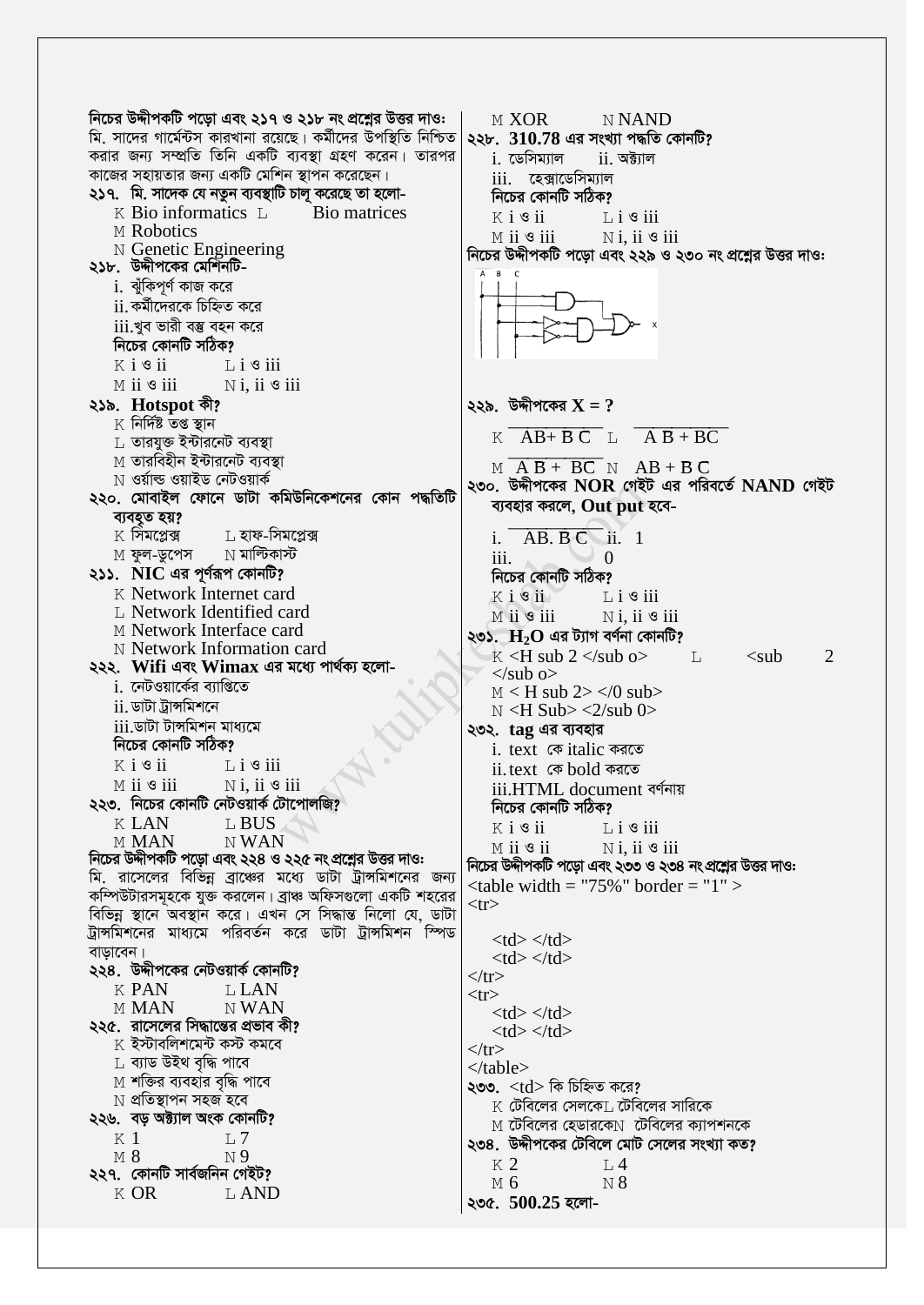নিচের উদ্দীপকটি পড়ো এবং ২১৭ ও ২১৮ নং প্রশ্নের উত্তর দাও:
মি. সাদের গার্মেন্টস কারখানা রয়েছে। কর্মীদের উপস্থিতি নিশ্চিত করার জন্য সম্প্রতি তিনি একটি ব্যবস্থা গ্রহণ করেন। তারপর কাজের সহায়তার জন্য একটি মেশিন স্থাপন করেছেন।

**২১৭. মি. সাদেক যে নতুন ব্যবস্থাটি চালু করেছে তা হলো-**
K Bio informatics L Bio matrices
M Robotics
N Genetic Engineering

**২১৮. উদ্দীপকের মেশিনটি-**
i. ঝুঁকিপূর্ণ কাজ করে
ii. কর্মীদেরকে চিহ্নিত করে
iii. খুব ভারী বস্তু বহন করে
নিচের কোনটি সঠিক?
K i ও ii L i ও iii
M ii ও iii N i, ii ও iii

**২১৯. Hotspot কী?**
K নির্দিষ্ট তপ্ত স্থান
L তারযুক্ত ইন্টারনেট ব্যবস্থা
M তারবিহীন ইন্টারনেট ব্যবস্থা
N ওয়ার্ল্ড ওয়াইড নেটওয়ার্ক

**২২০. মোবাইল ফোনে ডাটা কমিউনিকেশনের কোন পদ্ধতিটি ব্যবহৃত হয়?**
K সিমপ্লেক্স L হাফ-সিমপ্লেক্স
M ফুল-ডুপেস N মাল্টিকাস্ট

**২২১. NIC এর পূর্ণরূপ কোনটি?**
K Network Internet card
L Network Identified card
M Network Interface card
N Network Information card

**২২২. Wifi এবং Wimax এর মধ্যে পার্থক্য হলো-**
i. নেটওয়ার্কের ব্যাপ্তিতে
ii. ডাটা ট্রান্সমিশনে
iii. ডাটা টান্সমিশন মাধ্যমে
নিচের কোনটি সঠিক?
K i ও ii L i ও iii
M ii ও iii N i, ii ও iii

**২২৩. নিচের কোনটি নেটওয়ার্ক টোপোলজি?**
K LAN L BUS
M MAN N WAN

নিচের উদ্দীপকটি পড়ো এবং ২২৪ ও ২২৫ নং প্রশ্নের উত্তর দাও:
মি. রাসেলের বিভিন্ন ব্রাঞ্চের মধ্যে ডাটা ট্রান্সমিশনের জন্য কম্পিউটারসমূহকে যুক্ত করলেন। ব্রাঞ্চ অফিসগুলো একটি শহরের বিভিন্ন স্থানে অবস্থান করে। এখন সে সিদ্ধান্ত নিলো যে, ডাটা ট্রান্সমিশনের মাধ্যমে পরিবর্তন করে ডাটা ট্রান্সমিশন স্পিড বাড়াবেন।

**২২৪. উদ্দীপকের নেটওয়ার্ক কোনটি?**
K PAN L LAN
M MAN N WAN

**২২৫. রাসেলের সিদ্ধান্তের প্রভাব কী?**
K ইস্টাবলিশমেন্ট কস্ট কমবে
L ব্যাড উইথ বৃদ্ধি পাবে
M শক্তির ব্যবহার বৃদ্ধি পাবে
N প্রতিস্থাপন সহজ হবে

**২২৬. বড় অক্ট্যাল অংক কোনটি?**
K 1 L 7
M 8 N 9

**২২৭. কোনটি সার্বজনিন গেইট?**
K OR L AND
M XOR N NAND

**২২৮. 310.78 এর সংখ্যা পদ্ধতি কোনটি?**
i. ডেসিম্যাল ii. অক্ট্যাল
iii. হেক্সাডেসিম্যাল
নিচের কোনটি সঠিক?
K i ও ii L i ও iii
M ii ও iii N i, ii ও iii

নিচের উদ্দীপকটি পড়ো এবং ২২৯ ও ২৩০ নং প্রশ্নের উত্তর দাও:

[Logic circuit: inputs A, B, C; AND gate, NOT gates, AND gate, NOR gate; output X]

**২২৯. উদ্দীপকের X = ?**
K $\overline{AB + \overline{B}C}$ L $\overline{A\overline{B} + BC}$
M $\overline{A\overline{B} + \overline{B}C}$ N $AB + \overline{B}C$

**২৩০. উদ্দীপকের NOR গেইট এর পরিবর্তে NAND গেইট ব্যবহার করলে, Out put হবে-**
i. $\overline{AB.\overline{B}C}$ ii. 1
iii. 0
নিচের কোনটি সঠিক?
K i ও ii L i ও iii
M ii ও iii N i, ii ও iii

**২৩১. $H_2O$ এর ট্যাগ বর্ণনা কোনটি?**
K <H sub 2 </sub o> L <sub 2 </sub o>
M < H sub 2> </0 sub>
N <H Sub> <2/sub 0>

**২৩২. tag এর ব্যবহার**
i. text কে italic করতে
ii. text কে bold করতে
iii. HTML document বর্ণনায়
নিচের কোনটি সঠিক?
K i ও ii L i ও iii
M ii ও ii N i, ii ও iii

নিচের উদ্দীপকটি পড়ো এবং ২৩৩ ও ২৩৪ নং প্রশ্নের উত্তর দাও:

```
<table width = "75%" border = "1" >
<tr>
   <td> </td>
   <td> </td>
</tr>
<tr>
   <td> </td>
   <td> </td>
</tr>
</table>
```

**২৩৩. <td> কি চিহ্নিত করে?**
K টেবিলের সেলকে L টেবিলের সারিকে
M টেবিলের হেডারকে N টেবিলের ক্যাপশনকে

**২৩৪. উদ্দীপকের টেবিলে মোট সেলের সংখ্যা কত?**
K 2 L 4
M 6 N 8

**২৩৫. 500.25 হলো-**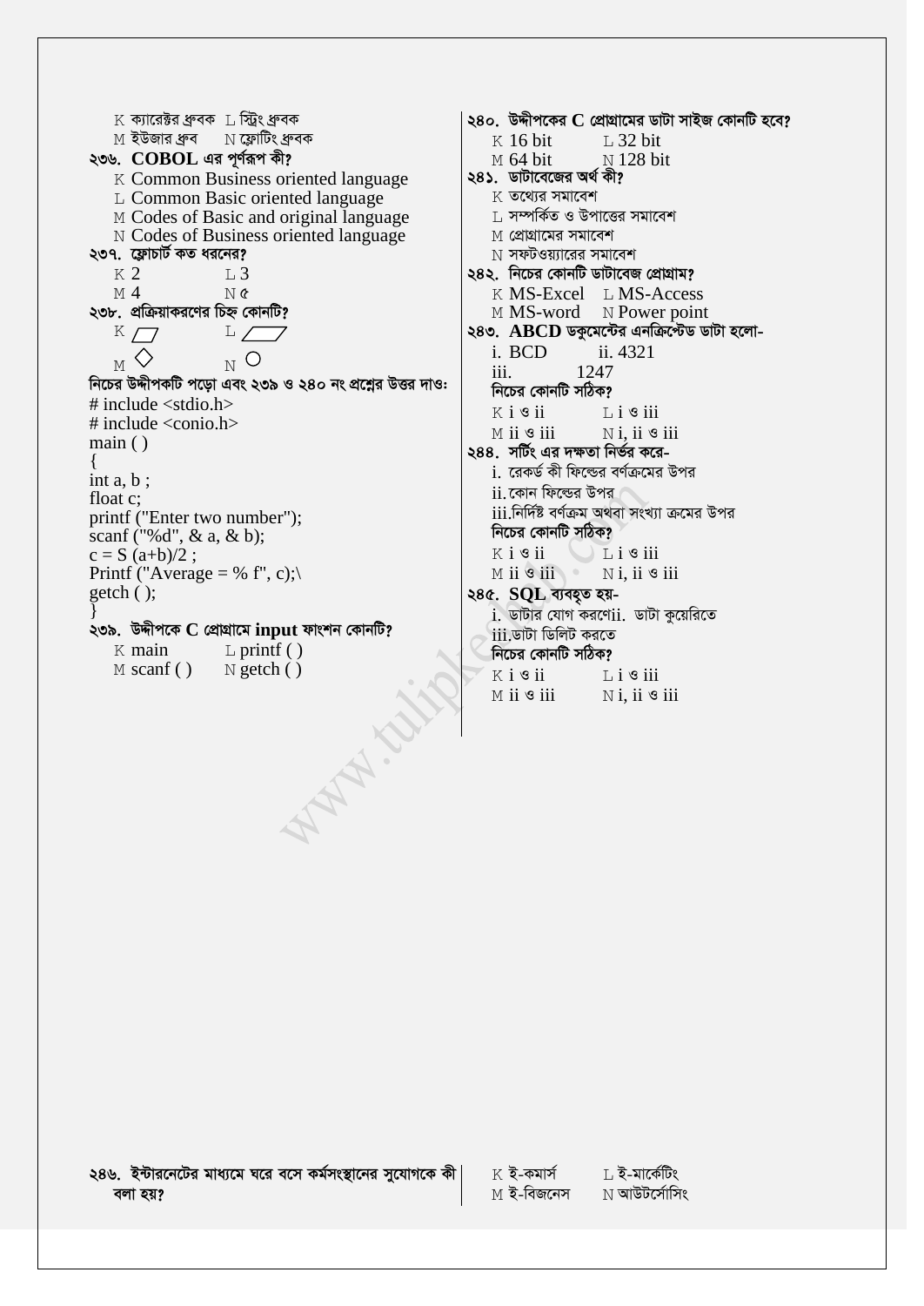K ক্যারেক্টর ধ্রুবক L স্ট্রিং ধ্রুবক
M ইউজার ধ্রুব N ফ্লোটিং ধ্রুবক

২৩৬. **COBOL** এর পূর্ণরূপ কী?
K Common Business oriented language
L Common Basic oriented language
M Codes of Basic and original language
N Codes of Business oriented language

২৩৭. ফ্লোচার্ট কত ধরনের?
K 2 L 3
M 4 N ৫

২৩৮. প্রক্রিয়াকরণের চিহ্ন কোনটি?
K ▱ L ▱
M ◇ N ○

নিচের উদ্দীপকটি পড়ো এবং ২৩৯ ও ২৪০ নং প্রশ্নের উত্তর দাওঃ

```
# include <stdio.h>
# include <conio.h>
main ( )
{
int a, b ;
float c;
printf ("Enter two number");
scanf ("%d", & a, & b);
c = S (a+b)/2 ;
Printf ("Average = % f", c);\
getch ( );
}
```

২৩৯. উদ্দীপকে **C** প্রোগ্রামে **input** ফাংশন কোনটি?
K main L printf ( )
M scanf ( ) N getch ( )

২৪০. উদ্দীপকের **C** প্রোগ্রামের ডাটা সাইজ কোনটি হবে?
K 16 bit L 32 bit
M 64 bit N 128 bit

২৪১. ডাটাবেজের অর্থ কী?
K তথ্যের সমাবেশ
L সম্পর্কিত ও উপাত্তের সমাবেশ
M প্রোগ্রামের সমাবেশ
N সফটওয়্যারের সমাবেশ

২৪২. নিচের কোনটি ডাটাবেজ প্রোগ্রাম?
K MS-Excel L MS-Access
M MS-word N Power point

২৪৩. **ABCD** ডকুমেন্টের এনক্রিপ্টেড ডাটা হলো-
i. BCD ii. 4321
iii. 1247
নিচের কোনটি সঠিক?
K i ও ii L i ও iii
M ii ও iii N i, ii ও iii

২৪৪. সর্টিং এর দক্ষতা নির্ভর করে-
i. রেকর্ড কী ফিল্ডের বর্ণক্রমের উপর
ii. কোন ফিল্ডের উপর
iii. নির্দিষ্ট বর্ণক্রম অথবা সংখ্যা ক্রমের উপর
নিচের কোনটি সঠিক?
K i ও ii L i ও iii
M ii ও iii N i, ii ও iii

২৪৫. **SQL** ব্যবহৃত হয়-
i. ডাটার যোগ করণে ii. ডাটা কুয়েরিতে
iii. ডাটা ডিলিট করতে
নিচের কোনটি সঠিক?
K i ও ii L i ও iii
M ii ও iii N i, ii ও iii

২৪৬. ইন্টারনেটের মাধ্যমে ঘরে বসে কর্মসংস্থানের সুযোগকে কী বলা হয়?
K ই-কমার্স L ই-মার্কেটিং
M ই-বিজনেস N আউটসোর্সিং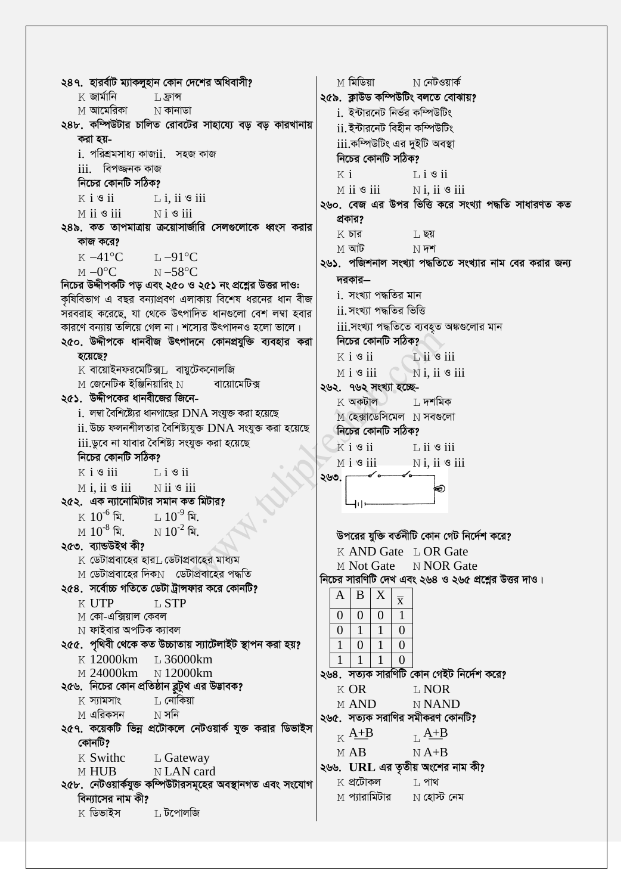২৪৭. হারর্বাট ম্যাকলুহান কোন দেশের অধিবাসী?

K জার্মানি　　L ফ্রান্স

M আমেরিকা　　N কানাডা

২৪৮. কম্পিউটার চালিত রোবটের সাহায্যে বড় বড় কারখানায় করা হয়-

i. পরিশ্রমসাধ্য কাজ　ii. সহজ কাজ

iii. বিপজ্জনক কাজ

নিচের কোনটি সঠিক?

K i ও ii　　L i, ii ও iii

M ii ও iii　　N i ও iii

২৪৯. কত তাপমাত্রায় ক্রয়োসার্জারি সেলগুলোকে ধ্বংস করার কাজ করে?

K $-41°C$　　L $-91°C$

M $-0°C$　　N $-58°C$

নিচের উদ্দীপকটি পড় এবং ২৫০ ও ২৫১ নং প্রশ্নের উত্তর দাওঃ

কৃষিবিভাগ এ বছর বন্যাপ্রবণ এলাকায় বিশেষ ধরনের ধান বীজ সরবরাহ করেছে, যা থেকে উৎপাদিত ধানগুলো বেশ লম্বা হবার কারণে বন্যায় তলিয়ে গেল না। শস্যের উৎপাদনও হলো ভালো।

২৫০. উদ্দীপকে ধানবীজ উৎপাদনে কোনপ্রযুক্তি ব্যবহার করা হয়েছে?

K বায়োইনফরমেটিক্স　L বায়ুটেকনোলজি

M জেনেটিক ইঞ্জিনিয়ারিং　N বায়োমেটিক্স

২৫১. উদ্দীপকের ধানবীজের জিনে-

i. লম্বা বৈশিষ্ট্যের ধানগাছের DNA সংযুক্ত করা হয়েছে

ii. উচ্চ ফলনশীলতার বৈশিষ্ট্যযুক্ত DNA সংযুক্ত করা হয়েছে

iii. ডুবে না যাবার বৈশিষ্ট্য সংযুক্ত করা হয়েছে

নিচের কোনটি সঠিক?

K i ও iii　　L i ও ii

M i, ii ও iii　　N ii ও iii

২৫২. এক ন্যানোমিটার সমান কত মিটার?

K $10^{-6}$ মি.　　L $10^{-9}$ মি.

M $10^{-8}$ মি.　　N $10^{-2}$ মি.

২৫৩. ব্যান্ডউইথ কী?

K ডেটাপ্রবাহের হার　L ডেটাপ্রবাহের মাধ্যম

M ডেটাপ্রবাহের দিক　N ডেটাপ্রবাহের পদ্ধতি

২৫৪. সর্বোচ্চ গতিতে ডেটা ট্রান্সফার করে কোনটি?

K UTP　　L STP

M কো-এক্সিয়াল কেবল

N ফাইবার অপটিক ক্যাবল

২৫৫. পৃথিবী থেকে কত উচ্চাতায় স্যাটেলাইট স্থাপন করা হয়?

K 12000km　　L 36000km

M 24000km　　N 12000km

২৫৬. নিচের কোন প্রতিষ্ঠান ব্লুটুথ এর উদ্ভাবক?

K স্যামসাং　　L নোকিয়া

M এরিকসন　　N সনি

২৫৭. কয়েকটি ভিন্ন প্রটোকলে নেটওয়ার্ক যুক্ত করার ডিভাইস কোনটি?

K Swithc　　L Gateway

M HUB　　N LAN card

২৫৮. নেটওয়ার্কযুক্ত কম্পিউটারসমূহের অবস্থানগত এবং সংযোগ বিন্যাসের নাম কী?

K ডিভাইস　　L টপোলজি

M মিডিয়া　　N নেটওয়ার্ক

২৫৯. ক্লাউড কম্পিউটিং বলতে বোঝায়?

i. ইন্টারনেট নির্ভর কম্পিউটিং

ii. ইন্টারনেট বিহীন কম্পিউটিং

iii. কম্পিউটিং এর দুইটি অবস্থা

নিচের কোনটি সঠিক?

K i　　L i ও ii

M ii ও iii　　N i, ii ও iii

২৬০. বেজ এর উপর ভিত্তি করে সংখ্যা পদ্ধতি সাধারণত কত প্রকার?

K চার　　L ছয়

M আট　　N দশ

২৬১. পজিশনাল সংখ্যা পদ্ধতিতে সংখ্যার নাম বের করার জন্য দরকার—

i. সংখ্যা পদ্ধতির মান

ii. সংখ্যা পদ্ধতির ভিত্তি

iii. সংখ্যা পদ্ধতিতে ব্যবহৃত অঙ্কগুলোর মান

নিচের কোনটি সঠিক?

K i ও ii　　L ii ও iii

M i ও iii　　N i, ii ও iii

২৬২. ৭৬২ সংখ্যা হচ্ছে-

K অকটাল　　L দশমিক

M হেক্সাডেসিমেল　N সবগুলো

নিচের কোনটি সঠিক?

K i ও ii　　L ii ও iii

M i ও iii　　N i, ii ও iii

২৬৩.

উপরের যুক্তি বর্তনীটি কোন গেট নির্দেশ করে?

K AND Gate　L OR Gate

M Not Gate　N NOR Gate

নিচের সারণিটি দেখ এবং ২৬৪ ও ২৬৫ প্রশ্নের উত্তর দাও।

| A | B | X | $\overline{x}$ |
|---|---|---|---|
| 0 | 0 | 0 | 1 |
| 0 | 1 | 1 | 0 |
| 1 | 0 | 1 | 0 |
| 1 | 1 | 1 | 0 |

২৬৪. সত্যক সারণিটি কোন গেইট নির্দেশ করে?

K OR　　L NOR

M AND　　N NAND

২৬৫. সত্যক সরাণির সমীকরণ কোনটি?

K $\overline{A+B}$　　L $\overline{A+B}$

M AB　　N A+B

২৬৬. URL এর তৃতীয় অংশের নাম কী?

K প্রটোকল　　L পাথ

M প্যারামিটার　N হোস্ট নেম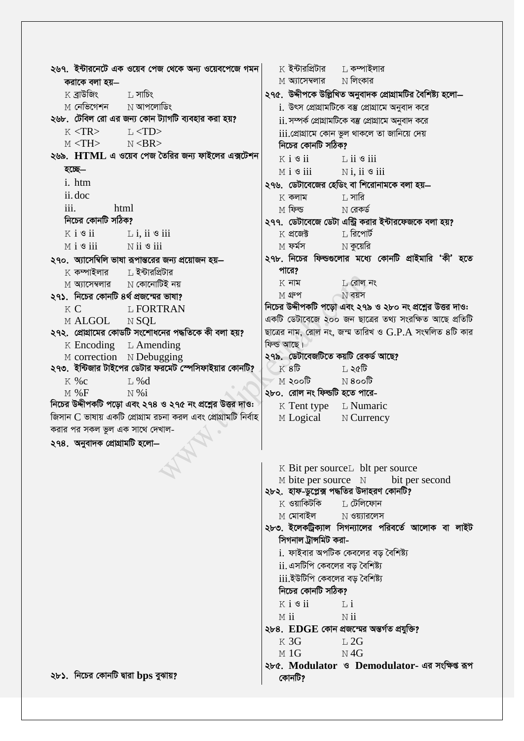২৬৭. ইন্টারনেটে এক ওয়েব পেজ থেকে অন্য ওয়েবপেজে গমন করাকে বলা হয়–

K ব্রাউজিং L সার্চিং
M নেভিগেশন N আপলোডিং

২৬৮. টেবিল রো এর জন্য কোন ট্যাগটি ব্যবহার করা হয়?

K <TR> L <TD>
M <TH> N <BR>

২৬৯. **HTML** এ ওয়েব পেজ তৈরির জন্য ফাইলের এক্সটেশন হচ্ছে–

i. htm
ii. doc
iii. html

নিচের কোনটি সঠিক?

K i ও ii L i, ii ও iii
M i ও iii N ii ও iii

২৭০. অ্যাসেম্বিলি ভাষা রূপান্তরের জন্য প্রয়োজন হয়–

K কম্পাইলার L ইন্টারপ্রিটার
M অ্যাসেম্বলার N কোনোটিই নয়

২৭১. নিচের কোনটি ৪র্থ প্রজন্মের ভাষা?

K C L FORTRAN
M ALGOL N SQL

২৭২. প্রোগ্রামের কোডটি সংশোধনের পদ্ধতিকে কী বলা হয়?

K Encoding L Amending
M correction N Debugging

২৭৩. ইন্টিজার টাইপের ডেটার ফরমেট স্পেসিফাইয়ার কোনটি?

K %c L %d
M %F N %i

নিচের উদ্দীপকটি পড়ো এবং ২৭৪ ও ২৭৫ নং প্রশ্নের উত্তর দাওঃ
জিসান C ভাষায় একটি প্রোগ্রাম রচনা করল এবং প্রোগ্রামটি নির্বাহ করার পর সকল ভুল এক সাথে দেখাল-

২৭৪. অনুবাদক প্রোগ্রামটি হলো–

K ইন্টারপ্রিটার L কম্পাইলার
M অ্যাসেম্বলার N লিংকার

২৭৫. উদ্দীপকে উল্লিখিত অনুবাদক প্রোগ্রামটির বৈশিষ্ট্য হলো–

i. উৎস প্রোগ্রামটিকে বস্তু প্রোগ্রামে অনুবাদ করে
ii. সম্পর্ক প্রোগ্রামটিকে বস্তু প্রোগ্রামে অনুবাদ করে
iii. প্রোগ্রামে কোন ভুল থাকলে তা জানিয়ে দেয়

নিচের কোনটি সঠিক?

K i ও ii L ii ও iii
M i ও iii N i, ii ও iii

২৭৬. ডেটাবেজের হেডিং বা শিরোনামকে বলা হয়–

K কলাম L সারি
M ফিল্ড N রেকর্ড

২৭৭. ডেটাবেজে ডেটা এন্ট্রি করার ইন্টারফেজকে বলা হয়?

K প্রজেক্ট L রিপোর্ট
M ফর্মস N কুয়েরি

২৭৮. নিচের ফিল্ডগুলোর মধ্যে কোনটি প্রাইমারি 'কী' হতে পারে?

K নাম L রোল নং
M গ্রুপ N বয়স

নিচের উদ্দীপকটি পড়ো এবং ২৭৯ ও ২৮০ নং প্রশ্নের উত্তর দাওঃ
একটি ডেটাবেজে ২০০ জন ছাত্রের তথ্য সংরক্ষিত আছে প্রতিটি ছাত্রের নাম, রোল নং, জন্ম তারিখ ও G.P.A সংম্বলিত ৪টি কার ফিল্ড আছে।

২৭৯. ডেটাবেজটিতে কয়টি রেকর্ড আছে?

K ৪টি L ২৫টি
M ২০০টি N ৪০০টি

২৮০. রোল নং ফিল্ডটি হতে পারে-

K Tent type L Numaric
M Logical N Currency

২৮১. নিচের কোনটি দ্বারা bps বুঝায়?

K Bit per source L blt per source
M bite per source N bit per second

২৮২. হাফ-ডুপ্লেক্স পদ্ধতির উদাহরণ কোনটি?

K ওয়াকিটকি L টেলিফোন
M মোবাইল N ওয়্যারলেস

২৮৩. ইলেকট্রিক্যাল সিগন্যালের পরিবর্তে আলোক বা লাইট সিগনাল ট্রান্সমিট করা-

i. ফাইবার অপটিক কেবলের বড় বৈশিষ্ট্য
ii. এসটিপি কেবলের বড় বৈশিষ্ট্য
iii. ইউটিপি কেবলের বড় বৈশিষ্ট্য

নিচের কোনটি সঠিক?

K i ও ii L i
M ii N ii

২৮৪. **EDGE** কোন প্রজন্মের অন্তর্গত প্রযুক্তি?

K 3G L 2G
M 1G N 4G

২৮৫. **Modulator** ও **Demodulator**- এর সংক্ষিপ্ত রূপ কোনটি?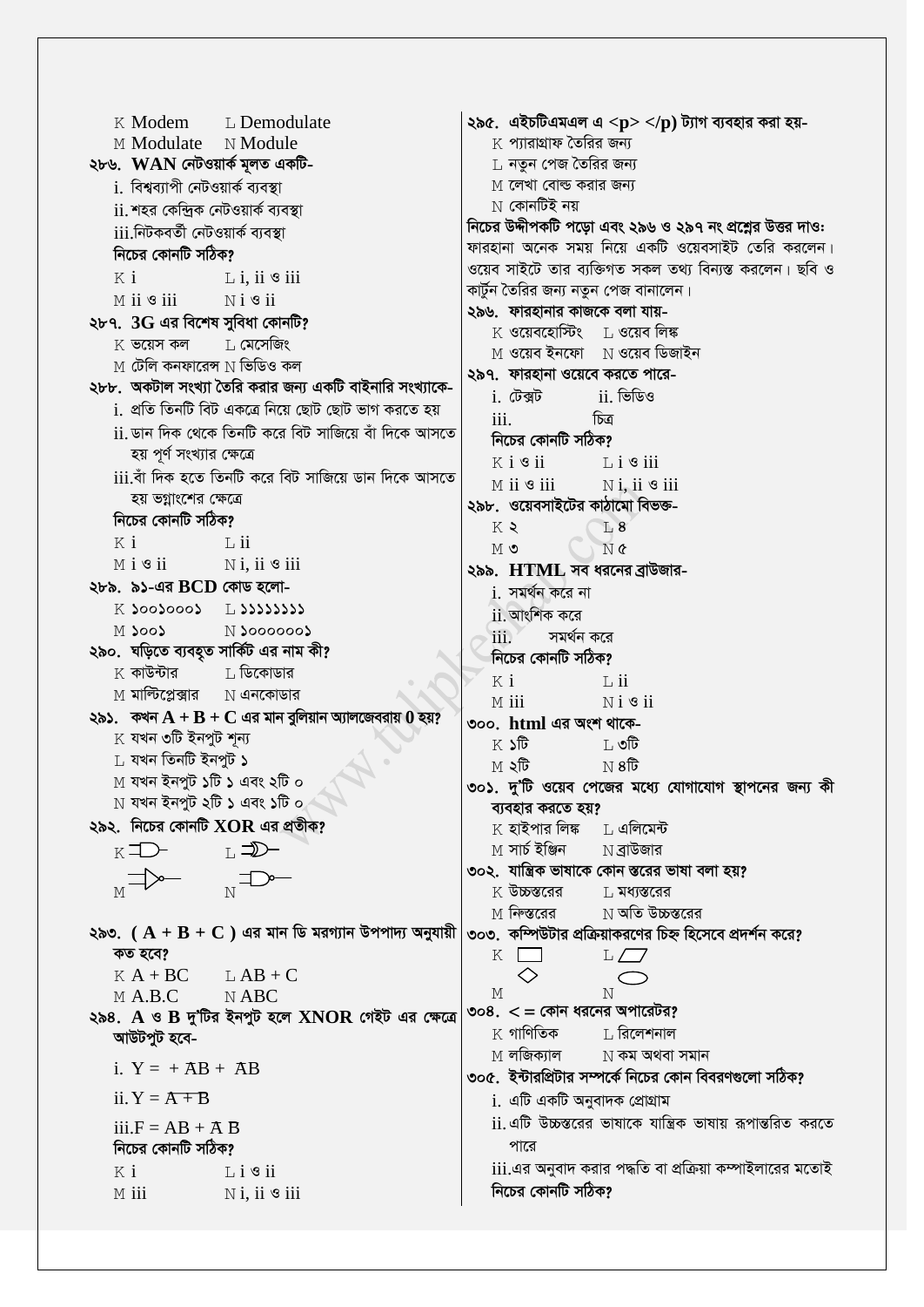K Modem  L Demodulate
M Modulate  N Module

**২৮৬. WAN নেটওয়ার্ক মূলত একটি-**
i. বিশ্বব্যাপী নেটওয়ার্ক ব্যবস্থা
ii. শহর কেন্দ্রিক নেটওয়ার্ক ব্যবস্থা
iii. নিটকবর্তী নেটওয়ার্ক ব্যবস্থা
**নিচের কোনটি সঠিক?**
K i  L i, ii ও iii
M ii ও iii  N i ও ii

**২৮৭. 3G এর বিশেষ সুবিধা কোনটি?**
K ভয়েস কল  L মেসেজিং
M টেলি কনফারেন্স  N ভিডিও কল

**২৮৮. অকটাল সংখ্যা তৈরি করার জন্য একটি বাইনারি সংখ্যাকে-**
i. প্রতি তিনটি বিট একত্রে নিয়ে ছোট ছোট ভাগ করতে হয়
ii. ডান দিক থেকে তিনটি করে বিট সাজিয়ে বাঁ দিকে আসতে হয় পূর্ণ সংখ্যার ক্ষেত্রে
iii. বাঁ দিক হতে তিনটি করে বিট সাজিয়ে ডান দিকে আসতে হয় ভগ্নাংশের ক্ষেত্রে
**নিচের কোনটি সঠিক?**
K i  L ii
M i ও ii  N i, ii ও iii

**২৮৯. ৯১-এর BCD কোড হলো-**
K ১০০১০০০১  L ১১১১১১১১
M ১০০১  N ১০০০০০০১

**২৯০. ঘড়িতে ব্যবহৃত সার্কিট এর নাম কী?**
K কাউন্টার  L ডিকোডার
M মাল্টিপ্লেক্সার  N এনকোডার

**২৯১. কখন A + B + C এর মান বুলিয়ান অ্যালজেবরায় 0 হয়?**
K যখন ৩টি ইনপুট শূন্য
L যখন তিনটি ইনপুট ১
M যখন ইনপুট ১টি ১ এবং ২টি ০
N যখন ইনপুট ২টি ১ এবং ১টি ০

**২৯২. নিচের কোনটি XOR এর প্রতীক?**
K [AND gate symbol]  L [XOR gate symbol]
M [NOT gate symbol]  N [NAND gate symbol]

**২৯৩. ( A + B + C ) এর মান ডি মরগ্যান উপপাদ্য অনুযায়ী কত হবে?**
K A + BC  L AB + C
M A.B.C  N ABC

**২৯৪. A ও B দু'টির ইনপুট হলে XNOR গেইট এর ক্ষেত্রে আউটপুট হবে-**
i. $Y = +\overline{A}B + A\overline{B}$
ii. $Y = \overline{A + B}$
iii. $F = AB + \overline{A}\,\overline{B}$
**নিচের কোনটি সঠিক?**
K i  L i ও ii
M iii  N i, ii ও iii

**২৯৫. এইচটিএমএল এ <p> </p) ট্যাগ ব্যবহার করা হয়-**
K প্যারাগ্রাফ তৈরির জন্য
L নতুন পেজ তৈরির জন্য
M লেখা বোল্ড করার জন্য
N কোনটিই নয়

**নিচের উদ্দীপকটি পড়ো এবং ২৯৬ ও ২৯৭ নং প্রশ্নের উত্তর দাও:**
ফারহানা অনেক সময় নিয়ে একটি ওয়েবসাইট তেরি করলেন। ওয়েব সাইটে তার ব্যক্তিগত সকল তথ্য বিন্যস্ত করলেন। ছবি ও কার্টুন তৈরির জন্য নতুন পেজ বানালেন।

**২৯৬. ফারহানার কাজকে বলা যায়-**
K ওয়েবহোস্টিং  L ওয়েব লিঙ্ক
M ওয়েব ইনফো  N ওয়েব ডিজাইন

**২৯৭. ফারহানা ওয়েবে করতে পারে-**
i. টেক্সট  ii. ভিডিও
iii. চিত্র
**নিচের কোনটি সঠিক?**
K i ও ii  L i ও iii
M ii ও iii  N i, ii ও iii

**২৯৮. ওয়েবসাইটের কাঠামো বিভক্ত-**
K ২  L ৪
M ৩  N ৫

**২৯৯. HTML সব ধরনের ব্রাউজার-**
i. সমর্থন করে না
ii. আংশিক করে
iii. সমর্থন করে
**নিচের কোনটি সঠিক?**
K i  L ii
M iii  N i ও ii

**৩০০. html এর অংশ থাকে-**
K ১টি  L ৩টি
M ২টি  N ৪টি

**৩০১. দু'টি ওয়েব পেজের মধ্যে যোগাযোগ স্থাপনের জন্য কী ব্যবহার করতে হয়?**
K হাইপার লিঙ্ক  L এলিমেন্ট
M সার্চ ইঞ্জিন  N ব্রাউজার

**৩০২. যান্ত্রিক ভাষাকে কোন স্তরের ভাষা বলা হয়?**
K উচ্চস্তরের  L মধ্যস্তরের
M নিম্নস্তরের  N অতি উচ্চস্তরের

**৩০৩. কম্পিউটার প্রক্রিয়াকরণের চিহ্ন হিসেবে প্রদর্শন করে?**
K [আয়তক্ষেত্র]  L [সামান্তরিক]
M [রম্বস]  N [উপবৃত্ত]

**৩০৪. < = কোন ধরনের অপারেটর?**
K গাণিতিক  L রিলেশনাল
M লজিক্যাল  N কম অথবা সমান

**৩০৫. ইন্টারপ্রিটার সম্পর্কে নিচের কোন বিবরণগুলো সঠিক?**
i. এটি একটি অনুবাদক প্রোগ্রাম
ii. এটি উচ্চস্তরের ভাষাকে যান্ত্রিক ভাষায় রূপান্তরিত করতে পারে
iii. এর অনুবাদ করার পদ্ধতি বা প্রক্রিয়া কম্পাইলারের মতোই
**নিচের কোনটি সঠিক?**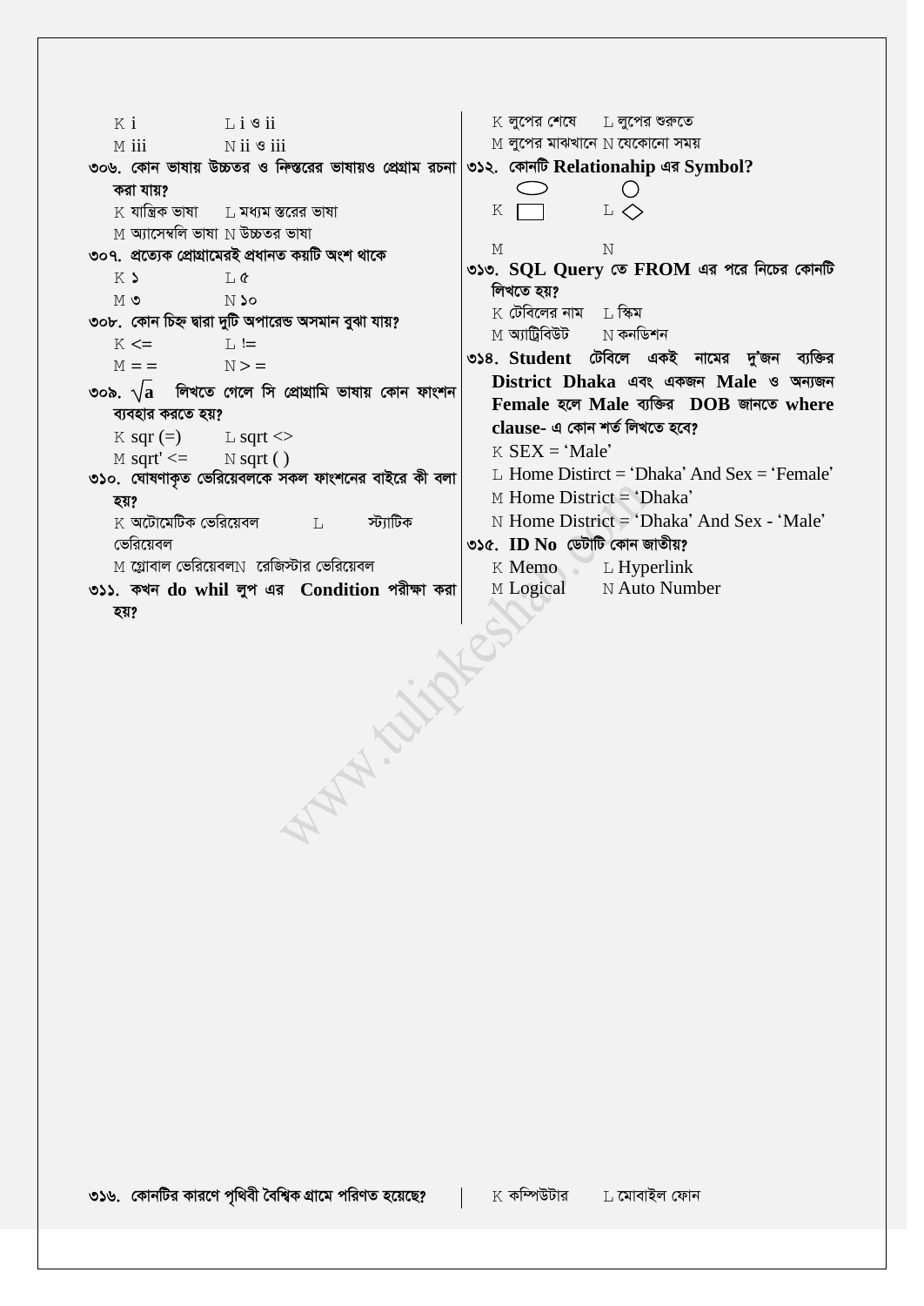K i L i ও ii

M iii N ii ও iii

**৩০৬. কোন ভাষায় উচ্চতর ও নিম্নস্তরের ভাষায়ও প্রোগ্রাম রচনা করা যায়?**

K যান্ত্রিক ভাষা L মধ্যম স্তরের ভাষা

M অ্যাসেম্বলি ভাষা N উচ্চতর ভাষা

**৩০৭. প্রত্যেক প্রোগ্রামেরই প্রধানত কয়টি অংশ থাকে**

K ১ L ৫

M ৩ N ১০

**৩০৮. কোন চিহ্ন দ্বারা দুটি অপারেন্ড অসমান বুঝা যায়?**

K <= L !=

M = = N > =

**৩০৯. $\sqrt{a}$ লিখতে গেলে সি প্রোগ্রামি ভাষায় কোন ফাংশন ব্যবহার করতে হয়?**

K sqr (=) L sqrt <>

M sqrt' <= N sqrt ( )

**৩১০. ঘোষণাকৃত ভেরিয়েবলকে সকল ফাংশনের বাইরে কী বলা হয়?**

K অটোমেটিক ভেরিয়েবল L স্ট্যাটিক ভেরিয়েবল

M গ্লোবাল ভেরিয়েবল N রেজিস্টার ভেরিয়েবল

**৩১১. কখন do whil লুপ এর Condition পরীক্ষা করা হয়?**

K লুপের শেষে L লুপের শুরুতে

M লুপের মাঝখানে N যেকোনো সময়

**৩১২. কোনটি Relationahip এর Symbol?**

K ▭ (উপবৃত্ত) L ◇ (বৃত্ত)

M N

**৩১৩. SQL Query তে FROM এর পরে নিচের কোনটি লিখতে হয়?**

K টেবিলের নাম L স্কিম

M অ্যাট্রিবিউট N কনডিশন

**৩১৪. Student টেবিলে একই নামের দু'জন ব্যক্তির District Dhaka এবং একজন Male ও অন্যজন Female হলে Male ব্যক্তির DOB জানতে where clause- এ কোন শর্ত লিখতে হবে?**

K SEX = 'Male'

L Home Distirct = 'Dhaka' And Sex = 'Female'

M Home District = 'Dhaka'

N Home District = 'Dhaka' And Sex - 'Male'

**৩১৫. ID No ডেটাটি কোন জাতীয়?**

K Memo L Hyperlink

M Logical N Auto Number

**৩১৬. কোনটির কারণে পৃথিবী বৈশ্বিক গ্রামে পরিণত হয়েছে?**

K কম্পিউটার L মোবাইল ফোন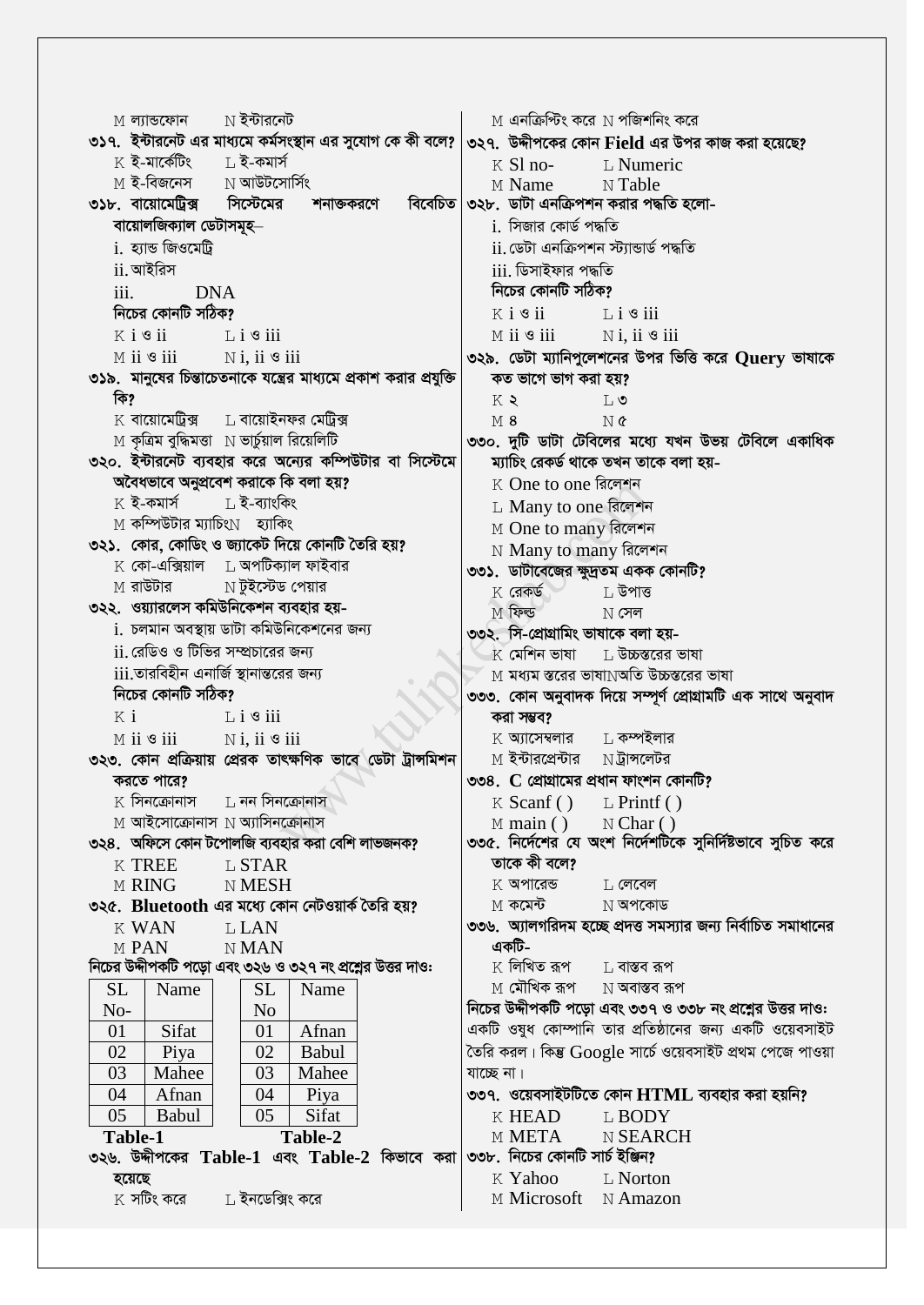M ল্যান্ডফোন N ইন্টারনেট

**৩১৭. ইন্টারনেট এর মাধ্যমে কর্মসংস্থান এর সুযোগ কে কী বলে?**

K ই-মার্কেটিং L ই-কমার্স

M ই-বিজনেস N আউটসোর্সিং

**৩১৮. বায়োমেট্রিক্স সিস্টেমের শনাক্তকরণে বিবেচিত বায়োলজিক্যাল ডেটাসমূহ–**

i. হ্যান্ড জিওমেট্রি

ii. আইরিস

iii. DNA

**নিচের কোনটি সঠিক?**

K i ও ii L i ও iii

M ii ও iii N i, ii ও iii

**৩১৯. মানুষের চিন্তাচেতনাকে যন্ত্রের মাধ্যমে প্রকাশ করার প্রযুক্তি কি?**

K বায়োমেট্রিক্স L বায়োইনফর মেট্রিক্স

M কৃত্রিম বুদ্ধিমত্তা N ভার্চুয়াল রিয়েলিটি

**৩২০. ইন্টারনেট ব্যবহার করে অন্যের কম্পিউটার বা সিস্টেমে অবৈধভাবে অনুপ্রবেশ করাকে কি বলা হয়?**

K ই-কমার্স L ই-ব্যাংকিং

M কম্পিউটার ম্যাচিং N হ্যাকিং

**৩২১. কোর, কোডিং ও জ্যাকেট দিয়ে কোনটি তৈরি হয়?**

K কো-এক্সিয়াল L অপটিক্যাল ফাইবার

M রাউটার N টুইস্টেড পেয়ার

**৩২২. ওয়্যারলেস কমিউনিকেশন ব্যবহার হয়-**

i. চলমান অবস্থায় ডাটা কমিউনিকেশনের জন্য

ii. রেডিও ও টিভির সম্প্রচারের জন্য

iii. তারবিহীন এনার্জি স্থানান্তরের জন্য

**নিচের কোনটি সঠিক?**

K i L i ও iii

M ii ও iii N i, ii ও iii

**৩২৩. কোন প্রক্রিয়ায় প্রেরক তাৎক্ষণিক ভাবে ডেটা ট্রান্সমিশন করতে পারে?**

K সিনক্রোনাস L নন সিনক্রোনাস

M আইসোক্রোনাস N অ্যাসিনক্রোনাস

**৩২৪. অফিসে কোন টপোলজি ব্যবহার করা বেশি লাভজনক?**

K TREE L STAR

M RING N MESH

**৩২৫. Bluetooth এর মধ্যে কোন নেটওয়ার্ক তৈরি হয়?**

K WAN L LAN

M PAN N MAN

**নিচের উদ্দীপকটি পড়ো এবং ৩২৬ ও ৩২৭ নং প্রশ্নের উত্তর দাও:**

Table-1

| SL No- | Name |
|---|---|
| 01 | Sifat |
| 02 | Piya |
| 03 | Mahee |
| 04 | Afnan |
| 05 | Babul |

Table-2

| SL No | Name |
|---|---|
| 01 | Afnan |
| 02 | Babul |
| 03 | Mahee |
| 04 | Piya |
| 05 | Sifat |

**৩২৬. উদ্দীপকের Table-1 এবং Table-2 কিভাবে করা হয়েছে**

K সটিং করে L ইনডেক্সিং করে

M এনক্রিপ্টিং করে N পজিশনিং করে

**৩২৭. উদ্দীপকের কোন Field এর উপর কাজ করা হয়েছে?**

K Sl no- L Numeric

M Name N Table

**৩২৮. ডাটা এনক্রিপশন করার পদ্ধতি হলো-**

i. সিজার কোর্ড পদ্ধতি

ii. ডেটা এনক্রিপশন স্ট্যান্ডার্ড পদ্ধতি

iii. ডিসাইফার পদ্ধতি

**নিচের কোনটি সঠিক?**

K i ও ii L i ও iii

M ii ও iii N i, ii ও iii

**৩২৯. ডেটা ম্যানিপুলেশনের উপর ভিত্তি করে Query ভাষাকে কত ভাগে ভাগ করা হয়?**

K ২ L ৩

M ৪ N ৫

**৩৩০. দুটি ডাটা টেবিলের মধ্যে যখন উভয় টেবিলে একাধিক ম্যাচিং রেকর্ড থাকে তখন তাকে বলা হয়-**

K One to one রিলেশন

L Many to one রিলেশন

M One to many রিলেশন

N Many to many রিলেশন

**৩৩১. ডাটাবেজের ক্ষুদ্রতম একক কোনটি?**

K রেকর্ড L উপাত্ত

M ফিল্ড N সেল

**৩৩২. সি-প্রোগ্রামিং ভাষাকে বলা হয়-**

K মেশিন ভাষা L উচ্চস্তরের ভাষা

M মধ্যম স্তরের ভাষা N অতি উচ্চস্তরের ভাষা

**৩৩৩. কোন অনুবাদক দিয়ে সম্পূর্ণ প্রোগ্রামটি এক সাথে অনুবাদ করা সম্ভব?**

K অ্যাসেম্বলার L কম্পাইলার

M ইন্টারপ্রেন্টার N ট্রান্সলেটর

**৩৩৪. C প্রোগ্রামের প্রধান ফাংশন কোনটি?**

K Scanf ( ) L Printf ( )

M main ( ) N Char ( )

**৩৩৫. নির্দেশের যে অংশ নির্দেশটিকে সুনির্দিষ্টভাবে সুচিত করে তাকে কী বলে?**

K অপারেন্ড L লেবেল

M কমেন্ট N অপকোড

**৩৩৬. অ্যালগরিদম হচ্ছে প্রদত্ত সমস্যার জন্য নির্বাচিত সমাধানের একটি-**

K লিখিত রূপ L বাস্তব রূপ

M মৌখিক রূপ N অবাস্তব রূপ

**নিচের উদ্দীপকটি পড়ো এবং ৩৩৭ ও ৩৩৮ নং প্রশ্নের উত্তর দাও:**

একটি ওষুধ কোম্পানি তার প্রতিষ্ঠানের জন্য একটি ওয়েবসাইট তৈরি করল। কিন্তু Google সার্চে ওয়েবসাইট প্রথম পেজে পাওয়া যাচ্ছে না।

**৩৩৭. ওয়েবসাইটটিতে কোন HTML ব্যবহার করা হয়নি?**

K HEAD L BODY

M META N SEARCH

**৩৩৮. নিচের কোনটি সার্চ ইঞ্জিন?**

K Yahoo L Norton

M Microsoft N Amazon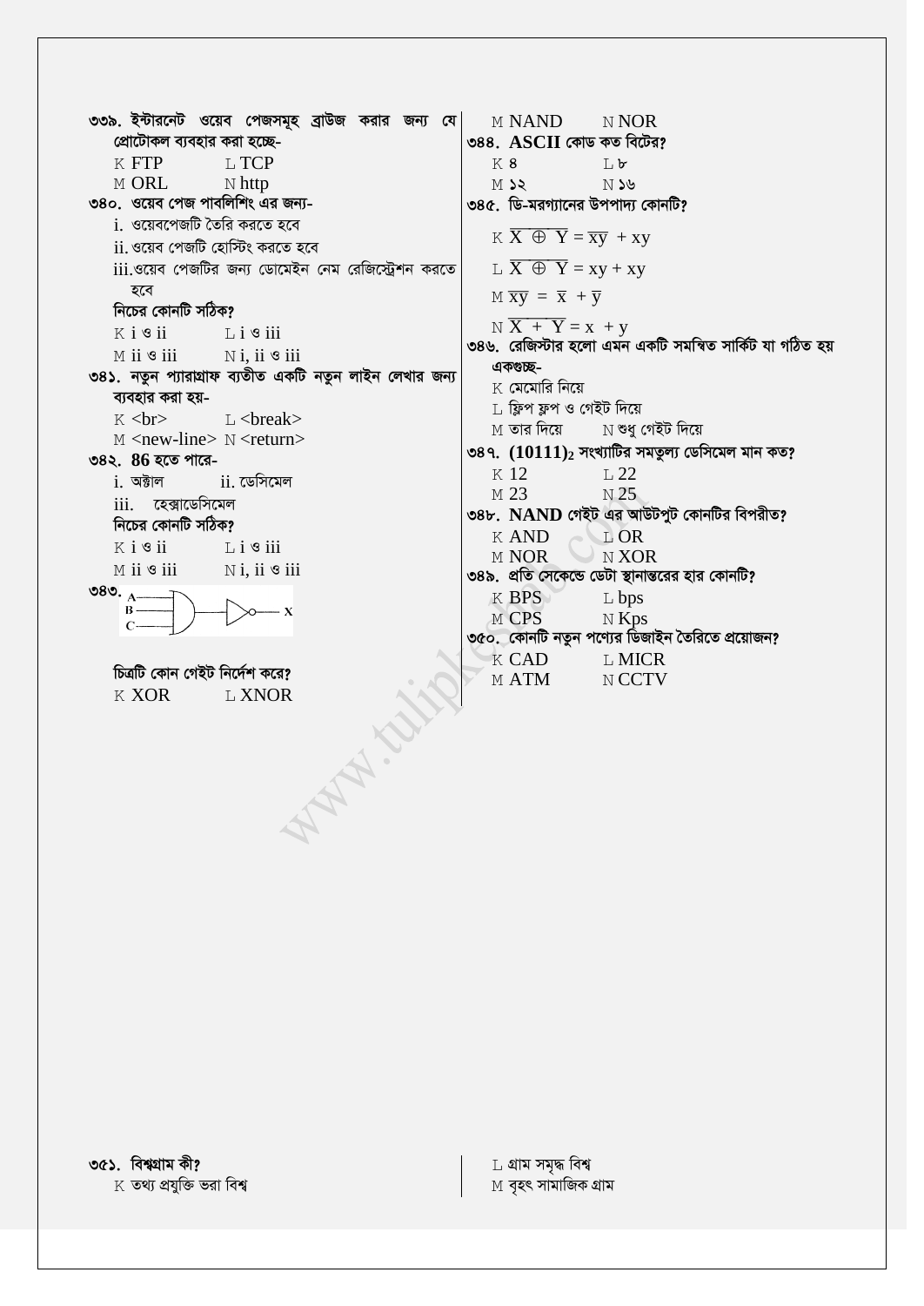৩৩৯. ইন্টারনেট ওয়েব পেজসমূহ ব্রাউজ করার জন্য যে প্রোটোকল ব্যবহার করা হচ্ছে-

K FTP　　L TCP
M ORL　　N http

৩৪০. ওয়েব পেজ পাবলিশিং এর জন্য-

i. ওয়েবপেজটি তৈরি করতে হবে
ii. ওয়েব পেজটি হোস্টিং করতে হবে
iii. ওয়েব পেজটির জন্য ডোমেইন নেম রেজিস্ট্রেশন করতে হবে

নিচের কোনটি সঠিক?

K i ও ii　　L i ও iii
M ii ও iii　　N i, ii ও iii

৩৪১. নতুন প্যারাগ্রাফ ব্যতীত একটি নতুন লাইন লেখার জন্য ব্যবহার করা হয়-

K <br>　　L <break>
M <new-line>　　N <return>

৩৪২. 86 হতে পারে-

i. অক্টাল　　ii. ডেসিমেল
iii. হেক্সাডেসিমেল

নিচের কোনটি সঠিক?

K i ও ii　　L i ও iii
M ii ও iii　　N i, ii ও iii

৩৪৩. (A, B, C ইনপুট; X আউটপুট)

চিত্রটি কোন গেইট নির্দেশ করে?

K XOR　　L XNOR
M NAND　　N NOR

৩৪৪. ASCII কোড কত বিটের?

K ৪　　L ৮
M ১২　　N ১৬

৩৪৫. ডি-মরগ্যানের উপপাদ্য কোনটি?

K $\overline{X \oplus Y} = \overline{xy} + xy$
L $\overline{X \oplus Y} = xy + xy$
M $\overline{xy} = \overline{x} + \overline{y}$
N $\overline{X + Y} = x + y$

৩৪৬. রেজিস্টার হলো এমন একটি সমন্বিত সার্কিট যা গঠিত হয় একগুচ্ছ-

K মেমোরি নিয়ে
L ফ্লিপ ফ্লপ ও গেইট দিয়ে
M তার দিয়ে　　N শুধু গেইট দিয়ে

৩৪৭. $(10111)_2$ সংখ্যাটির সমতুল্য ডেসিমেল মান কত?

K 12　　L 22
M 23　　N 25

৩৪৮. NAND গেইট এর আউটপুট কোনটির বিপরীত?

K AND　　L OR
M NOR　　N XOR

৩৪৯. প্রতি সেকেন্ডে ডেটা স্থানান্তরের হার কোনটি?

K BPS　　L bps
M CPS　　N Kps

৩৫০. কোনটি নতুন পণ্যের ডিজাইন তৈরিতে প্রয়োজন?

K CAD　　L MICR
M ATM　　N CCTV

৩৫১. বিশ্বগ্রাম কী?

K তথ্য প্রযুক্তি ভরা বিশ্ব
L গ্রাম সমৃদ্ধ বিশ্ব
M বৃহৎ সামাজিক গ্রাম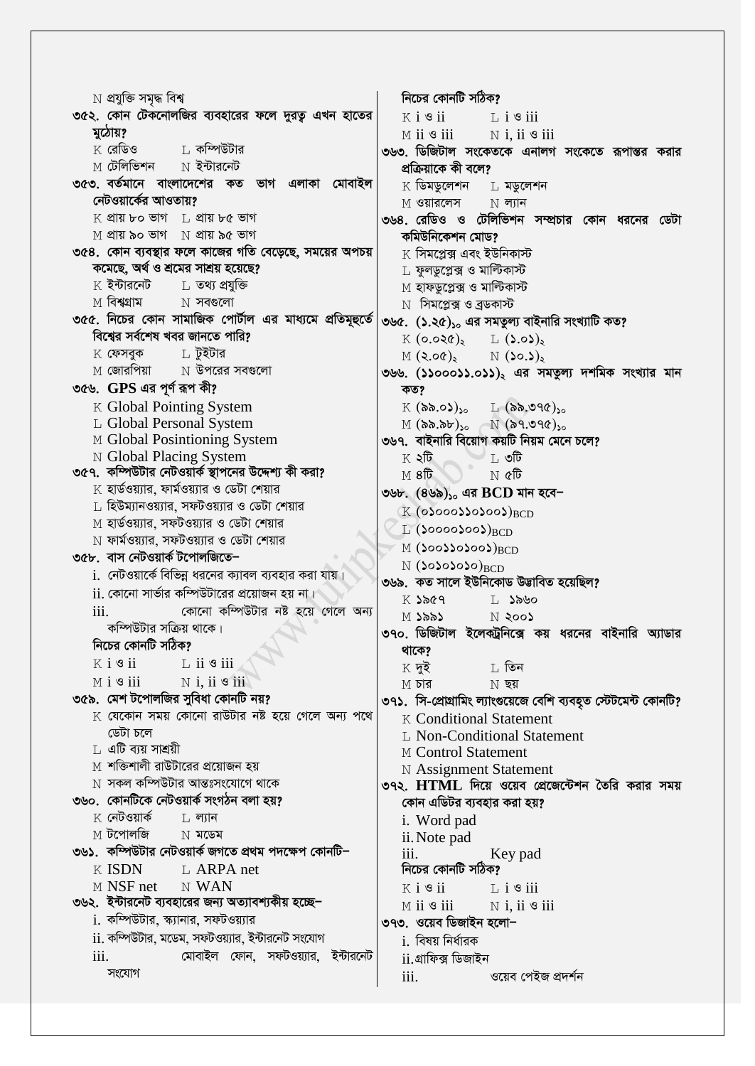N প্রযুক্তি সমৃদ্ধ বিশ্ব

৩৫২. কোন টেকনোলজির ব্যবহারের ফলে দুরত্ব এখন হাতের মুঠোয়?
K রেডিও L কম্পিউটার
M টেলিভিশন N ইন্টারনেট

৩৫৩. বর্তমানে বাংলাদেশের কত ভাগ এলাকা মোবাইল নেটওয়ার্কের আওতায়?
K প্রায় ৮০ ভাগ L প্রায় ৮৫ ভাগ
M প্রায় ৯০ ভাগ N প্রায় ৯৫ ভাগ

৩৫৪. কোন ব্যবস্থার ফলে কাজের গতি বেড়েছে, সময়ের অপচয় কমেছে, অর্থ ও শ্রমের সাশ্রয় হয়েছে?
K ইন্টারনেট L তথ্য প্রযুক্তি
M বিশ্বগ্রাম N সবগুলো

৩৫৫. নিচের কোন সামাজিক পোর্টাল এর মাধ্যমে প্রতিমূহুর্তে বিশ্বের সর্বশেষ খবর জানতে পারি?
K ফেসবুক L টুইটার
M জোরপিয়া N উপরের সবগুলো

৩৫৬. **GPS** এর পূর্ণ রূপ কী?
K Global Pointing System
L Global Personal System
M Global Posintioning System
N Global Placing System

৩৫৭. কম্পিউটার নেটওয়ার্ক স্থাপনের উদ্দেশ্য কী করা?
K হার্ডওয়্যার, ফার্মওয়্যার ও ডেটা শেয়ার
L হিউম্যানওয়্যার, সফটওয়্যার ও ডেটা শেয়ার
M হার্ডওয়্যার, সফটওয়্যার ও ডেটা শেয়ার
N ফার্মওয়্যার, সফটওয়্যার ও ডেটা শেয়ার

৩৫৮. বাস নেটওয়ার্ক টপোলজিতে–
i. নেটওয়ার্কে বিভিন্ন ধরনের ক্যাবল ব্যবহার করা যায়।
ii. কোনো সার্ভার কম্পিউটারের প্রয়োজন হয় না।
iii. কোনো কম্পিউটার নষ্ট হয়ে গেলে অন্য কম্পিউটার সক্রিয় থাকে।
নিচের কোনটি সঠিক?
K i ও ii L ii ও iii
M i ও iii N i, ii ও iii

৩৫৯. মেশ টপোলজির সুবিধা কোনটি নয়?
K যেকোন সময় কোনো রাউটার নষ্ট হয়ে গেলে অন্য পথে ডেটা চলে
L এটি ব্যয় সাশ্রয়ী
M শক্তিশালী রাউটারের প্রয়োজন হয়
N সকল কম্পিউটার আন্তঃসংযোগে থাকে

৩৬০. কোনটিকে নেটওয়ার্ক সংগঠন বলা হয়?
K নেটওয়ার্ক L ল্যান
M টপোলজি N মডেম

৩৬১. কম্পিউটার নেটওয়ার্ক জগতে প্রথম পদক্ষেপ কোনটি–
K ISDN L ARPA net
M NSF net N WAN

৩৬২. ইন্টারনেট ব্যবহারের জন্য অত্যাবশ্যকীয় হচ্ছে–
i. কম্পিউটার, স্ক্যানার, সফটওয়্যার
ii. কম্পিউটার, মডেম, সফটওয়্যার, ইন্টারনেট সংযোগ
iii. মোবাইল ফোন, সফটওয়্যার, ইন্টারনেট সংযোগ
নিচের কোনটি সঠিক?
K i ও ii L i ও iii
M ii ও iii N i, ii ও iii

৩৬৩. ডিজিটাল সংকেতকে এনালগ সংকেতে রূপান্তর করার প্রক্রিয়াকে কী বলে?
K ডিমডুলেশন L মডুলেশন
M ওয়ারলেস N ল্যান

৩৬৪. রেডিও ও টেলিভিশন সম্প্রচার কোন ধরনের ডেটা কমিউনিকেশন মোড?
K সিমপ্লেক্স এবং ইউনিকাস্ট
L ফুলডুপ্লেক্স ও মাল্টিকাস্ট
M হাফডুপ্লেক্স ও মাল্টিকাস্ট
N সিমপ্লেক্স ও ব্রডকাস্ট

৩৬৫. $(১.২৫)_{১০}$ এর সমতুল্য বাইনারি সংখ্যাটি কত?
K $(০.০২৫)_{২}$ L $(১.০১)_{২}$
M $(২.০৫)_{২}$ N $(১০.১)_{২}$

৩৬৬. $(১১০০০১১.০১১)_{২}$ এর সমতুল্য দশমিক সংখ্যার মান কত?
K $(৯৯.০১)_{১০}$ L $(৯৯.৩৭৫)_{১০}$
M $(৯৯.৯৮)_{১০}$ N $(৯৭.৩৭৫)_{১০}$

৩৬৭. বাইনারি বিয়োগ কয়টি নিয়ম মেনে চলে?
K ২টি L ৩টি
M ৪টি N ৫টি

৩৬৮. $(৪৬৯)_{১০}$ এর **BCD** মান হবে–
K $(০১০০০১১০১০০১)_{BCD}$
L $(১০০০০১০০১)_{BCD}$
M $(১০০১১০১০০১)_{BCD}$
N $(১০১০১০১০)_{BCD}$

৩৬৯. কত সালে ইউনিকোড উদ্ভাবিত হয়েছিল?
K ১৯৫৭ L ১৯৬০
M ১৯৯১ N ২০০১

৩৭০. ডিজিটাল ইলেকট্রনিক্সে কয় ধরনের বাইনারি অ্যাডার থাকে?
K দুই L তিন
M চার N ছয়

৩৭১. সি-প্রোগ্রামিং ল্যাংগুয়েজে বেশি ব্যবহৃত স্টেটমেন্ট কোনটি?
K Conditional Statement
L Non-Conditional Statement
M Control Statement
N Assignment Statement

৩৭২. **HTML** দিয়ে ওয়েব প্রেজেন্টেশন তৈরি করার সময় কোন এডিটর ব্যবহার করা হয়?
i. Word pad
ii. Note pad
iii. Key pad
নিচের কোনটি সঠিক?
K i ও ii L i ও iii
M ii ও iii N i, ii ও iii

৩৭৩. ওয়েব ডিজাইন হলো–
i. বিষয় নির্ধারক
ii. গ্রাফিক্স ডিজাইন
iii. ওয়েব পেইজ প্রদর্শন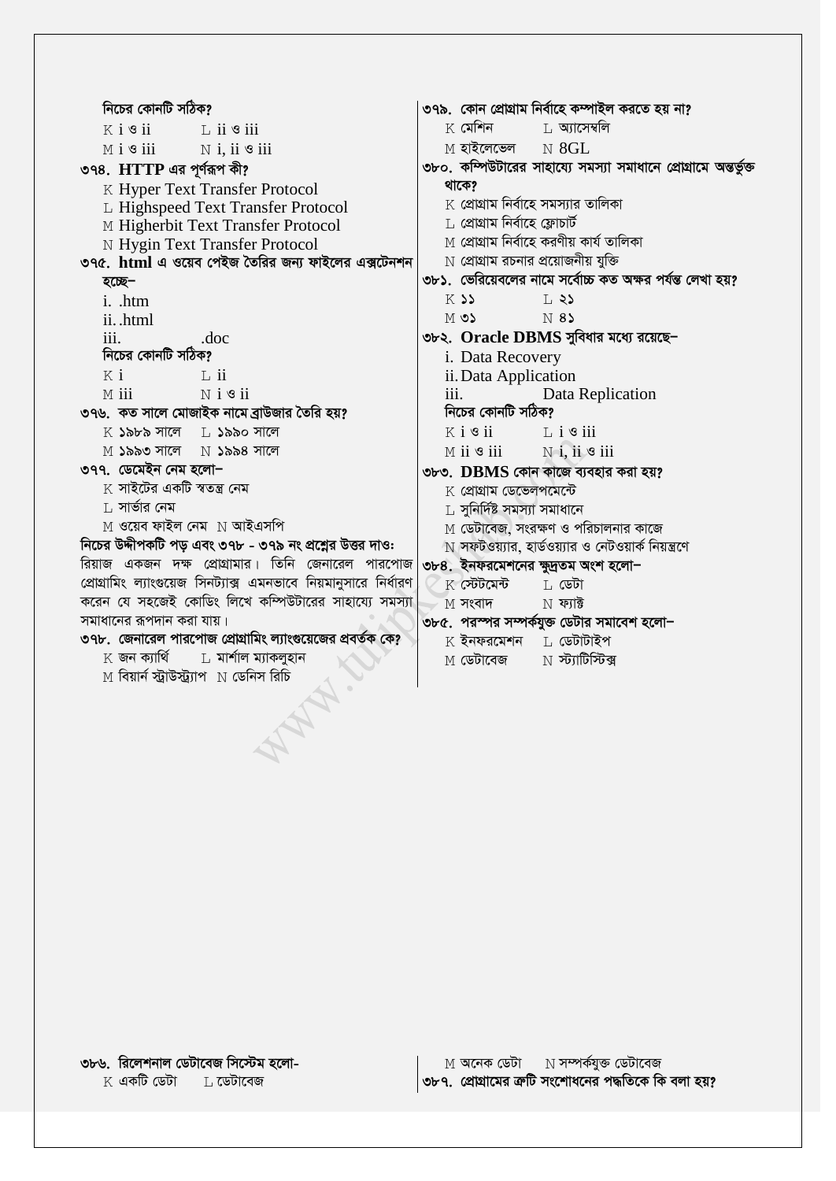নিচের কোনটি সঠিক?

K i ও ii　　L ii ও iii

M i ও iii　　N i, ii ও iii

৩৭৪. **HTTP** এর পূর্ণরূপ কী?

K Hyper Text Transfer Protocol

L Highspeed Text Transfer Protocol

M Higherbit Text Transfer Protocol

N Hygin Text Transfer Protocol

৩৭৫. **html** এ ওয়েব পেইজ তৈরির জন্য ফাইলের এক্সটেনশন হচ্ছে−

i. .htm

ii. .html

iii. .doc

নিচের কোনটি সঠিক?

K i　　L ii

M iii　　N i ও ii

৩৭৬. কত সালে মোজাইক নামে ব্রাউজার তৈরি হয়?

K ১৯৮৯ সালে　　L ১৯৯০ সালে

M ১৯৯৩ সালে　　N ১৯৯৪ সালে

৩৭৭. ডোমেইন নেম হলো−

K সাইটের একটি স্বতন্ত্র নেম

L সার্ভার নেম

M ওয়েব ফাইল নেম　N আইএসপি

নিচের উদ্দীপকটি পড় এবং ৩৭৮ - ৩৭৯ নং প্রশ্নের উত্তর দাও:

রিয়াজ একজন দক্ষ প্রোগ্রামার। তিনি জেনারেল পারপোজ প্রোগ্রামিং ল্যাংগুয়েজ সিনট্যাক্স এমনভাবে নিয়মানুসারে নির্ধারণ করেন যে সহজেই কোডিং লিখে কম্পিউটারের সাহায্যে সমস্যা সমাধানের রূপদান করা যায়।

৩৭৮. জেনারেল পারপোজ প্রোগ্রামিং ল্যাংগুয়েজের প্রবর্তক কে?

K জন ক্যার্থি　　L মার্শাল ম্যাকলুহান

M বিয়ার্ন স্ট্রাউস্ট্র্যাপ　N ডেনিস রিচি

৩৭৯. কোন প্রোগ্রাম নির্বাহে কম্পাইল করতে হয় না?

K মেশিন　　L অ্যাসেম্বলি

M হাইলেভেল　　N 8GL

৩৮০. কম্পিউটারের সাহায্যে সমস্যা সমাধানে প্রোগ্রামে অন্তর্ভুক্ত থাকে?

K প্রোগ্রাম নির্বাহে সমস্যার তালিকা

L প্রোগ্রাম নির্বাহে ফ্লোচার্ট

M প্রোগ্রাম নির্বাহে করণীয় কার্য তালিকা

N প্রোগ্রাম রচনার প্রয়োজনীয় যুক্তি

৩৮১. ভেরিয়েবলের নামে সর্বোচ্চ কত অক্ষর পর্যন্ত লেখা হয়?

K ১১　　L ২১

M ৩১　　N ৪১

৩৮২. **Oracle DBMS** সুবিধার মধ্যে রয়েছে−

i. Data Recovery

ii. Data Application

iii. Data Replication

নিচের কোনটি সঠিক?

K i ও ii　　L i ও iii

M ii ও iii　　N i, ii ও iii

৩৮৩. **DBMS** কোন কাজে ব্যবহার করা হয়?

K প্রোগ্রাম ডেভেলপমেন্টে

L সুনির্দিষ্ট সমস্যা সমাধানে

M ডেটাবেজ, সংরক্ষণ ও পরিচালনার কাজে

N সফটওয়্যার, হার্ডওয়্যার ও নেটওয়ার্ক নিয়ন্ত্রণে

৩৮৪. ইনফরমেশনের ক্ষুদ্রতম অংশ হলো−

K স্টেটমেন্ট　　L ডেটা

M সংবাদ　　N ফ্যাক্ট

৩৮৫. পরস্পর সম্পর্কযুক্ত ডেটার সমাবেশ হলো−

K ইনফরমেশন　　L ডেটাটাইপ

M ডেটাবেজ　　N স্ট্যাটিস্টিক্স

৩৮৬. রিলেশনাল ডেটাবেজ সিস্টেম হলো-

K একটি ডেটা　　L ডেটাবেজ

M অনেক ডেটা　　N সম্পর্কযুক্ত ডেটাবেজ

৩৮৭. প্রোগ্রামের ত্রুটি সংশোধনের পদ্ধতিকে কি বলা হয়?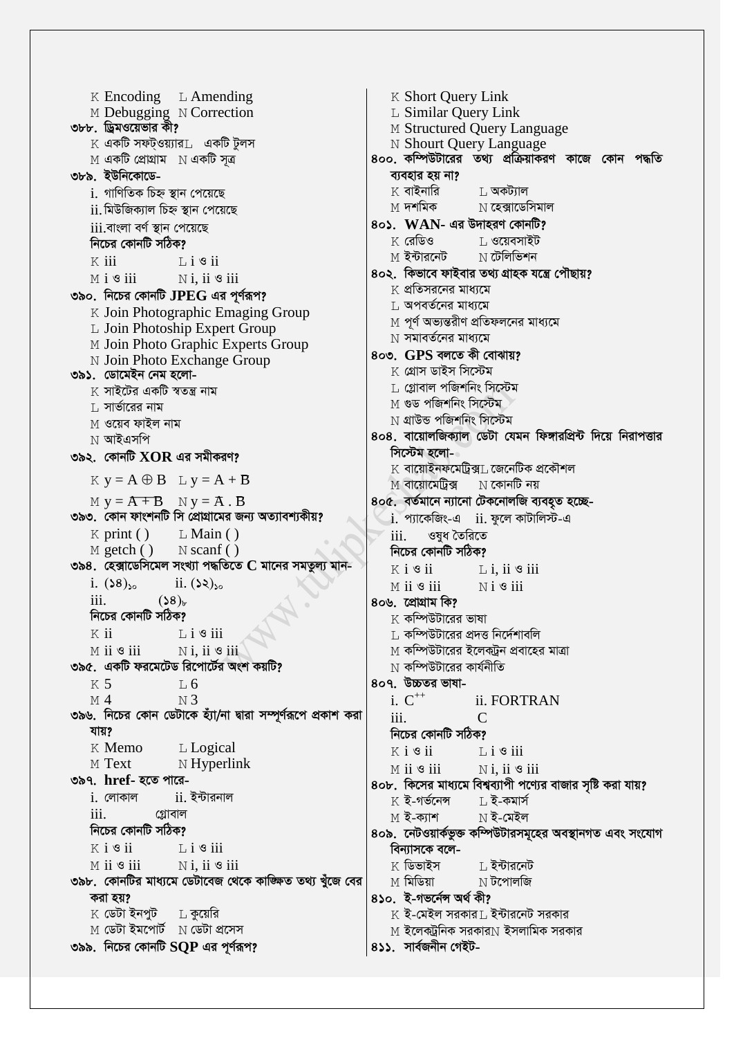K Encoding L Amending
M Debugging N Correction

৩৮৮. ড্রিমওয়েভার কী?
K একটি সফটওয়্যার L একটি টুলস
M একটি প্রোগ্রাম N একটি সূত্র

৩৮৯. ইউনিকোডে-
i. গাণিতিক চিহ্ন স্থান পেয়েছে
ii. মিউজিক্যাল চিহ্ন স্থান পেয়েছে
iii. বাংলা বর্ণ স্থান পেয়েছে
নিচের কোনটি সঠিক?
K iii L i ও ii
M i ও iii N i, ii ও iii

৩৯০. নিচের কোনটি JPEG এর পূর্ণরূপ?
K Join Photographic Emaging Group
L Join Photoship Expert Group
M Join Photo Graphic Experts Group
N Join Photo Exchange Group

৩৯১. ডোমেইন নেম হলো-
K সাইটের একটি স্বতন্ত্র নাম
L সার্ভারের নাম
M ওয়েব ফাইল নাম
N আইএসপি

৩৯২. কোনটি XOR এর সমীকরণ?
K $y = A \oplus B$ L $y = A + B$
M $y = \overline{A + B}$ N $y = \overline{A} . B$

৩৯৩. কোন ফাংশনটি সি প্রোগ্রামের জন্য অত্যাবশ্যকীয়?
K print ( ) L Main ( )
M getch ( ) N scanf ( )

৩৯৪. হেক্সাডেসিমেল সংখ্যা পদ্ধতিতে C মানের সমতুল্য মান-
i. $(১৪)_{১০}$ ii. $(১২)_{১০}$
iii. $(১৪)_{৮}$
নিচের কোনটি সঠিক?
K ii L i ও iii
M ii ও iii N i, ii ও iii

৩৯৫. একটি ফরমেটেড রিপোর্টের অংশ কয়টি?
K 5 L 6
M 4 N 3

৩৯৬. নিচের কোন ডেটাকে হ্যাঁ/না দ্বারা সম্পূর্ণরূপে প্রকাশ করা যায়?
K Memo L Logical
M Text N Hyperlink

৩৯৭. href- হতে পারে-
i. লোকাল ii. ইন্টারনাল
iii. গ্লোবাল
নিচের কোনটি সঠিক?
K i ও ii L i ও iii
M ii ও iii N i, ii ও iii

৩৯৮. কোনটির মাধ্যমে ডেটাবেজ থেকে কাঙ্ক্ষিত তথ্য খুঁজে বের করা হয়?
K ডেটা ইনপুট L কুয়েরি
M ডেটা ইমপোর্ট N ডেটা প্রসেস

৩৯৯. নিচের কোনটি SQP এর পূর্ণরূপ?
K Short Query Link
L Similar Query Link
M Structured Query Language
N Shourt Query Language

৪০০. কম্পিউটারের তথ্য প্রক্রিয়াকরণ কাজে কোন পদ্ধতি ব্যবহার হয় না?
K বাইনারি L অকট্যাল
M দশমিক N হেক্সাডেসিমাল

৪০১. WAN- এর উদাহরণ কোনটি?
K রেডিও L ওয়েবসাইট
M ইন্টারনেট N টেলিভিশন

৪০২. কিভাবে ফাইবার তথ্য গ্রাহক যন্ত্রে পৌছায়?
K প্রতিসরনের মাধ্যমে
L অপবর্তনের মাধ্যমে
M পূর্ণ অভ্যন্তরীণ প্রতিফলনের মাধ্যমে
N সমাবর্তনের মাধ্যমে

৪০৩. GPS বলতে কী বোঝায়?
K গ্রোস ডাইস সিস্টেম
L গ্লোবাল পজিশনিং সিস্টেম
M গুড পজিশনিং সিস্টেম
N গ্রাউন্ড পজিশনিং সিস্টেম

৪০৪. বায়োলজিক্যাল ডেটা যেমন ফিঙ্গারপ্রিন্ট দিয়ে নিরাপত্তার সিস্টেম হলো-
K বায়োইনফমেট্রিক্স L জেনেটিক প্রকৌশল
M বায়োমেট্রিক্স N কোনটি নয়

৪০৫. বর্তমানে ন্যানো টেকনোলজি ব্যবহৃত হচ্ছে-
i. প্যাকেজিং-এ ii. ফুলে কাটালিস্ট-এ
iii. ওষুধ তৈরিতে
নিচের কোনটি সঠিক?
K i ও ii L i, ii ও iii
M ii ও iii N i ও iii

৪০৬. প্রোগ্রাম কি?
K কম্পিউটারের ভাষা
L কম্পিউটারের প্রদত্ত নির্দেশাবলি
M কম্পিউটারের ইলেকট্রন প্রবাহের মাত্রা
N কম্পিউটারের কার্যনীতি

৪০৭. উচ্চতর ভাষা-
i. $C^{++}$ ii. FORTRAN
iii. C
নিচের কোনটি সঠিক?
K i ও ii L i ও iii
M ii ও iii N i, ii ও iii

৪০৮. কিসের মাধ্যমে বিশ্বব্যাপী পণ্যের বাজার সৃষ্টি করা যায়?
K ই-গর্ভনেন্স L ই-কমার্স
M ই-ক্যাশ N ই-মেইল

৪০৯. নেটওয়ার্কভুক্ত কম্পিউটারসমূহের অবস্থানগত এবং সংযোগ বিন্যাসকে বলে-
K ডিভাইস L ইন্টারনেট
M মিডিয়া N টপোলজি

৪১০. ই-গভর্নেন্স অর্থ কী?
K ই-মেইল সরকার L ইন্টারনেট সরকার
M ইলেকট্রনিক সরকার N ইসলামিক সরকার

৪১১. সার্বজনীন গেইট-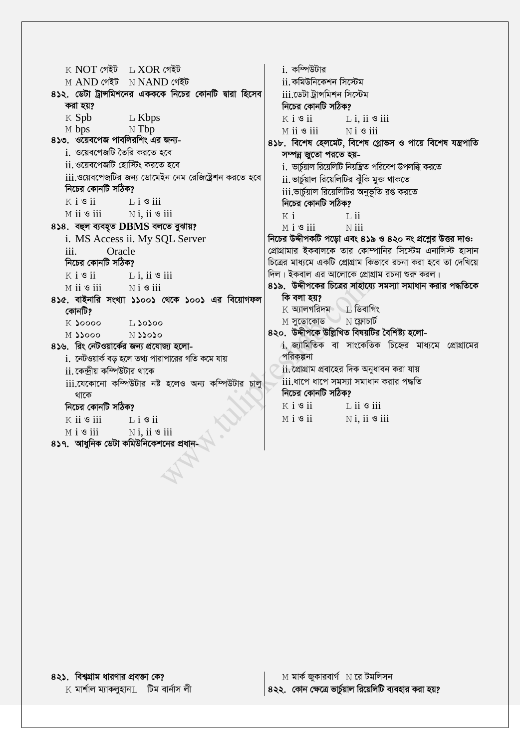K NOT গেইট   L XOR গেইট

M AND গেইট   N NAND গেইট

**৪১২. ডেটা ট্রান্সমিশনের একককে নিচের কোনটি দ্বারা হিসেব করা হয়?**

K Spb   L Kbps

M bps   N Tbp

**৪১৩. ওয়েবপেজ পাবলিশিং এর জন্য-**

i. ওয়েবপেজটি তৈরি করতে হবে

ii. ওয়েবপেজটি হোস্টিং করতে হবে

iii. ওয়েবপেজটির জন্য ডোমেইন নেম রেজিস্ট্রেশন করতে হবে

**নিচের কোনটি সঠিক?**

K i ও ii   L i ও iii

M ii ও iii   N i, ii ও iii

**৪১৪. বহুল ব্যবহৃত DBMS বলতে বুঝায়?**

i. MS Access ii. My SQL Server

iii. Oracle

**নিচের কোনটি সঠিক?**

K i ও ii   L i, ii ও iii

M ii ও iii   N i ও iii

**৪১৫. বাইনারি সংখ্যা ১১০০১ থেকে ১০০১ এর বিয়োগফল কোনটি?**

K ১০০০০   L ১০১০০

M ১১০০০   N ১১০১০

**৪১৬. রিং নেটওয়ার্কের জন্য প্রযোজ্য হলো-**

i. নেটওয়ার্ক বড় হলে তথ্য পারাপারের গতি কমে যায়

ii. কেন্দ্রীয় কম্পিউটার থাকে

iii. যেকোনো কম্পিউটার নষ্ট হলেও অন্য কম্পিউটার চালু থাকে

**নিচের কোনটি সঠিক?**

K ii ও iii   L i ও ii

M i ও iii   N i, ii ও iii

**৪১৭. আধুনিক ডেটা কমিউনিকেশনের প্রধান-**

i. কম্পিউটার

ii. কমিউনিকেশন সিস্টেম

iii. ডেটা ট্রান্সমিশন সিস্টেম

**নিচের কোনটি সঠিক?**

K i ও ii   L i, ii ও iii

M ii ও iii   N i ও iii

**৪১৮. বিশেষ হেলমেট, বিশেষ গ্লোভস ও পায়ে বিশেষ যন্ত্রপাতি সম্পন্ন জুতো পরতে হয়-**

i. ভার্চুয়াল রিয়েলিটি নিয়ন্ত্রিত পরিবেশ উপলব্ধি করতে

ii. ভার্চুয়াল রিয়েলিটির ঝুঁকি মুক্ত থাকতে

iii. ভার্চুয়াল রিয়েলিটির অনুভূতি রপ্ত করতে

**নিচের কোনটি সঠিক?**

K i   L ii

M i ও iii   N iii

**নিচের উদ্দীপকটি পড়ো এবং ৪১৯ ও ৪২০ নং প্রশ্নের উত্তর দাও:**

প্রোগ্রামার ইকবালকে তার কোম্পানির সিস্টেম এনালিস্ট হাসান চিত্রের মাধ্যমে একটি প্রোগ্রাম কিভাবে রচনা করা হবে তা দেখিয়ে দিল। ইকবাল এর আলোকে প্রোগ্রাম রচনা শুরু করল।

**৪১৯. উদ্দীপকের চিত্রের সাহায্যে সমস্যা সমাধান করার পদ্ধতিকে কি বলা হয়?**

K অ্যালগরিদম   L ডিবাগিং

M সুডোকোড   N ফ্লোচার্ট

**৪২০. উদ্দীপকে উল্লিখিত বিষয়টির বৈশিষ্ট্য হলো-**

i. জ্যামিতিক বা সাংকেতিক চিহ্নের মাধ্যমে প্রোগ্রামের পরিকল্পনা

ii. প্রোগ্রাম প্রবাহের দিক অনুধাবন করা যায়

iii. ধাপে ধাপে সমস্যা সমাধান করার পদ্ধতি

**নিচের কোনটি সঠিক?**

K i ও ii   L ii ও iii

M i ও ii   N i, ii ও iii

**৪২১. বিশ্বগ্রাম ধারণার প্রবক্তা কে?**

K মার্শাল ম্যাকলুহান   L টিম বার্নার্স লী

M মার্ক জুকারবার্গ   N রে টমলিসন

**৪২২. কোন ক্ষেত্রে ভার্চুয়াল রিয়েলিটি ব্যবহার করা হয়?**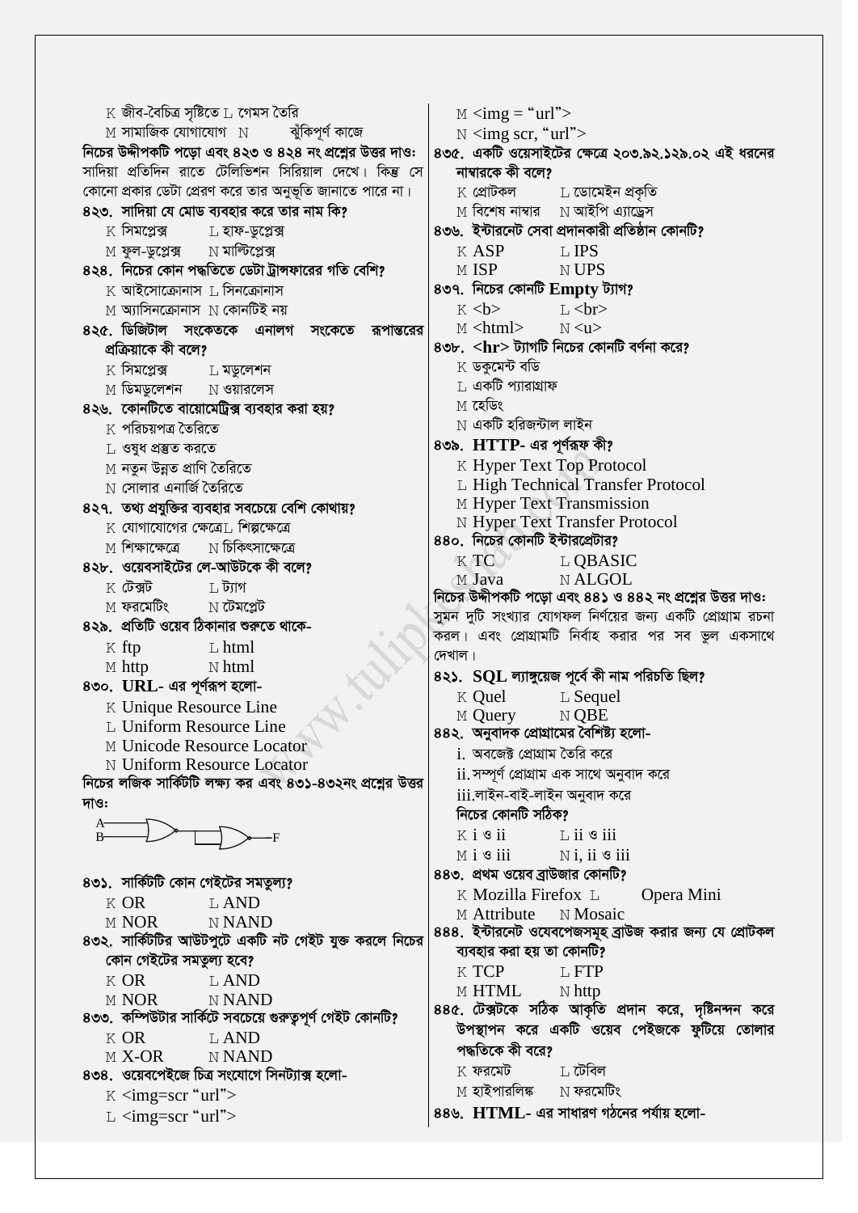K জীব-বৈচিত্র সৃষ্টিতে L গেমস তৈরি
M সামাজিক যোগাযোগ N ঝুঁকিপূর্ণ কাজে

**নিচের উদ্দীপকটি পড়ো এবং ৪২৩ ও ৪২৪ নং প্রশ্নের উত্তর দাও:**
সাদিয়া প্রতিদিন রাতে টেলিভিশন সিরিয়াল দেখে। কিন্তু সে কোনো প্রকার ডেটা প্রেরণ করে তার অনুভূতি জানাতে পারে না।

**৪২৩. সাদিয়া যে মোড ব্যবহার করে তার নাম কি?**
K সিমপ্লেক্স L হাফ-ডুপ্লেক্স
M ফুল-ডুপ্লেক্স N মাল্টিপ্লেক্স

**৪২৪. নিচের কোন পদ্ধতিতে ডেটা ট্রান্সফারের গতি বেশি?**
K আইসোক্রোনাস L সিনক্রোনাস
M অ্যাসিনক্রোনাস N কোনটিই নয়

**৪২৫. ডিজিটাল সংকেতকে এনালগ সংকেতে রূপান্তরের প্রক্রিয়াকে কী বলে?**
K সিমপ্লেক্স L মডুলেশন
M ডিমডুলেশন N ওয়ারলেস

**৪২৬. কোনটিতে বায়োমেট্রিক্স ব্যবহার করা হয়?**
K পরিচয়পত্র তৈরিতে
L ওষুধ প্রস্তুত করতে
M নতুন উন্নত প্রাণি তৈরিতে
N সোলার এনার্জি তৈরিতে

**৪২৭. তথ্য প্রযুক্তির ব্যবহার সবচেয়ে বেশি কোথায়?**
K যোগাযোগের ক্ষেত্রে L শিল্পক্ষেত্রে
M শিক্ষাক্ষেত্রে N চিকিৎসাক্ষেত্রে

**৪২৮. ওয়েবসাইটের লে-আউটকে কী বলে?**
K টেক্সট L ট্যাগ
M ফরমেটিং N টেমপ্লেট

**৪২৯. প্রতিটি ওয়েব ঠিকানার শুরুতে থাকে-**
K ftp L html
M http N html

**৪৩০. URL- এর পূর্ণরূপ হলো-**
K Unique Resource Line
L Uniform Resource Line
M Unicode Resource Locator
N Uniform Resource Locator

**নিচের লজিক সার্কিটটি লক্ষ্য কর এবং ৪৩১-৪৩২নং প্রশ্নের উত্তর দাও:**

A, B — (OR gate) — (NOT/buffer gate) — F

**৪৩১. সার্কিটটি কোন গেইটের সমতুল্য?**
K OR L AND
M NOR N NAND

**৪৩২. সার্কিটটির আউটপুটে একটি নট গেইট যুক্ত করলে নিচের কোন গেইটের সমতুল্য হবে?**
K OR L AND
M NOR N NAND

**৪৩৩. কম্পিউটার সার্কিটে সবচেয়ে গুরুত্বপূর্ণ গেইট কোনটি?**
K OR L AND
M X-OR N NAND

**৪৩৪. ওয়েবপেইজে চিত্র সংযোগে সিনট্যাক্স হলো-**
K <img=scr "url">
L <img=scr "url">
M <img = "url">
N <img scr, "url">

**৪৩৫. একটি ওয়েসাইটের ক্ষেত্রে ২০৩.৯২.১২৯.০২ এই ধরনের নাম্বারকে কী বলে?**
K প্রোটকল L ডোমেইন প্রকৃতি
M বিশেষ নাম্বার N আইপি এ্যাড্রেস

**৪৩৬. ইন্টারনেট সেবা প্রদানকারী প্রতিষ্ঠান কোনটি?**
K ASP L IPS
M ISP N UPS

**৪৩৭. নিচের কোনটি Empty ট্যাগ?**
K <b> L <br>
M <html> N <u>

**৪৩৮. <hr> ট্যাগটি নিচের কোনটি বর্ণনা করে?**
K ডকুমেন্ট বডি
L একটি প্যারাগ্রাফ
M হেডিং
N একটি হরিজন্টাল লাইন

**৪৩৯. HTTP- এর পূর্ণরূপ কী?**
K Hyper Text Top Protocol
L High Technical Transfer Protocol
M Hyper Text Transmission
N Hyper Text Transfer Protocol

**৪৪০. নিচের কোনটি ইন্টারপ্রেটার?**
K TC L QBASIC
M Java N ALGOL

**নিচের উদ্দীপকটি পড়ো এবং ৪৪১ ও ৪৪২ নং প্রশ্নের উত্তর দাও:**
সুমন দুটি সংখ্যার যোগফল নির্ণয়ের জন্য একটি প্রোগ্রাম রচনা করল। এবং প্রোগ্রামটি নির্বাহ করার পর সব ভুল একসাথে দেখাল।

**৪২১. SQL ল্যাঙ্গুয়েজ পূর্বে কী নাম পরিচিতি ছিল?**
K Quel L Sequel
M Query N QBE

**৪৪২. অনুবাদক প্রোগ্রামের বৈশিষ্ট্য হলো-**
i. অবজেক্ট প্রোগ্রাম তৈরি করে
ii. সম্পূর্ণ প্রোগ্রাম এক সাথে অনুবাদ করে
iii. লাইন-বাই-লাইন অনুবাদ করে
**নিচের কোনটি সঠিক?**
K i ও ii L ii ও iii
M i ও iii N i, ii ও iii

**৪৪৩. প্রথম ওয়েব ব্রাউজার কোনটি?**
K Mozilla Firefox L Opera Mini
M Attribute N Mosaic

**৪৪৪. ইন্টারনেট ওয়েবপেজসমূহ ব্রাউজ করার জন্য যে প্রোটকল ব্যবহার করা হয় তা কোনটি?**
K TCP L FTP
M HTML N http

**৪৪৫. টেক্সটকে সঠিক আকৃতি প্রদান করে, দৃষ্টিনন্দন করে উপস্থাপন করে একটি ওয়েব পেইজকে ফুটিয়ে তোলার পদ্ধতিকে কী বরে?**
K ফরমেট L টেবিল
M হাইপারলিঙ্ক N ফরমেটিং

**৪৪৬. HTML- এর সাধারণ গঠনের পর্যায় হলো-**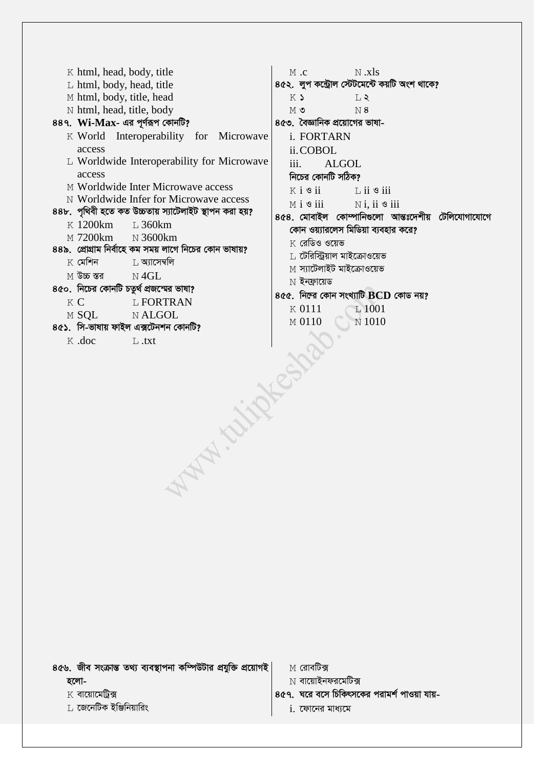K html, head, body, title
L html, body, head, title
M html, body, title, head
N html, head, title, body

**৪৪৭. Wi-Max- এর পূর্ণরূপ কোনটি?**
K World Interoperability for Microwave access
L Worldwide Interoperability for Microwave access
M Worldwide Inter Microwave access
N Worldwide Infer for Microwave access

**৪৪৮. পৃথিবী হতে কত উচ্চতায় স্যাটেলাইট স্থাপন করা হয়?**
K 1200km L 360km
M 7200km N 3600km

**৪৪৯. প্রোগ্রাম নির্বাহে কম সময় লাগে নিচের কোন ভাষায়?**
K মেশিন L অ্যাসেম্বলি
M উচ্চ স্তর N 4GL

**৪৫০. নিচের কোনটি চতুর্থ প্রজন্মের ভাষা?**
K C L FORTRAN
M SQL N ALGOL

**৪৫১. সি-ভাষায় ফাইল এক্সটেনশন কোনটি?**
K .doc L .txt
M .c N .xls

**৪৫২. লুপ কন্ট্রোল স্টেটমেন্টে কয়টি অংশ থাকে?**
K ১ L ২
M ৩ N ৪

**৪৫৩. বৈজ্ঞানিক প্রয়োগের ভাষা-**
i. FORTARN
ii. COBOL
iii. ALGOL
**নিচের কোনটি সঠিক?**
K i ও ii L ii ও iii
M i ও iii N i, ii ও iii

**৪৫৪. মোবাইল কোম্পানিগুলো আন্তঃদেশীয় টেলিযোগাযোগে কোন ওয়্যারলেস মিডিয়া ব্যবহার করে?**
K রেডিও ওয়েভ
L টেরিস্ট্রিয়াল মাইক্রোওয়েভ
M স্যাটেলাইট মাইক্রোওয়েভ
N ইনফ্রায়েড

**৪৫৫. নিন্মের কোন সংখ্যাটি BCD কোড নয়?**
K 0111 L 1001
M 0110 N 1010

**৪৫৬. জীব সংক্রান্ত তথ্য ব্যবস্থাপনা কম্পিউটার প্রযুক্তি প্রয়োগই হলো-**
K বায়োমেট্রিক্স
L জেনেটিক ইঞ্জিনিয়ারিং
M রোবটিক্স
N বায়োইনফরমেটিক্স

**৪৫৭. ঘরে বসে চিকিৎসকের পরামর্শ পাওয়া যায়-**
i. ফোনের মাধ্যমে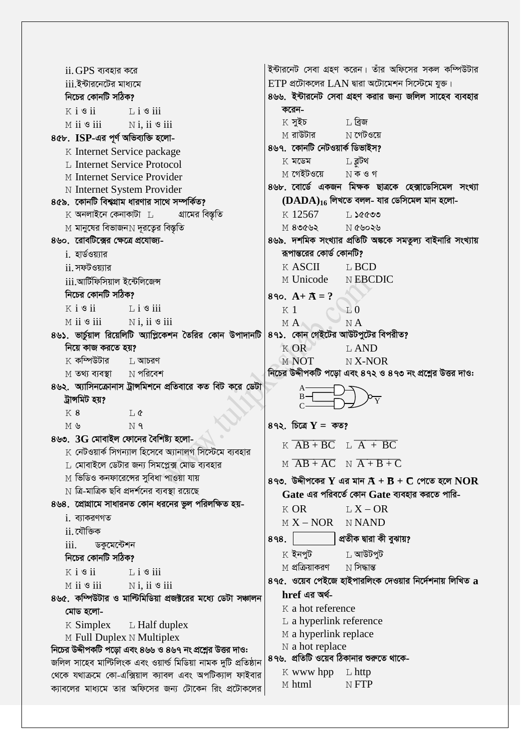ii. GPS ব্যবহার করে

iii. ইন্টারনেটের মাধ্যমে

**নিচের কোনটি সঠিক?**

K i ও ii  L i ও iii

M ii ও iii  N i, ii ও iii

**৪৫৮. ISP-এর পূর্ণ অভিব্যক্তি হলো-**

K Internet Service package

L Internet Service Protocol

M Internet Service Provider

N Internet System Provider

**৪৫৯. কোনটি বিশ্বগ্রাম ধারণার সাথে সম্পর্কিত?**

K অনলাইনে কেনাকাটা  L গ্রামের বিস্তৃতি

M মানুষের বিভাজন  N দূরত্বের বিস্তৃতি

**৪৬০. রোবটিক্সের ক্ষেত্রে প্রযোজ্য-**

i. হার্ডওয়্যার

ii. সফটওয়্যার

iii. আর্টিফিসিয়াল ইন্টেলিজেন্স

**নিচের কোনটি সঠিক?**

K i ও ii  L i ও iii

M ii ও iii  N i, ii ও iii

**৪৬১. ভার্চুয়াল রিয়েলিটি অ্যাপ্লিকেশন তৈরির কোন উপাদানটি নিয়ে কাজ করতে হয়?**

K কম্পিউটার  L আচরণ

M তথ্য ব্যবস্থা  N পরিবেশ

**৪৬২. অ্যাসিনক্রোনাস ট্রান্সমিশনে প্রতিবারে কত বিট করে ডেটা ট্রান্সমিট হয়?**

K ৪  L ৫

M ৬  N ৭

**৪৬৩. 3G মোবাইল ফোনের বৈশিষ্ট্য হলো-**

K নেটওয়ার্ক সিগন্যাল হিসেবে অ্যানালগ সিস্টেমে ব্যবহার

L মোবাইলে ডেটার জন্য সিমপ্লেক্স মোড ব্যবহার

M ভিডিও কনফারেন্সের সুবিধা পাওয়া যায়

N ত্রি-মাত্রিক ছবি প্রদর্শনের ব্যবস্থা রয়েছে

**৪৬৪. প্রোগ্রামে সাধারনত কোন ধরনের ভুল পরিলক্ষিত হয়-**

i. ব্যাকরণগত

ii. যৌক্তিক

iii. ডকুমেন্টেশন

**নিচের কোনটি সঠিক?**

K i ও ii  L i ও iii

M ii ও iii  N i, ii ও iii

**৪৬৫. কম্পিউটার ও মাল্টিমিডিয়া প্রজেক্টরের মধ্যে ডেটা সঞ্চালন মোড হলো-**

K Simplex  L Half duplex

M Full Duplex  N Multiplex

**নিচের উদ্দীপকটি পড়ো এবং ৪৬৬ ও ৪৬৭ নং প্রশ্নের উত্তর দাও:**

জলিল সাহেব মাল্টিলিংক এবং ওয়ার্ল্ড মিডিয়া নামক দুটি প্রতিষ্ঠান থেকে যথাক্রমে কো-এক্সিয়াল ক্যাবল এবং অপটিক্যাল ফাইবার ক্যাবলের মাধ্যমে তার অফিসের জন্য টোকেন রিং প্রটোকলের ইন্টারনেট সেবা গ্রহণ করেন। তাঁর অফিসের সকল কম্পিউটার ETP প্রটোকলের LAN দ্বারা অটোমেশন সিস্টেমে যুক্ত।

**৪৬৬. ইন্টারনেট সেবা গ্রহণ করার জন্য জলিল সাহেব ব্যবহার করেন-**

K সুইচ  L ব্রিজ

M রাউটার  N গেটওয়ে

**৪৬৭. কোনটি নেটওয়ার্ক ডিভাইস?**

K মডেম  L ব্লুটথ

M গেইটওয়ে  N ক ও গ

**৪৬৮. বোর্ডে একজন মিক্ষক ছাত্রকে হেক্সাডেসিমেল সংখ্যা $(DADA)_{16}$ লিখতে বলল- যার ডেসিমেল মান হলো-**

K 12567  L ১৫৫৩৩

M ৪৩৫৬২  N ৫৬০২৬

**৪৬৯. দশমিক সংখ্যার প্রতিটি অঙ্ককে সমতুল্য বাইনারি সংখ্যায় রূপান্তরের কোর্ড কোনটি?**

K ASCII  L BCD

M Unicode  N EBCDIC

**৪৭০. $A + \bar{A} = ?$**

K 1  L 0

M A  N $\bar{A}$

**৪৭১. কোন গেইটের আউটপুটের বিপরীত?**

K OR  L AND

M NOT  N X-NOR

**নিচের উদ্দীপকটি পড়ো এবং ৪৭২ ও ৪৭৩ নং প্রশ্নের উত্তর দাও:**

(চিত্র: A, B ইনপুট একটি AND গেটে এবং C ইনপুট একটি AND গেটে, তাদের আউটপুট একটি NOR গেটে, আউটপুট Y)

**৪৭২. চিত্রে Y = কত?**

K $\overline{AB + BC}$  L $\overline{A + BC}$

M $\overline{AB + AC}$  N $\overline{A + B + C}$

**৪৭৩. উদ্দীপকের Y এর মান $\bar{A} + \bar{B} + \bar{C}$ পেতে হলে NOR Gate এর পরিবর্তে কোন Gate ব্যবহার করতে পারি-**

K OR  L X – OR

M X – NOR  N NAND

**৪৭৪. ▭ প্রতীক দ্বারা কী বুঝায়?**

K ইনপুট  L আউটপুট

M প্রক্রিয়াকরণ  N সিদ্ধান্ত

**৪৭৫. ওয়েব পেইজে হাইপারলিংক দেওয়ার নির্দেশনায় লিখিত a href এর অর্থ-**

K a hot reference

L a hyperlink reference

M a hyperlink replace

N a hot replace

**৪৭৬. প্রতিটি ওয়েব ঠিকানার শুরুতে থাকে-**

K www hpp  L http

M html  N FTP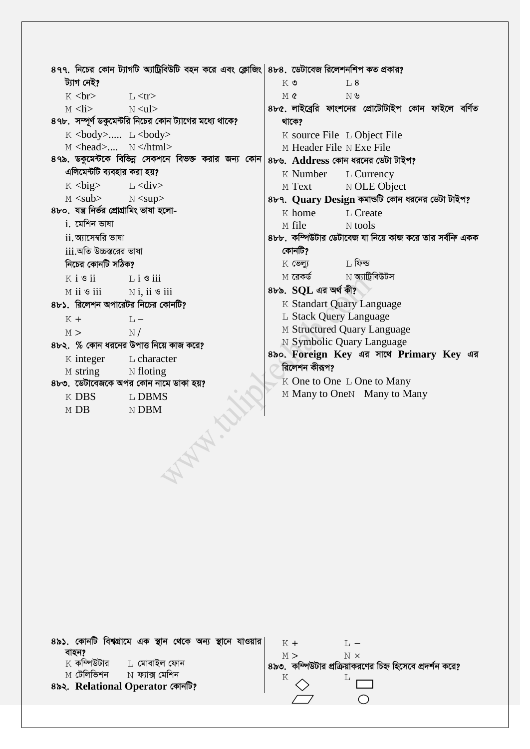৪৭৭. নিচের কোন ট্যাগটি অ্যাট্রিবিউটি বহন করে এবং ক্লোজিং ট্যাগ নেই?

K <br>  L <tr>
M <li>  N <ul>

৪৭৮. সম্পূর্ণ ডকুমেন্টরি নিচের কোন ট্যাগের মধ্যে থাকে?

K <body>.....  L <body>
M <head>....  N </html>

৪৭৯. ডকুমেন্টকে বিভিন্ন সেকশনে বিভক্ত করার জন্য কোন এলিমেন্টটি ব্যবহার করা হয়?

K <big>  L <div>
M <sub>  N <sup>

৪৮০. যন্ত্র নির্ভর প্রোগ্রামিং ভাষা হলো-

i. মেশিন ভাষা
ii. অ্যাসেম্বরি ভাষা
iii. অতি উচ্চস্তরের ভাষা

নিচের কোনটি সঠিক?

K i ও ii  L i ও iii
M ii ও iii  N i, ii ও iii

৪৮১. রিলেশন অপারেটর নিচের কোনটি?

K +  L –
M >  N /

৪৮২. % কোন ধরনের উপাত্ত নিয়ে কাজ করে?

K integer  L character
M string  N floting

৪৮৩. ডেটাবেজকে অপর কোন নামে ডাকা হয়?

K DBS  L DBMS
M DB  N DBM

৪৮৪. ডেটাবেজ রিলেশনশিপ কত প্রকার?

K ৩  L ৪
M ৫  N ৬

৪৮৫. লাইব্রেরি ফাংশনের প্রোটোটাইপ কোন ফাইলে বর্ণিত থাকে?

K source File  L Object File
M Header File  N Exe File

৪৮৬. **Address** কোন ধরনের ডেটা টাইপ?

K Number  L Currency
M Text  N OLE Object

৪৮৭. **Quary Design** কমান্ডটি কোন ধরনের ডেটা টাইপ?

K home  L Create
M file  N tools

৪৮৮. কম্পিউটার ডেটাবেজ যা নিয়ে কাজ করে তার সর্বনিম্ন একক কোনটি?

K ভেল্যু  L ফিল্ড
M রেকর্ড  N অ্যাট্রিবিউটস

৪৮৯. **SQL** এর অর্থ কী?

K Standart Quary Language
L Stack Query Language
M Structured Quary Language
N Symbolic Quary Language

৪৯০. **Foreign Key** এর সাথে **Primary Key** এর রিলেশন কীরূপ?

K One to One  L One to Many
M Many to One  N Many to Many

৪৯১. কোনটি বিশ্বগ্রামে এক স্থান থেকে অন্য স্থানে যাওয়ার বাহন?

K কম্পিউটার  L মোবাইল ফোন
M টেলিভিশন  N ফ্যাক্স মেশিন

৪৯২. **Relational Operator** কোনটি?

K +  L –
M >  N ×

৪৯৩. কম্পিউটার প্রক্রিয়াকরণের চিহ্ন হিসেবে প্রদর্শন করে?

K ◇  L ▭
M ▱  N ○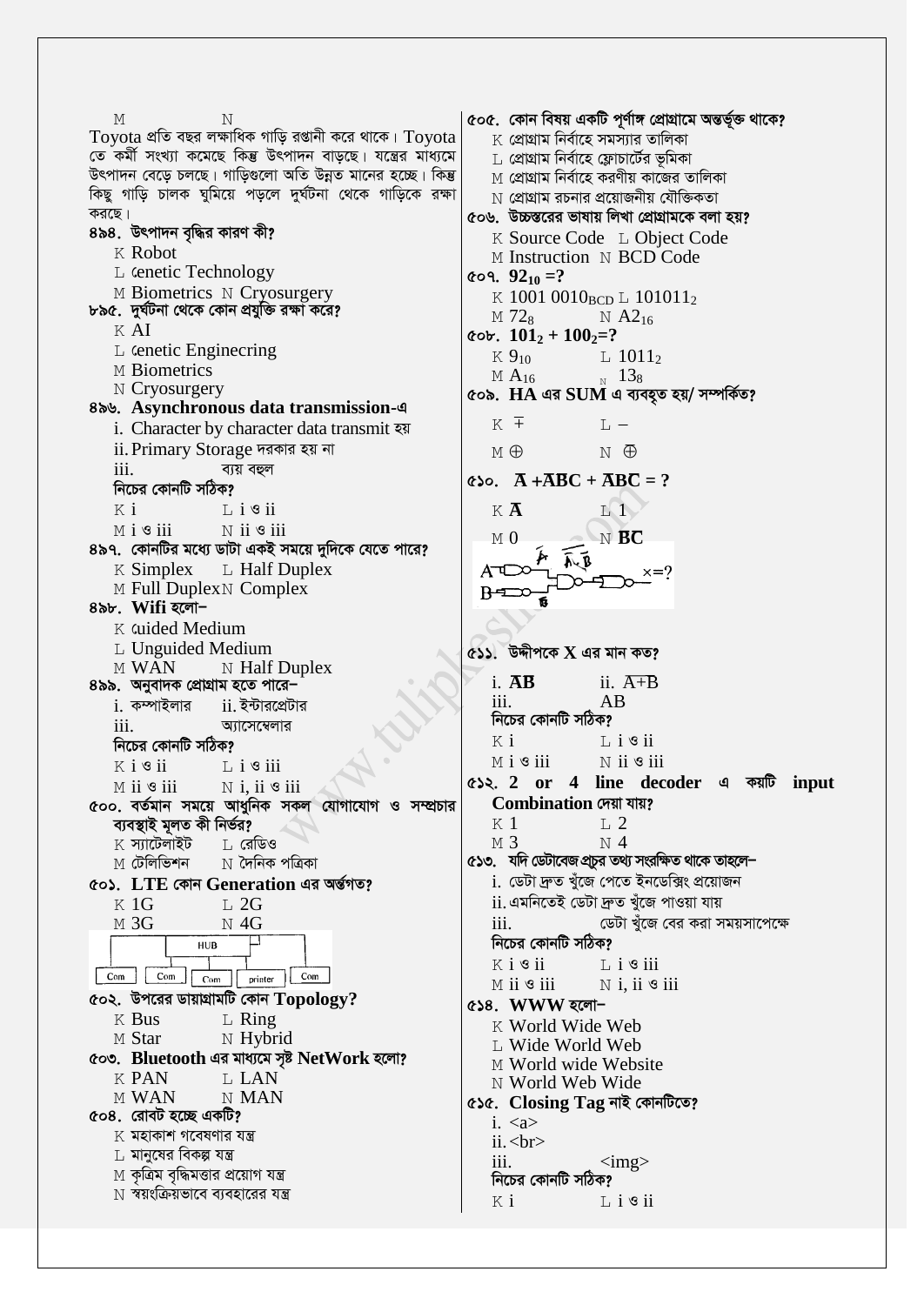M N

Toyota প্রতি বছর লক্ষাধিক গাড়ি রপ্তানী করে থাকে। Toyota তে কর্মী সংখ্যা কমেছে কিন্তু উৎপাদন বাড়ছে। যন্ত্রের মাধ্যমে উৎপাদন বেড়ে চলছে। গাড়িগুলো অতি উন্নত মানের হচ্ছে। কিন্তু কিছু গাড়ি চালক ঘুমিয়ে পড়লে দুর্ঘটনা থেকে গাড়িকে রক্ষা করছে।

**৪৯৪. উৎপাদন বৃদ্ধির কারণ কী?**
K Robot
L Genetic Technology
M Biometrics N Cryosurgery

**৮৯৫. দুর্ঘটনা থেকে কোন প্রযুক্তি রক্ষা করে?**
K AI
L Genetic Enginecring
M Biometrics
N Cryosurgery

**৪৯৬. Asynchronous data transmission-এ**
i. Character by character data transmit হয়
ii. Primary Storage দরকার হয় না
iii. ব্যয় বহুল
নিচের কোনটি সঠিক?
K i L i ও ii
M i ও iii N ii ও iii

**৪৯৭. কোনটির মধ্যে ডাটা একই সময়ে দুদিকে যেতে পারে?**
K Simplex L Half Duplex
M Full Duplex N Complex

**৪৯৮. Wifi হলো–**
K Guided Medium
L Unguided Medium
M WAN N Half Duplex

**৪৯৯. অনুবাদক প্রোগ্রাম হতে পারে–**
i. কম্পাইলার ii. ইন্টারপ্রেটার
iii. অ্যাসেম্বেলার
নিচের কোনটি সঠিক?
K i ও ii L i ও iii
M ii ও iii N i, ii ও iii

**৫০০. বর্তমান সময়ে আধুনিক সকল যোগাযোগ ও সম্প্রচার ব্যবস্থাই মূলত কী নির্ভর?**
K স্যাটেলাইট L রেডিও
M টেলিভিশন N দৈনিক পত্রিকা

**৫০১. LTE কোন Generation এর অর্ন্তগত?**
K 1G L 2G
M 3G N 4G

HUB
Com Com Com printer Com

**৫০২. উপরের ডায়াগ্রামটি কোন Topology?**
K Bus L Ring
M Star N Hybrid

**৫০৩. Bluetooth এর মাধ্যমে সৃষ্ট NetWork হলো?**
K PAN L LAN
M WAN N MAN

**৫০৪. রোবট হচ্ছে একটি?**
K মহাকাশ গবেষণার যন্ত্র
L মানুষের বিকল্প যন্ত্র
M কৃত্রিম বুদ্ধিমত্তার প্রয়োগ যন্ত্র
N স্বয়ংক্রিয়ভাবে ব্যবহারের যন্ত্র

**৫০৫. কোন বিষয় একটি পূর্ণাঙ্গ প্রোগ্রামে অন্তর্ভূক্ত থাকে?**
K প্রোগ্রাম নির্বাহে সমস্যার তালিকা
L প্রোগ্রাম নির্বাহে ফ্লোচার্টের ভূমিকা
M প্রোগ্রাম নির্বাহে করণীয় কাজের তালিকা
N প্রোগ্রাম রচনার প্রয়োজনীয় যৌক্তিকতা

**৫০৬. উচ্চস্তরের ভাষায় লিখা প্রোগ্রামকে বলা হয়?**
K Source Code L Object Code
M Instruction N BCD Code

**৫০৭. $92_{10}$ =?**
K $1001\ 0010_{BCD}$ L $101011_2$
M $72_8$ N $A2_{16}$

**৫০৮. $101_2 + 100_2$=?**
K $9_{10}$ L $1011_2$
M $A_{16}$ N $13_8$

**৫০৯. HA এর SUM এ ব্যবহৃত হয়/ সম্পর্কিত?**
K $\mp$ L $-$
M $\oplus$ N $\overline{\oplus}$

**৫১০. $\overline{A} + \overline{A}BC + \overline{A}B\overline{C}$ = ?**
K $\overline{A}$ L 1
M 0 N $\overline{BC}$

A, B → X=?

**৫১১. উদ্দীপকে X এর মান কত?**
i. $\overline{AB}$ ii. $\overline{A+B}$
iii. AB
নিচের কোনটি সঠিক?
K i L i ও ii
M i ও iii N ii ও iii

**৫১২. 2 or 4 line decoder এ কয়টি input Combination দেয়া যায়?**
K 1 L 2
M 3 N 4

**৫১৩. যদি ডেটাবেজ প্রচুর তথ্য সংরক্ষিত থাকে তাহলে–**
i. ডেটা দ্রুত খুঁজে পেতে ইনডেক্সিং প্রয়োজন
ii. এমনিতেই ডেটা দ্রুত খুঁজে পাওয়া যায়
iii. ডেটা খুঁজে বের করা সময়সাপেক্ষে
নিচের কোনটি সঠিক?
K i ও ii L i ও iii
M ii ও iii N i, ii ও iii

**৫১৪. WWW হলো–**
K World Wide Web
L Wide World Web
M World wide Website
N World Web Wide

**৫১৫. Closing Tag নাই কোনটিতে?**
i. <a>
ii. <br>
iii. <img>
নিচের কোনটি সঠিক?
K i L i ও ii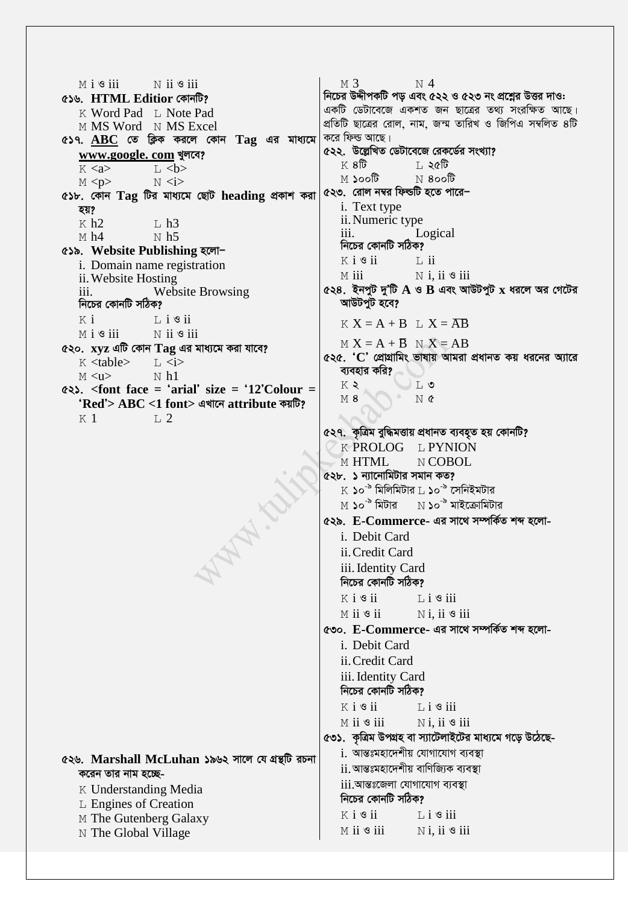M i ও iii  N ii ও iii

**৫১৬. HTML Editior কোনটি?**

K Word Pad  L Note Pad

M MS Word  N MS Excel

**৫১৭. ABC তে ক্লিক করলে কোন Tag এর মাধ্যমে www.google. com খুলবে?**

K <a>  L <b>

M <p>  N <i>

**৫১৮. কোন Tag টির মাধ্যমে ছোট heading প্রকাশ করা হয়?**

K h2  L h3

M h4  N h5

**৫১৯. Website Publishing হলো–**

i. Domain name registration

ii. Website Hosting

iii. Website Browsing

নিচের কোনটি সঠিক?

K i  L i ও ii

M i ও iii  N ii ও iii

**৫২০. xyz এটি কোন Tag এর মাধ্যমে করা যাবে?**

K <table>  L <i>

M <u>  N h1

**৫২১. <font face = 'arial' size = '12'Colour = 'Red'> ABC <1 font> এখানে attribute কয়টি?**

K 1  L 2

M 3  N 4

নিচের উদ্দীপকটি পড় এবং ৫২২ ও ৫২৩ নং প্রশ্নের উত্তর দাওঃ

একটি ডেটাবেজে একশত জন ছাত্রের তথ্য সংরক্ষিত আছে। প্রতিটি ছাত্রের রোল, নাম, জন্ম তারিখ ও জিপিএ সম্বলিত ৪টি করে ফিল্ড আছে।

**৫২২. উল্লেখিত ডেটাবেজে রেকর্ডের সংখ্যা?**

K ৪টি  L ২৫টি

M ১০০টি  N ৪০০টি

**৫২৩. রোল নম্বর ফিল্ডটি হতে পারে–**

i. Text type

ii. Numeric type

iii. Logical

নিচের কোনটি সঠিক?

K i ও ii  L ii

M iii  N i, ii ও iii

**৫২৪. ইনপুট দু'টি A ও B এবং আউটপুট x ধরলে অর গেটের আউটপুট হবে?**

K $X = A + B$  L $X = \overline{A}B$

M $X = A + \overline{B}$  N $X = AB$

**৫২৫. 'C' প্রোগ্রামিং ভাষায় আমরা প্রধানত কয় ধরনের অ্যারে ব্যবহার করি?**

K ২  L ৩

M ৪  N ৫

**৫২৬. Marshall McLuhan ১৯৬২ সালে যে গ্রন্থটি রচনা করেন তার নাম হচ্ছে-**

K Understanding Media

L Engines of Creation

M The Gutenberg Galaxy

N The Global Village

**৫২৭. কৃত্রিম বুদ্ধিমত্তায় প্রধানত ব্যবহৃত হয় কোনটি?**

K PROLOG  L PYNION

M HTML  N COBOL

**৫২৮. ১ ন্যানোমিটার সমান কত?**

K ১০$^{-৯}$ মিলিমিটার  L ১০$^{-৯}$ সেন্টিমিটার

M ১০$^{-৯}$ মিটার  N ১০$^{-৯}$ মাইক্রোমিটার

**৫২৯. E-Commerce- এর সাথে সম্পর্কিত শব্দ হলো-**

i. Debit Card

ii. Credit Card

iii. Identity Card

নিচের কোনটি সঠিক?

K i ও ii  L i ও iii

M ii ও ii  N i, ii ও iii

**৫৩০. E-Commerce- এর সাথে সম্পর্কিত শব্দ হলো-**

i. Debit Card

ii. Credit Card

iii. Identity Card

নিচের কোনটি সঠিক?

K i ও ii  L i ও iii

M ii ও iii  N i, ii ও iii

**৫৩১. কৃত্রিম উপগ্রহ বা স্যাটেলাইটের মাধ্যমে গড়ে উঠেছে-**

i. আন্তঃমহাদেশীয় যোগাযোগ ব্যবস্থা

ii. আন্তঃমহাদেশীয় বাণিজ্যিক ব্যবস্থা

iii. আন্তঃজেলা যোগাযোগ ব্যবস্থা

নিচের কোনটি সঠিক?

K i ও ii  L i ও iii

M ii ও iii  N i, ii ও iii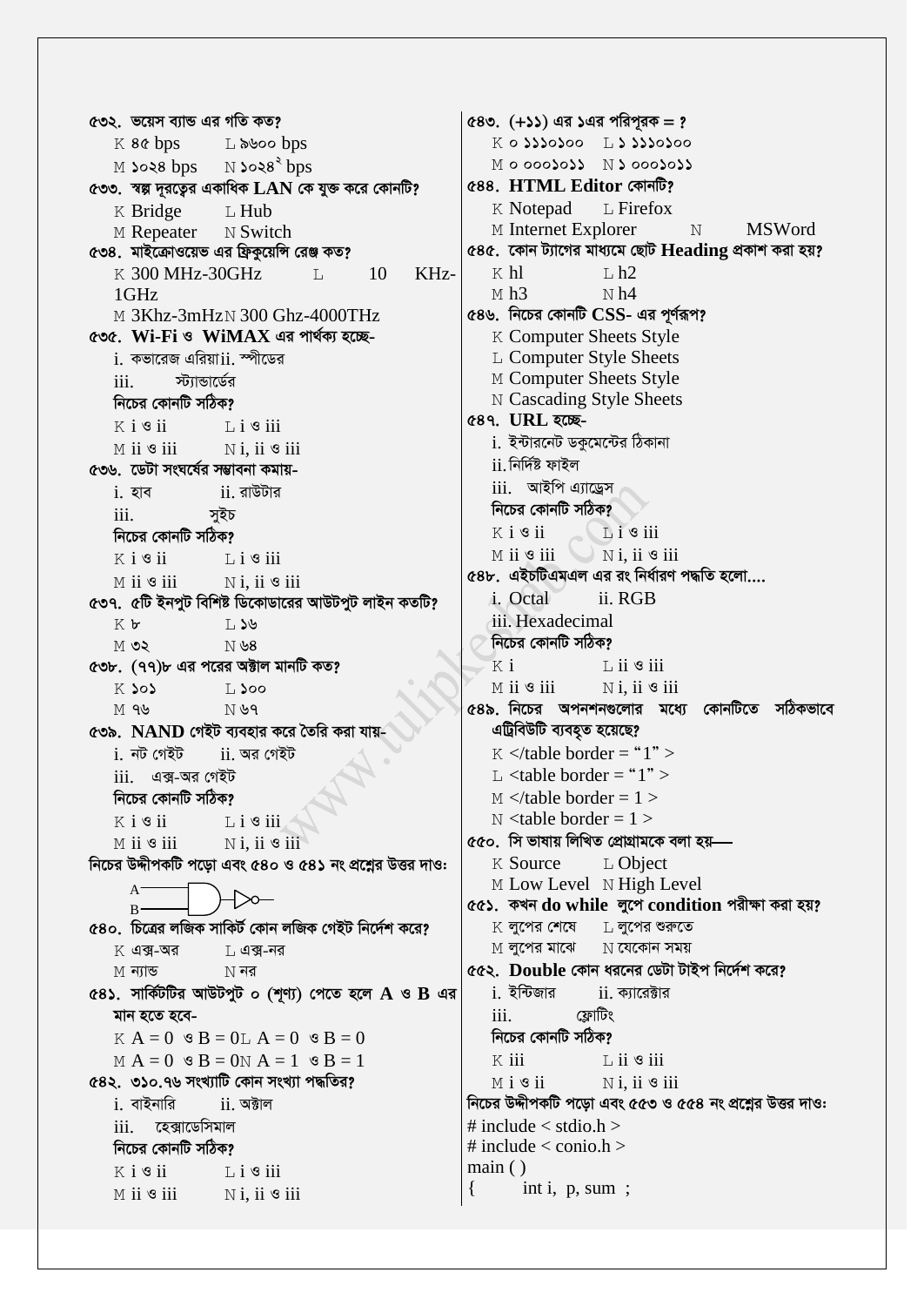৫৩২. ভয়েস ব্যান্ড এর গতি কত?

K ৪৫ bps  L ৯৬০০ bps
M ১০২৪ bps  N ১০২৪² bps

৫৩৩. স্বল্প দূরত্বের একাধিক LAN কে যুক্ত করে কোনটি?

K Bridge  L Hub
M Repeater  N Switch

৫৩৪. মাইক্রোওয়েভ এর ফ্রিকুয়েন্সি রেঞ্জ কত?

K 300 MHz-30GHz  L 10 KHz-1GHz
M 3Khz-3mHz N 300 Ghz-4000THz

৫৩৫. Wi-Fi ও WiMAX এর পার্থক্য হচ্ছে-

i. কভারেজ এরিয়া ii. স্পীডের
iii. স্ট্যান্ডার্ডের

নিচের কোনটি সঠিক?

K i ও ii  L i ও iii
M ii ও iii  N i, ii ও iii

৫৩৬. ডেটা সংঘর্ষের সম্ভাবনা কমায়-

i. হাব  ii. রাউটার
iii. সুইচ

নিচের কোনটি সঠিক?

K i ও ii  L i ও iii
M ii ও iii  N i, ii ও iii

৫৩৭. ৫টি ইনপুট বিশিষ্ট ডিকোডারের আউটপুট লাইন কতটি?

K ৮  L ১৬
M ৩২  N ৬৪

৫৩৮. (৭৭)৮ এর পরের অক্টাল মানটি কত?

K ১০১  L ১০০
M ৭৬  N ৬৭

৫৩৯. NAND গেইট ব্যবহার করে তৈরি করা যায়-

i. নট গেইট  ii. অর গেইট
iii. এক্স-অর গেইট

নিচের কোনটি সঠিক?

K i ও ii  L i ও iii
M ii ও iii  N i, ii ও iii

নিচের উদ্দীপকটি পড়ো এবং ৫৪০ ও ৫৪১ নং প্রশ্নের উত্তর দাও:

(চিত্র: A ও B ইনপুটবিশিষ্ট AND গেইটের আউটপুট একটি NOT গেইটে যুক্ত)

৫৪০. চিত্রের লজিক সার্কিট কোন লজিক গেইট নির্দেশ করে?

K এক্স-অর  L এক্স-নর
M ন্যান্ড  N নর

৫৪১. সার্কিটটির আউটপুট ০ (শূণ্য) পেতে হলে A ও B এর মান হতে হবে-

K A = 0 ও B = 0 L A = 0 ও B = 0
M A = 0 ও B = 0 N A = 1 ও B = 1

৫৪২. ৩১০.৭৬ সংখ্যাটি কোন সংখ্যা পদ্ধতির?

i. বাইনারি  ii. অক্টাল
iii. হেক্সাডেসিমাল

নিচের কোনটি সঠিক?

K i ও ii  L i ও iii
M ii ও iii  N i, ii ও iii

৫৪৩. (+১১) এর ১এর পরিপূরক = ?

K ০ ১১১০১০০  L ১ ১১১০১০০
M ০ ০০০১০১১  N ১ ০০০১০১১

৫৪৪. HTML Editor কোনটি?

K Notepad  L Firefox
M Internet Explorer  N MSWord

৫৪৫. কোন ট্যাগের মাধ্যমে ছোট Heading প্রকাশ করা হয়?

K hl  L h2
M h3  N h4

৫৪৬. নিচের কোনটি CSS- এর পূর্ণরূপ?

K Computer Sheets Style
L Computer Style Sheets
M Computer Sheets Style
N Cascading Style Sheets

৫৪৭. URL হচ্ছে-

i. ইন্টারনেট ডকুমেন্টের ঠিকানা
ii. নির্দিষ্ট ফাইল
iii. আইপি এ্যাড্রেস

নিচের কোনটি সঠিক?

K i ও ii  L i ও iii
M ii ও iii  N i, ii ও iii

৫৪৮. এইচটিএমএল এর রং নির্ধারণ পদ্ধতি হলো....

i. Octal  ii. RGB
iii. Hexadecimal

নিচের কোনটি সঠিক?

K i  L ii ও iii
M ii ও iii  N i, ii ও iii

৫৪৯. নিচের অপনশনগুলোর মধ্যে কোনটিতে সঠিকভাবে এট্রিবিউটি ব্যবহৃত হয়েছে?

K </table border = "1" >
L <table border = "1" >
M </table border = 1 >
N <table border = 1 >

৫৫০. সি ভাষায় লিখিত প্রোগ্রামকে বলা হয়—

K Source  L Object
M Low Level  N High Level

৫৫১. কখন do while লুপে condition পরীক্ষা করা হয়?

K লুপের শেষে  L লুপের শুরুতে
M লুপের মাঝে  N যেকোন সময়

৫৫২. Double কোন ধরনের ডেটা টাইপ নির্দেশ করে?

i. ইন্টিজার  ii. ক্যারেক্টার
iii. ফ্লোটিং

নিচের কোনটি সঠিক?

K iii  L ii ও iii
M i ও ii  N i, ii ও iii

নিচের উদ্দীপকটি পড়ো এবং ৫৫৩ ও ৫৫৪ নং প্রশ্নের উত্তর দাও:

```
# include < stdio.h >
# include < conio.h >
main ( )
{       int i,  p, sum  ;
```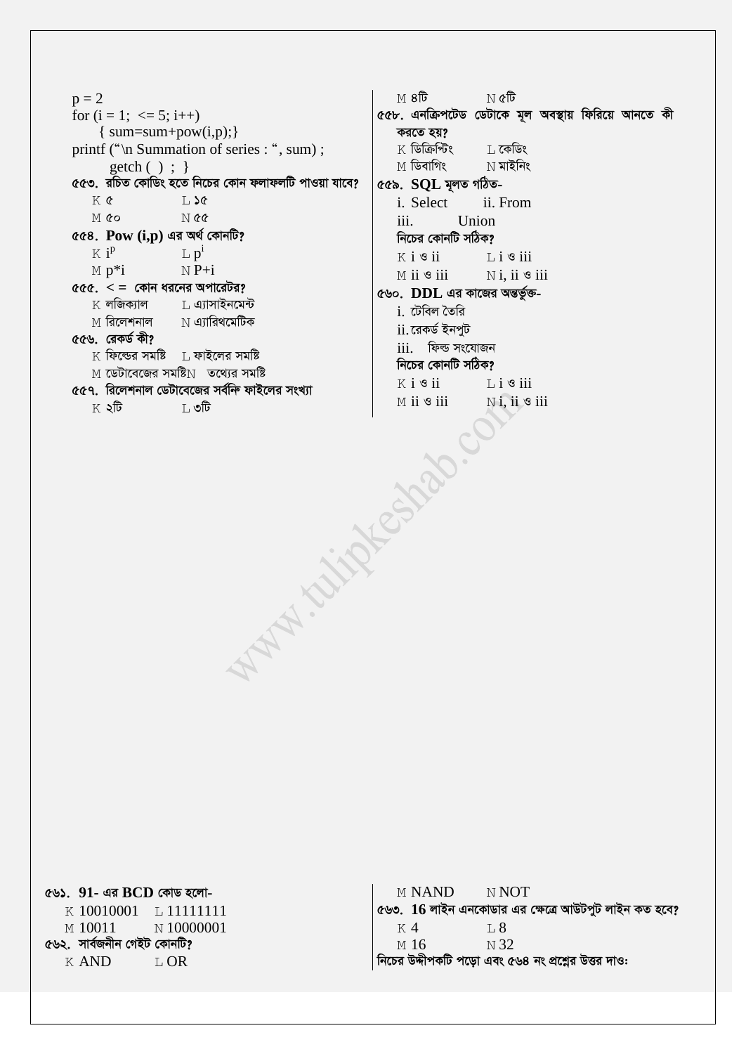```
p = 2
for (i = 1;  <= 5; i++)
    { sum=sum+pow(i,p);}
printf ("\n Summation of series : ", sum) ;
    getch ( ) ;  }
```

**৫৫৩. রচিত কোডিং হতে নিচের কোন ফলাফলটি পাওয়া যাবে?**

K ৫ L ১৫

M ৫০ N ৫৫

**৫৫৪. Pow (i,p) এর অর্থ কোনটি?**

K $i^p$ L $p^i$

M p*i N P+i

**৫৫৫. < = কোন ধরনের অপারেটর?**

K লজিক্যাল L এ্যাসাইনমেন্ট

M রিলেশনাল N এ্যারিথমেটিক

**৫৫৬. রেকর্ড কী?**

K ফিল্ডের সমষ্টি L ফাইলের সমষ্টি

M ডেটাবেজের সমষ্টি N তথ্যের সমষ্টি

**৫৫৭. রিলেশনাল ডেটাবেজের সর্বনিম্ন ফাইলের সংখ্যা**

K ২টি L ৩টি

M ৪টি N ৫টি

**৫৫৮. এনক্রিপটেড ডেটাকে মূল অবস্থায় ফিরিয়ে আনতে কী করতে হয়?**

K ডিক্রিপ্টিং L কেডিং

M ডিবাগিং N মাইনিং

**৫৫৯. SQL মূলত গঠিত-**

i. Select ii. From

iii. Union

**নিচের কোনটি সঠিক?**

K i ও ii L i ও iii

M ii ও iii N i, ii ও iii

**৫৬০. DDL এর কাজের অন্তর্ভুক্ত-**

i. টেবিল তৈরি

ii. রেকর্ড ইনপুট

iii. ফিল্ড সংযোজন

**নিচের কোনটি সঠিক?**

K i ও ii L i ও iii

M ii ও iii N i, ii ও iii

**৫৬১. 91- এর BCD কোড হলো-**

K 10010001 L 11111111

M 10011 N 10000001

**৫৬২. সার্বজনীন গেইট কোনটি?**

K AND L OR

M NAND N NOT

**৫৬৩. 16 লাইন এনকোডার এর ক্ষেত্রে আউটপুট লাইন কত হবে?**

K 4 L 8

M 16 N 32

**নিচের উদ্দীপকটি পড়ো এবং ৫৬৪ নং প্রশ্নের উত্তর দাওঃ**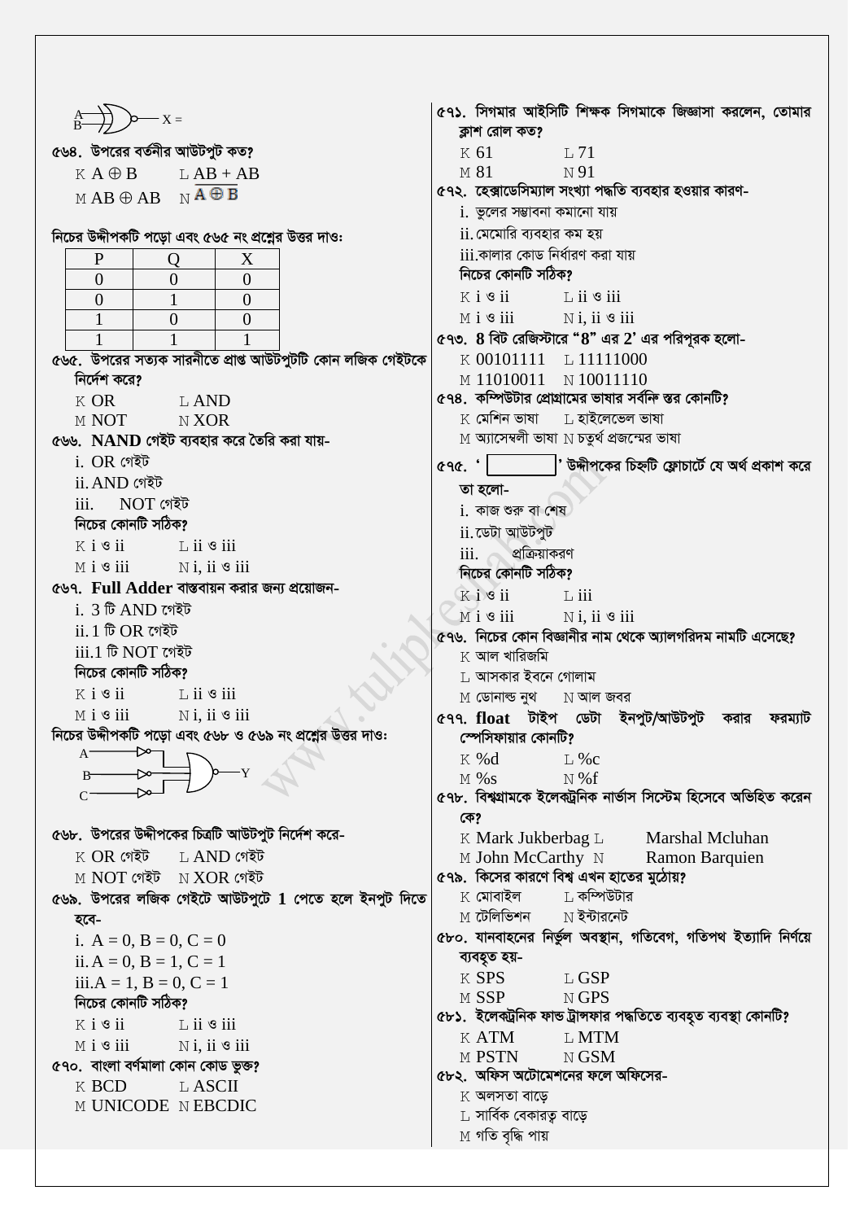A, B → X =

**৫৬৪. উপরের বর্তনীর আউটপুট কত?**

K $A \oplus B$  L $\overline{AB + AB}$

M $AB \oplus AB$  N $\overline{A \oplus B}$

**নিচের উদ্দীপকটি পড়ো এবং ৫৬৫ নং প্রশ্নের উত্তর দাও:**

| P | Q | X |
|---|---|---|
| 0 | 0 | 0 |
| 0 | 1 | 0 |
| 1 | 0 | 0 |
| 1 | 1 | 1 |

**৫৬৫. উপরের সত্যক সারনীতে প্রাপ্ত আউটপুটটি কোন লজিক গেইটকে নির্দেশ করে?**

K OR  L AND

M NOT  N XOR

**৫৬৬. NAND গেইট ব্যবহার করে তৈরি করা যায়-**

i. OR গেইট

ii. AND গেইট

iii. NOT গেইট

**নিচের কোনটি সঠিক?**

K i ও ii  L ii ও iii

M i ও iii  N i, ii ও iii

**৫৬৭. Full Adder বাস্তবায়ন করার জন্য প্রয়োজন-**

i. 3 টি AND গেইট

ii. 1 টি OR গেইট

iii. 1 টি NOT গেইট

**নিচের কোনটি সঠিক?**

K i ও ii  L ii ও iii

M i ও iii  N i, ii ও iii

**নিচের উদ্দীপকটি পড়ো এবং ৫৬৮ ও ৫৬৯ নং প্রশ্নের উত্তর দাও:**

A, B, C → Y

**৫৬৮. উপরের উদ্দীপকের চিত্রটি আউটপুট নির্দেশ করে-**

K OR গেইট  L AND গেইট

M NOT গেইট  N XOR গেইট

**৫৬৯. উপরের লজিক গেইটে আউটপুটে 1 পেতে হলে ইনপুট দিতে হবে-**

i. A = 0, B = 0, C = 0

ii. A = 0, B = 1, C = 1

iii. A = 1, B = 0, C = 1

**নিচের কোনটি সঠিক?**

K i ও ii  L ii ও iii

M i ও iii  N i, ii ও iii

**৫৭০. বাংলা বর্ণমালা কোন কোড ভুক্ত?**

K BCD  L ASCII

M UNICODE  N EBCDIC

**৫৭১. সিগমার আইসিটি শিক্ষক সিগমাকে জিজ্ঞাসা করলেন, তোমার ক্লাশ রোল কত?**

K 61  L 71

M 81  N 91

**৫৭২. হেক্সাডেসিম্যাল সংখ্যা পদ্ধতি ব্যবহার হওয়ার কারণ-**

i. ভুলের সম্ভাবনা কমানো যায়

ii. মেমোরি ব্যবহার কম হয়

iii. কালার কোড নির্ধারণ করা যায়

**নিচের কোনটি সঠিক?**

K i ও ii  L ii ও iii

M i ও iii  N i, ii ও iii

**৫৭৩. 8 বিট রেজিস্টারে "8" এর 2' এর পরিপূরক হলো-**

K 00101111  L 11111000

M 11010011  N 10011110

**৫৭৪. কম্পিউটার প্রোগ্রামের ভাষার সর্বনিম্ন স্তর কোনটি?**

K মেশিন ভাষা  L হাইলেভেল ভাষা

M অ্যাসেম্বলী ভাষা  N চতুর্থ প্রজন্মের ভাষা

**৫৭৫. ' ▭ ' উদ্দীপকের চিহ্নটি ফ্লোচার্টে যে অর্থ প্রকাশ করে তা হলো-**

i. কাজ শুরু বা শেষ

ii. ডেটা আউটপুট

iii. প্রক্রিয়াকরণ

**নিচের কোনটি সঠিক?**

K i ও ii  L iii

M i ও iii  N i, ii ও iii

**৫৭৬. নিচের কোন বিজ্ঞানীর নাম থেকে অ্যালগরিদম নামটি এসেছে?**

K আল খারিজমি

L আসকার ইবনে গোলাম

M ডোনাল্ড নুথ  N আল জবর

**৫৭৭. float টাইপ ডেটা ইনপুট/আউটপুট করার ফরম্যাট স্পেসিফায়ার কোনটি?**

K %d  L %c

M %s  N %f

**৫৭৮. বিশ্বগ্রামকে ইলেকট্রনিক নার্ভাস সিস্টেম হিসেবে অভিহিত করেন কে?**

K Mark Jukberbag  L Marshal Mcluhan

M John McCarthy  N Ramon Barquien

**৫৭৯. কিসের কারণে বিশ্ব এখন হাতের মুঠোয়?**

K মোবাইল  L কম্পিউটার

M টেলিভিশন  N ইন্টারনেট

**৫৮০. যানবাহনের নির্ভুল অবস্থান, গতিবেগ, গতিপথ ইত্যাদি নির্ণয়ে ব্যবহৃত হয়-**

K SPS  L GSP

M SSP  N GPS

**৫৮১. ইলেকট্রনিক ফান্ড ট্রান্সফার পদ্ধতিতে ব্যবহৃত ব্যবস্থা কোনটি?**

K ATM  L MTM

M PSTN  N GSM

**৫৮২. অফিস অটোমেশনের ফলে অফিসের-**

K অলসতা বাড়ে

L সার্বিক বেকারত্ব বাড়ে

M গতি বৃদ্ধি পায়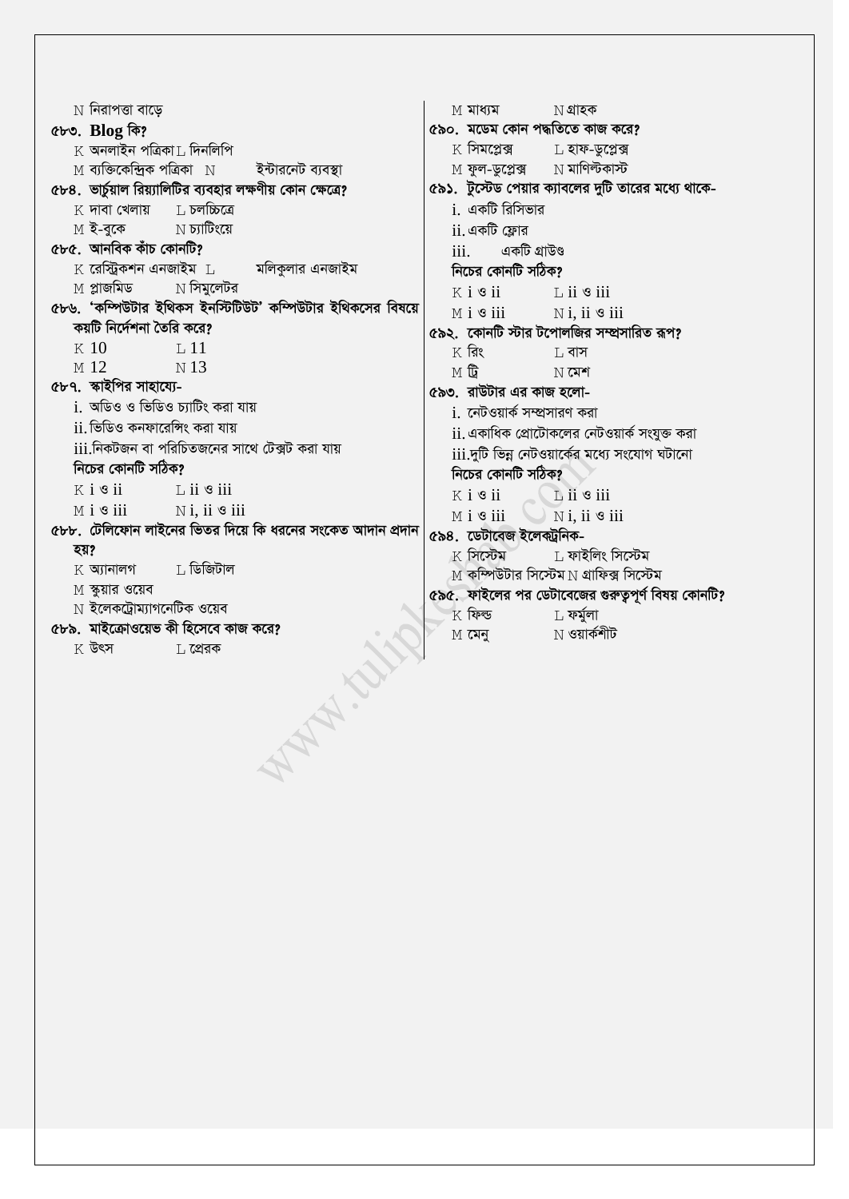N নিরাপত্তা বাড়ে

**৫৮৩. Blog কি?**

K অনলাইন পত্রিকা L দিনলিপি
M ব্যক্তিকেন্দ্রিক পত্রিকা N ইন্টারনেট ব্যবস্থা

**৫৮৪. ভার্চুয়াল রিয়্যালিটির ব্যবহার লক্ষণীয় কোন ক্ষেত্রে?**

K দাবা খেলায় L চলচ্চিত্রে
M ই-বুকে N চ্যাটিংয়ে

**৫৮৫. আনবিক কাঁচ কোনটি?**

K রেস্ট্রিকশন এনজাইম L মলিকুলার এনজাইম
M প্লাজমিড N সিমুলেটর

**৫৮৬. 'কম্পিউটার ইথিকস ইনস্টিটিউট' কম্পিউটার ইথিকসের বিষয়ে কয়টি নির্দেশনা তৈরি করে?**

K 10 L 11
M 12 N 13

**৫৮৭. স্কাইপির সাহায্যে-**

i. অডিও ও ভিডিও চ্যাটিং করা যায়
ii. ভিডিও কনফারেন্সিং করা যায়
iii. নিকটজন বা পরিচিতজনের সাথে টেক্সট করা যায়

**নিচের কোনটি সঠিক?**

K i ও ii L ii ও iii
M i ও iii N i, ii ও iii

**৫৮৮. টেলিফোন লাইনের ভিতর দিয়ে কি ধরনের সংকেত আদান প্রদান হয়?**

K অ্যানালগ L ডিজিটাল
M স্কয়ার ওয়েব
N ইলেকট্রোম্যাগনেটিক ওয়েব

**৫৮৯. মাইক্রোওয়েভ কী হিসেবে কাজ করে?**

K উৎস L প্রেরক
M মাধ্যম N গ্রাহক

**৫৯০. মডেম কোন পদ্ধতিতে কাজ করে?**

K সিমপ্লেক্স L হাফ-ডুপ্লেক্স
M ফুল-ডুপ্লেক্স N মাল্টিকাস্ট

**৫৯১. টুইস্টেড পেয়ার ক্যাবলের দুটি তারের মধ্যে থাকে-**

i. একটি রিসিভার
ii. একটি ফ্লোর
iii. একটি গ্রাউণ্ড

**নিচের কোনটি সঠিক?**

K i ও ii L ii ও iii
M i ও iii N i, ii ও iii

**৫৯২. কোনটি স্টার টপোলজির সম্প্রসারিত রূপ?**

K রিং L বাস
M ট্রি N মেশ

**৫৯৩. রাউটার এর কাজ হলো-**

i. নেটওয়ার্ক সম্প্রসারণ করা
ii. একাধিক প্রোটোকলের নেটওয়ার্ক সংযুক্ত করা
iii. দুটি ভিন্ন নেটওয়ার্কের মধ্যে সংযোগ ঘটানো

**নিচের কোনটি সঠিক?**

K i ও ii L ii ও iii
M i ও iii N i, ii ও iii

**৫৯৪. ডেটাবেজ ইলেকট্রনিক-**

K সিস্টেম L ফাইলিং সিস্টেম
M কম্পিউটার সিস্টেম N গ্রাফিক্স সিস্টেম

**৫৯৫. ফাইলের পর ডেটাবেজের গুরুত্বপূর্ণ বিষয় কোনটি?**

K ফিল্ড L ফর্মুলা
M মেনু N ওয়ার্কশীট